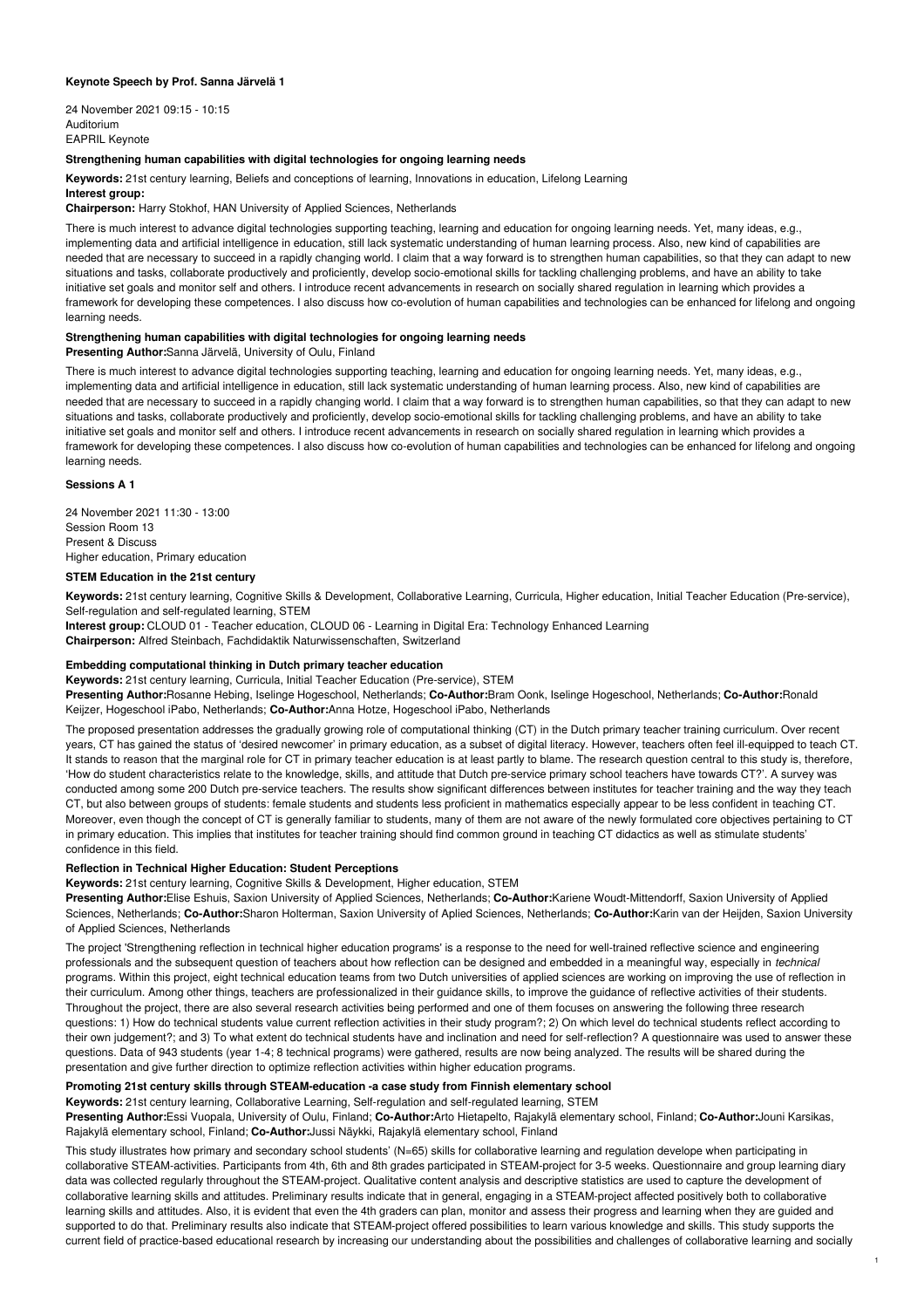### Keynote Speech by Prof. Sanna Järvelä 1

24 November 2021 09:15 - 10:15
Auditorium
EAPRIL Keynote

#### Strengthening human capabilities with digital technologies for ongoing learning needs

**Keywords:** 21st century learning, Beliefs and conceptions of learning, Innovations in education, Lifelong Learning
**Interest group:**
**Chairperson:** Harry Stokhof, HAN University of Applied Sciences, Netherlands

There is much interest to advance digital technologies supporting teaching, learning and education for ongoing learning needs. Yet, many ideas, e.g., implementing data and artificial intelligence in education, still lack systematic understanding of human learning process. Also, new kind of capabilities are needed that are necessary to succeed in a rapidly changing world. I claim that a way forward is to strengthen human capabilities, so that they can adapt to new situations and tasks, collaborate productively and proficiently, develop socio-emotional skills for tackling challenging problems, and have an ability to take initiative set goals and monitor self and others. I introduce recent advancements in research on socially shared regulation in learning which provides a framework for developing these competences. I also discuss how co-evolution of human capabilities and technologies can be enhanced for lifelong and ongoing learning needs.

#### Strengthening human capabilities with digital technologies for ongoing learning needs

**Presenting Author:**Sanna Järvelä, University of Oulu, Finland

There is much interest to advance digital technologies supporting teaching, learning and education for ongoing learning needs. Yet, many ideas, e.g., implementing data and artificial intelligence in education, still lack systematic understanding of human learning process. Also, new kind of capabilities are needed that are necessary to succeed in a rapidly changing world. I claim that a way forward is to strengthen human capabilities, so that they can adapt to new situations and tasks, collaborate productively and proficiently, develop socio-emotional skills for tackling challenging problems, and have an ability to take initiative set goals and monitor self and others. I introduce recent advancements in research on socially shared regulation in learning which provides a framework for developing these competences. I also discuss how co-evolution of human capabilities and technologies can be enhanced for lifelong and ongoing learning needs.

### Sessions A 1

24 November 2021 11:30 - 13:00
Session Room 13
Present & Discuss
Higher education, Primary education

#### STEM Education in the 21st century

**Keywords:** 21st century learning, Cognitive Skills & Development, Collaborative Learning, Curricula, Higher education, Initial Teacher Education (Pre-service), Self-regulation and self-regulated learning, STEM
**Interest group:** CLOUD 01 - Teacher education, CLOUD 06 - Learning in Digital Era: Technology Enhanced Learning
**Chairperson:** Alfred Steinbach, Fachdidaktik Naturwissenschaften, Switzerland

#### Embedding computational thinking in Dutch primary teacher education

**Keywords:** 21st century learning, Curricula, Initial Teacher Education (Pre-service), STEM
**Presenting Author:**Rosanne Hebing, Iselinge Hogeschool, Netherlands; **Co-Author:**Bram Oonk, Iselinge Hogeschool, Netherlands; **Co-Author:**Ronald Keijzer, Hogeschool iPabo, Netherlands; **Co-Author:**Anna Hotze, Hogeschool iPabo, Netherlands

The proposed presentation addresses the gradually growing role of computational thinking (CT) in the Dutch primary teacher training curriculum. Over recent years, CT has gained the status of 'desired newcomer' in primary education, as a subset of digital literacy. However, teachers often feel ill-equipped to teach CT. It stands to reason that the marginal role for CT in primary teacher education is at least partly to blame. The research question central to this study is, therefore, 'How do student characteristics relate to the knowledge, skills, and attitude that Dutch pre-service primary school teachers have towards CT?'. A survey was conducted among some 200 Dutch pre-service teachers. The results show significant differences between institutes for teacher training and the way they teach CT, but also between groups of students: female students and students less proficient in mathematics especially appear to be less confident in teaching CT. Moreover, even though the concept of CT is generally familiar to students, many of them are not aware of the newly formulated core objectives pertaining to CT in primary education. This implies that institutes for teacher training should find common ground in teaching CT didactics as well as stimulate students' confidence in this field.

#### Reflection in Technical Higher Education: Student Perceptions

**Keywords:** 21st century learning, Cognitive Skills & Development, Higher education, STEM
**Presenting Author:**Elise Eshuis, Saxion University of Applied Sciences, Netherlands; **Co-Author:**Kariene Woudt-Mittendorff, Saxion University of Applied Sciences, Netherlands; **Co-Author:**Sharon Holterman, Saxion University of Aplied Sciences, Netherlands; **Co-Author:**Karin van der Heijden, Saxion University of Applied Sciences, Netherlands

The project 'Strengthening reflection in technical higher education programs' is a response to the need for well-trained reflective science and engineering professionals and the subsequent question of teachers about how reflection can be designed and embedded in a meaningful way, especially in *technical* programs. Within this project, eight technical education teams from two Dutch universities of applied sciences are working on improving the use of reflection in their curriculum. Among other things, teachers are professionalized in their guidance skills, to improve the guidance of reflective activities of their students. Throughout the project, there are also several research activities being performed and one of them focuses on answering the following three research questions: 1) How do technical students value current reflection activities in their study program?; 2) On which level do technical students reflect according to their own judgement?; and 3) To what extent do technical students have and inclination and need for self-reflection? A questionnaire was used to answer these questions. Data of 943 students (year 1-4; 8 technical programs) were gathered, results are now being analyzed. The results will be shared during the presentation and give further direction to optimize reflection activities within higher education programs.

#### Promoting 21st century skills through STEAM-education -a case study from Finnish elementary school

**Keywords:** 21st century learning, Collaborative Learning, Self-regulation and self-regulated learning, STEM
**Presenting Author:**Essi Vuopala, University of Oulu, Finland; **Co-Author:**Arto Hietapelto, Rajakylä elementary school, Finland; **Co-Author:**Jouni Karsikas, Rajakylä elementary school, Finland; **Co-Author:**Jussi Näykki, Rajakylä elementary school, Finland

This study illustrates how primary and secondary school students' (N=65) skills for collaborative learning and regulation develope when participating in collaborative STEAM-activities. Participants from 4th, 6th and 8th grades participated in STEAM-project for 3-5 weeks. Questionnaire and group learning diary data was collected regularly throughout the STEAM-project. Qualitative content analysis and descriptive statistics are used to capture the development of collaborative learning skills and attitudes. Preliminary results indicate that in general, engaging in a STEAM-project affected positively both to collaborative learning skills and attitudes. Also, it is evident that even the 4th graders can plan, monitor and assess their progress and learning when they are guided and supported to do that. Preliminary results also indicate that STEAM-project offered possibilities to learn various knowledge and skills. This study supports the current field of practice-based educational research by increasing our understanding about the possibilities and challenges of collaborative learning and socially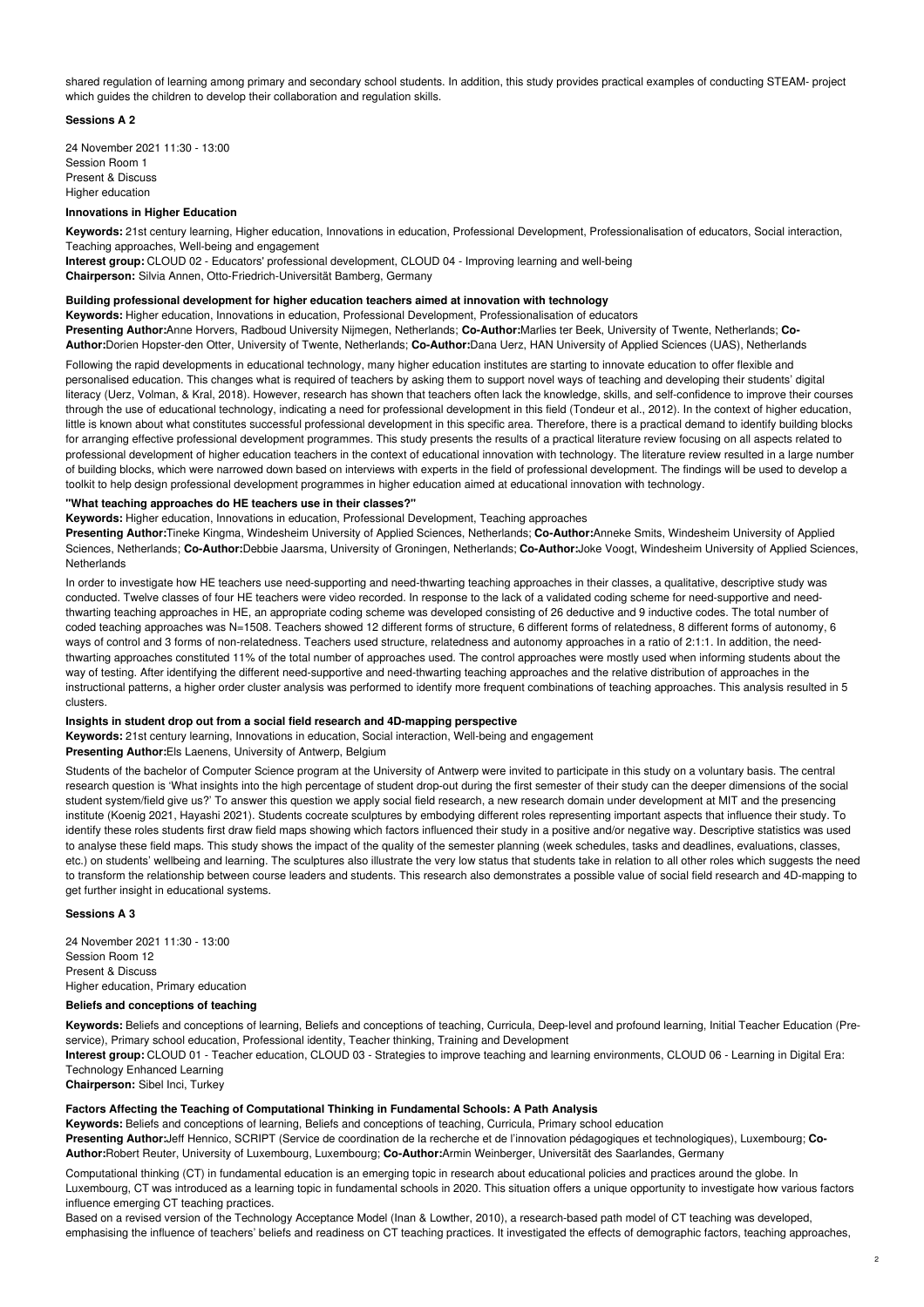shared regulation of learning among primary and secondary school students. In addition, this study provides practical examples of conducting STEAM- project which guides the children to develop their collaboration and regulation skills.

**Sessions A 2**

24 November 2021 11:30 - 13:00
Session Room 1
Present & Discuss
Higher education

**Innovations in Higher Education**

**Keywords:** 21st century learning, Higher education, Innovations in education, Professional Development, Professionalisation of educators, Social interaction, Teaching approaches, Well-being and engagement
**Interest group:** CLOUD 02 - Educators' professional development, CLOUD 04 - Improving learning and well-being
**Chairperson:** Silvia Annen, Otto-Friedrich-Universität Bamberg, Germany

**Building professional development for higher education teachers aimed at innovation with technology**

**Keywords:** Higher education, Innovations in education, Professional Development, Professionalisation of educators
**Presenting Author:**Anne Horvers, Radboud University Nijmegen, Netherlands; **Co-Author:**Marlies ter Beek, University of Twente, Netherlands; **Co-Author:**Dorien Hopster-den Otter, University of Twente, Netherlands; **Co-Author:**Dana Uerz, HAN University of Applied Sciences (UAS), Netherlands

Following the rapid developments in educational technology, many higher education institutes are starting to innovate education to offer flexible and personalised education. This changes what is required of teachers by asking them to support novel ways of teaching and developing their students' digital literacy (Uerz, Volman, & Kral, 2018). However, research has shown that teachers often lack the knowledge, skills, and self-confidence to improve their courses through the use of educational technology, indicating a need for professional development in this field (Tondeur et al., 2012). In the context of higher education, little is known about what constitutes successful professional development in this specific area. Therefore, there is a practical demand to identify building blocks for arranging effective professional development programmes. This study presents the results of a practical literature review focusing on all aspects related to professional development of higher education teachers in the context of educational innovation with technology. The literature review resulted in a large number of building blocks, which were narrowed down based on interviews with experts in the field of professional development. The findings will be used to develop a toolkit to help design professional development programmes in higher education aimed at educational innovation with technology.

**"What teaching approaches do HE teachers use in their classes?"**

**Keywords:** Higher education, Innovations in education, Professional Development, Teaching approaches
**Presenting Author:**Tineke Kingma, Windesheim University of Applied Sciences, Netherlands; **Co-Author:**Anneke Smits, Windesheim University of Applied Sciences, Netherlands; **Co-Author:**Debbie Jaarsma, University of Groningen, Netherlands; **Co-Author:**Joke Voogt, Windesheim University of Applied Sciences, Netherlands

In order to investigate how HE teachers use need-supporting and need-thwarting teaching approaches in their classes, a qualitative, descriptive study was conducted. Twelve classes of four HE teachers were video recorded. In response to the lack of a validated coding scheme for need-supportive and need-thwarting teaching approaches in HE, an appropriate coding scheme was developed consisting of 26 deductive and 9 inductive codes. The total number of coded teaching approaches was N=1508. Teachers showed 12 different forms of structure, 6 different forms of relatedness, 8 different forms of autonomy, 6 ways of control and 3 forms of non-relatedness. Teachers used structure, relatedness and autonomy approaches in a ratio of 2:1:1. In addition, the need-thwarting approaches constituted 11% of the total number of approaches used. The control approaches were mostly used when informing students about the way of testing. After identifying the different need-supportive and need-thwarting teaching approaches and the relative distribution of approaches in the instructional patterns, a higher order cluster analysis was performed to identify more frequent combinations of teaching approaches. This analysis resulted in 5 clusters.

**Insights in student drop out from a social field research and 4D-mapping perspective**

**Keywords:** 21st century learning, Innovations in education, Social interaction, Well-being and engagement
**Presenting Author:**Els Laenens, University of Antwerp, Belgium

Students of the bachelor of Computer Science program at the University of Antwerp were invited to participate in this study on a voluntary basis. The central research question is 'What insights into the high percentage of student drop-out during the first semester of their study can the deeper dimensions of the social student system/field give us?' To answer this question we apply social field research, a new research domain under development at MIT and the presencing institute (Koenig 2021, Hayashi 2021). Students cocreate sculptures by embodying different roles representing important aspects that influence their study. To identify these roles students first draw field maps showing which factors influenced their study in a positive and/or negative way. Descriptive statistics was used to analyse these field maps. This study shows the impact of the quality of the semester planning (week schedules, tasks and deadlines, evaluations, classes, etc.) on students' wellbeing and learning. The sculptures also illustrate the very low status that students take in relation to all other roles which suggests the need to transform the relationship between course leaders and students. This research also demonstrates a possible value of social field research and 4D-mapping to get further insight in educational systems.

**Sessions A 3**

24 November 2021 11:30 - 13:00
Session Room 12
Present & Discuss
Higher education, Primary education

**Beliefs and conceptions of teaching**

**Keywords:** Beliefs and conceptions of learning, Beliefs and conceptions of teaching, Curricula, Deep-level and profound learning, Initial Teacher Education (Pre-service), Primary school education, Professional identity, Teacher thinking, Training and Development
**Interest group:** CLOUD 01 - Teacher education, CLOUD 03 - Strategies to improve teaching and learning environments, CLOUD 06 - Learning in Digital Era: Technology Enhanced Learning
**Chairperson:** Sibel Inci, Turkey

**Factors Affecting the Teaching of Computational Thinking in Fundamental Schools: A Path Analysis**

**Keywords:** Beliefs and conceptions of learning, Beliefs and conceptions of teaching, Curricula, Primary school education
**Presenting Author:**Jeff Hennico, SCRIPT (Service de coordination de la recherche et de l'innovation pédagogiques et technologiques), Luxembourg; **Co-Author:**Robert Reuter, University of Luxembourg, Luxembourg; **Co-Author:**Armin Weinberger, Universität des Saarlandes, Germany

Computational thinking (CT) in fundamental education is an emerging topic in research about educational policies and practices around the globe. In Luxembourg, CT was introduced as a learning topic in fundamental schools in 2020. This situation offers a unique opportunity to investigate how various factors influence emerging CT teaching practices.
Based on a revised version of the Technology Acceptance Model (Inan & Lowther, 2010), a research-based path model of CT teaching was developed, emphasising the influence of teachers' beliefs and readiness on CT teaching practices. It investigated the effects of demographic factors, teaching approaches,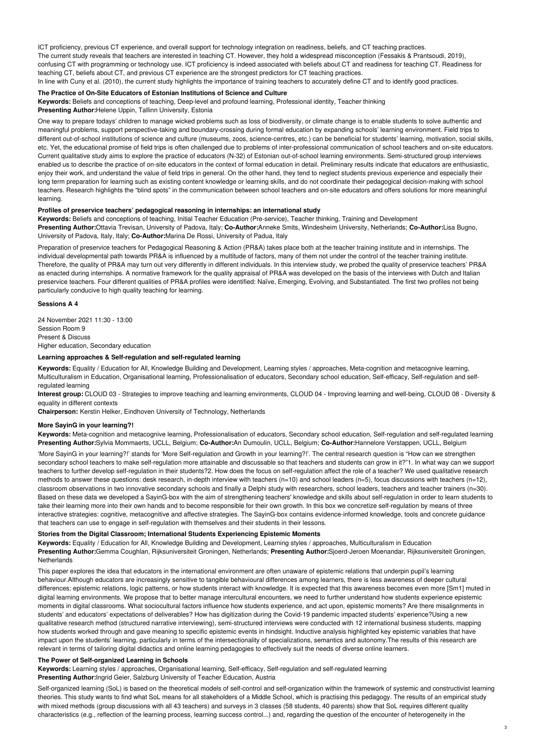ICT proficiency, previous CT experience, and overall support for technology integration on readiness, beliefs, and CT teaching practices.
The current study reveals that teachers are interested in teaching CT. However, they hold a widespread misconception (Fessakis & Prantsoudi, 2019), confusing CT with programming or technology use. ICT proficiency is indeed associated with beliefs about CT and readiness for teaching CT. Readiness for teaching CT, beliefs about CT, and previous CT experience are the strongest predictors for CT teaching practices.
In line with Cuny et al. (2010), the current study highlights the importance of training teachers to accurately define CT and to identify good practices.

#### The Practice of On-Site Educators of Estonian Institutions of Science and Culture

**Keywords:** Beliefs and conceptions of teaching, Deep-level and profound learning, Professional identity, Teacher thinking
**Presenting Author:** Helene Uppin, Tallinn University, Estonia

One way to prepare todays' children to manage wicked problems such as loss of biodiversity, or climate change is to enable students to solve authentic and meaningful problems, support perspective-taking and boundary-crossing during formal education by expanding schools' learning environment. Field trips to different out-of-school institutions of science and culture (museums, zoos, science-centres, etc.) can be beneficial for students' learning, motivation, social skills, etc. Yet, the educational promise of field trips is often challenged due to problems of inter-professional communication of school teachers and on-site educators. Current qualitative study aims to explore the practice of educators (N-32) of Estonian out-of-school learning environments. Semi-structured group interviews enabled us to describe the practice of on-site educators in the context of formal education in detail. Preliminary results indicate that educators are enthusiastic, enjoy their work, and understand the value of field trips in general. On the other hand, they tend to neglect students previous experience and especially their long term preparation for learning such as existing content knowledge or learning skills, and do not coordinate their pedagogical decision-making with school teachers. Research highlights the "blind spots" in the communication between school teachers and on-site educators and offers solutions for more meaningful learning.

#### Profiles of preservice teachers' pedagogical reasoning in internships: an international study

**Keywords:** Beliefs and conceptions of teaching, Initial Teacher Education (Pre-service), Teacher thinking, Training and Development
**Presenting Author:** Ottavia Trevisan, University of Padova, Italy; **Co-Author:** Anneke Smits, Windesheim University, Netherlands; **Co-Author:** Lisa Bugno, University of Padova, Italy, Italy; **Co-Author:** Marina De Rossi, University of Padua, Italy

Preparation of preservice teachers for Pedagogical Reasoning & Action (PR&A) takes place both at the teacher training institute and in internships. The individual developmental path towards PR&A is influenced by a multitude of factors, many of them not under the control of the teacher training institute. Therefore, the quality of PR&A may turn out very differently in different individuals. In this interview study, we probed the quality of preservice teachers' PR&A as enacted during internships. A normative framework for the quality appraisal of PR&A was developed on the basis of the interviews with Dutch and Italian preservice teachers. Four different qualities of PR&A profiles were identified: Naïve, Emerging, Evolving, and Substantiated. The first two profiles not being particularly conducive to high quality teaching for learning.

## Sessions A 4

24 November 2021 11:30 - 13:00
Session Room 9
Present & Discuss
Higher education, Secondary education

### Learning approaches & Self-regulation and self-regulated learning

**Keywords:** Equality / Education for All, Knowledge Building and Development, Learning styles / approaches, Meta-cognition and metacognive learning, Multiculturalism in Education, Organisational learning, Professionalisation of educators, Secondary school education, Self-efficacy, Self-regulation and self-regulated learning
**Interest group:** CLOUD 03 - Strategies to improve teaching and learning environments, CLOUD 04 - Improving learning and well-being, CLOUD 08 - Diversity & equality in different contexts
**Chairperson:** Kerstin Helker, Eindhoven University of Technology, Netherlands

#### More SayinG in your learning?!

**Keywords:** Meta-cognition and metacognive learning, Professionalisation of educators, Secondary school education, Self-regulation and self-regulated learning
**Presenting Author:** Sylvia Mommaerts, UCLL, Belgium; **Co-Author:** An Dumoulin, UCLL, Belgium; **Co-Author:** Hannelore Verstappen, UCLL, Belgium

'More SayinG in your learning?!' stands for 'More Self-regulation and Growth in your learning?!'. The central research question is "How can we strengthen secondary school teachers to make self-regulation more attainable and discussable so that teachers and students can grow in it?"1. In what way can we support teachers to further develop self-regulation in their students?2. How does the focus on self-regulation affect the role of a teacher? We used qualitative research methods to answer these questions: desk research, in-depth interview with teachers (n=10) and school leaders (n=5), focus discussions with teachers (n=12), classroom observations in two innovative secondary schools and finally a Delphi study with researchers, school leaders, teachers and teacher trainers (n=30). Based on these data we developed a SayinG-box with the aim of strengthening teachers' knowledge and skills about self-regulation in order to learn students to take their learning more into their own hands and to become responsible for their own growth. In this box we concretize self-regulation by means of three interactive strategies: cognitive, metacognitive and affective strategies. The SayinG-box contains evidence-informed knowledge, tools and concrete guidance that teachers can use to engage in self-regulation with themselves and their students in their lessons.

#### Stories from the Digital Classroom; International Students Experiencing Epistemic Moments

**Keywords:** Equality / Education for All, Knowledge Building and Development, Learning styles / approaches, Multiculturalism in Education
**Presenting Author:** Gemma Coughlan, Rijksuniversiteit Groningen, Netherlands; **Presenting Author:** Sjoerd-Jeroen Moenandar, Rijksuniversiteit Groningen, Netherlands

This paper explores the idea that educators in the international environment are often unaware of epistemic relations that underpin pupil's learning behaviour.Although educators are increasingly sensitive to tangible behavioural differences among learners, there is less awareness of deeper cultural differences: epistemic relations, logic patterns, or how students interact with knowledge. It is expected that this awareness becomes even more [Sm1] muted in digital learning environments. We propose that to better manage intercultural encounters, we need to further understand how students experience epistemic moments in digital classrooms. What sociocultural factors influence how students experience, and act upon, epistemic moments? Are there misalignments in students' and educators' expectations of deliverables? How has digitization during the Covid-19 pandemic impacted students' experience?Using a new qualitative research method (structured narrative interviewing), semi-structured interviews were conducted with 12 international business students, mapping how students worked through and gave meaning to specific epistemic events in hindsight. Inductive analysis highlighted key epistemic variables that have impact upon the students' learning, particularly in terms of the intersectionality of specializations, semantics and autonomy.The results of this research are relevant in terms of tailoring digital didactics and online learning pedagogies to effectively suit the needs of diverse online learners.

#### The Power of Self-organized Learning in Schools

**Keywords:** Learning styles / approaches, Organisational learning, Self-efficacy, Self-regulation and self-regulated learning
**Presenting Author:** Ingrid Geier, Salzburg University of Teacher Education, Austria

Self-organized learning (SoL) is based on the theoretical models of self-control and self-organization within the framework of systemic and constructivist learning theories. This study wants to find what SoL means for all stakeholders of a Middle School, which is practising this pedagogy. The results of an empirical study with mixed methods (group discussions with all 43 teachers) and surveys in 3 classes (58 students, 40 parents) show that SoL requires different quality characteristics (e.g., reflection of the learning process, learning success control...) and, regarding the question of the encounter of heterogeneity in the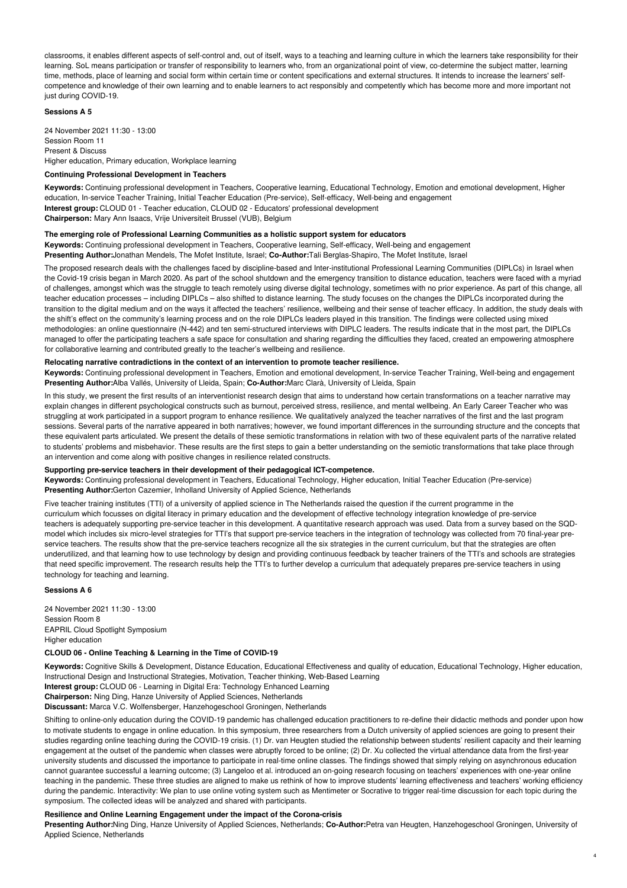classrooms, it enables different aspects of self-control and, out of itself, ways to a teaching and learning culture in which the learners take responsibility for their learning. SoL means participation or transfer of responsibility to learners who, from an organizational point of view, co-determine the subject matter, learning time, methods, place of learning and social form within certain time or content specifications and external structures. It intends to increase the learners' self-competence and knowledge of their own learning and to enable learners to act responsibly and competently which has become more and more important not just during COVID-19.

**Sessions A 5**

24 November 2021 11:30 - 13:00
Session Room 11
Present & Discuss
Higher education, Primary education, Workplace learning

**Continuing Professional Development in Teachers**

**Keywords:** Continuing professional development in Teachers, Cooperative learning, Educational Technology, Emotion and emotional development, Higher education, In-service Teacher Training, Initial Teacher Education (Pre-service), Self-efficacy, Well-being and engagement
**Interest group:** CLOUD 01 - Teacher education, CLOUD 02 - Educators' professional development
**Chairperson:** Mary Ann Isaacs, Vrije Universiteit Brussel (VUB), Belgium

**The emerging role of Professional Learning Communities as a holistic support system for educators**
**Keywords:** Continuing professional development in Teachers, Cooperative learning, Self-efficacy, Well-being and engagement
**Presenting Author:**Jonathan Mendels, The Mofet Institute, Israel; **Co-Author:**Tali Berglas-Shapiro, The Mofet Institute, Israel

The proposed research deals with the challenges faced by discipline-based and Inter-institutional Professional Learning Communities (DIPLCs) in Israel when the Covid-19 crisis began in March 2020. As part of the school shutdown and the emergency transition to distance education, teachers were faced with a myriad of challenges, amongst which was the struggle to teach remotely using diverse digital technology, sometimes with no prior experience. As part of this change, all teacher education processes – including DIPLCs – also shifted to distance learning. The study focuses on the changes the DIPLCs incorporated during the transition to the digital medium and on the ways it affected the teachers' resilience, wellbeing and their sense of teacher efficacy. In addition, the study deals with the shift's effect on the community's learning process and on the role DIPLCs leaders played in this transition. The findings were collected using mixed methodologies: an online questionnaire (N-442) and ten semi-structured interviews with DIPLC leaders. The results indicate that in the most part, the DIPLCs managed to offer the participating teachers a safe space for consultation and sharing regarding the difficulties they faced, created an empowering atmosphere for collaborative learning and contributed greatly to the teacher's wellbeing and resilience.

**Relocating narrative contradictions in the context of an intervention to promote teacher resilience.**
**Keywords:** Continuing professional development in Teachers, Emotion and emotional development, In-service Teacher Training, Well-being and engagement
**Presenting Author:**Alba Vallés, University of Lleida, Spain; **Co-Author:**Marc Clarà, University of Lleida, Spain

In this study, we present the first results of an interventionist research design that aims to understand how certain transformations on a teacher narrative may explain changes in different psychological constructs such as burnout, perceived stress, resilience, and mental wellbeing. An Early Career Teacher who was struggling at work participated in a support program to enhance resilience. We qualitatively analyzed the teacher narratives of the first and the last program sessions. Several parts of the narrative appeared in both narratives; however, we found important differences in the surrounding structure and the concepts that these equivalent parts articulated. We present the details of these semiotic transformations in relation with two of these equivalent parts of the narrative related to students' problems and misbehavior. These results are the first steps to gain a better understanding on the semiotic transformations that take place through an intervention and come along with positive changes in resilience related constructs.

**Supporting pre-service teachers in their development of their pedagogical ICT-competence.**
**Keywords:** Continuing professional development in Teachers, Educational Technology, Higher education, Initial Teacher Education (Pre-service)
**Presenting Author:**Gerton Cazemier, Inholland University of Applied Science, Netherlands

Five teacher training institutes (TTI) of a university of applied science in The Netherlands raised the question if the current programme in the curriculum which focusses on digital literacy in primary education and the development of effective technology integration knowledge of pre-service teachers is adequately supporting pre-service teacher in this development. A quantitative research approach was used. Data from a survey based on the SQD-model which includes six micro-level strategies for TTI's that support pre-service teachers in the integration of technology was collected from 70 final-year pre-service teachers. The results show that the pre-service teachers recognize all the six strategies in the current curriculum, but that the strategies are often underutilized, and that learning how to use technology by design and providing continuous feedback by teacher trainers of the TTI's and schools are strategies that need specific improvement. The research results help the TTI's to further develop a curriculum that adequately prepares pre-service teachers in using technology for teaching and learning.

**Sessions A 6**

24 November 2021 11:30 - 13:00
Session Room 8
EAPRIL Cloud Spotlight Symposium
Higher education

**CLOUD 06 - Online Teaching & Learning in the Time of COVID-19**

**Keywords:** Cognitive Skills & Development, Distance Education, Educational Effectiveness and quality of education, Educational Technology, Higher education, Instructional Design and Instructional Strategies, Motivation, Teacher thinking, Web-Based Learning
**Interest group:** CLOUD 06 - Learning in Digital Era: Technology Enhanced Learning
**Chairperson:** Ning Ding, Hanze University of Applied Sciences, Netherlands
**Discussant:** Marca V.C. Wolfensberger, Hanzehogeschool Groningen, Netherlands

Shifting to online-only education during the COVID-19 pandemic has challenged education practitioners to re-define their didactic methods and ponder upon how to motivate students to engage in online education. In this symposium, three researchers from a Dutch university of applied sciences are going to present their studies regarding online teaching during the COVID-19 crisis. (1) Dr. van Heugten studied the relationship between students' resilient capacity and their learning engagement at the outset of the pandemic when classes were abruptly forced to be online; (2) Dr. Xu collected the virtual attendance data from the first-year university students and discussed the importance to participate in real-time online classes. The findings showed that simply relying on asynchronous education cannot guarantee successful a learning outcome; (3) Langeloo et al. introduced an on-going research focusing on teachers' experiences with one-year online teaching in the pandemic. These three studies are aligned to make us rethink of how to improve students' learning effectiveness and teachers' working efficiency during the pandemic. Interactivity: We plan to use online voting system such as Mentimeter or Socrative to trigger real-time discussion for each topic during the symposium. The collected ideas will be analyzed and shared with participants.

**Resilience and Online Learning Engagement under the impact of the Corona-crisis**
**Presenting Author:**Ning Ding, Hanze University of Applied Sciences, Netherlands; **Co-Author:**Petra van Heugten, Hanzehogeschool Groningen, University of Applied Science, Netherlands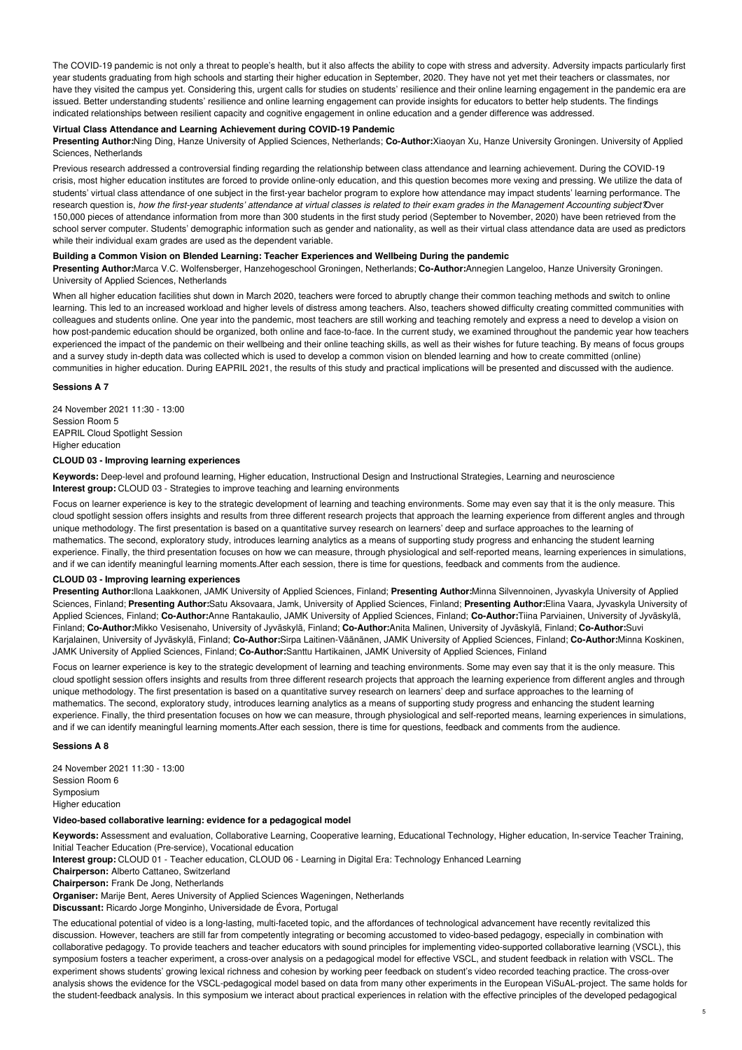The COVID-19 pandemic is not only a threat to people's health, but it also affects the ability to cope with stress and adversity. Adversity impacts particularly first year students graduating from high schools and starting their higher education in September, 2020. They have not yet met their teachers or classmates, nor have they visited the campus yet. Considering this, urgent calls for studies on students' resilience and their online learning engagement in the pandemic era are issued. Better understanding students' resilience and online learning engagement can provide insights for educators to better help students. The findings indicated relationships between resilient capacity and cognitive engagement in online education and a gender difference was addressed.

**Virtual Class Attendance and Learning Achievement during COVID-19 Pandemic**

**Presenting Author:**Ning Ding, Hanze University of Applied Sciences, Netherlands; **Co-Author:**Xiaoyan Xu, Hanze University Groningen. University of Applied Sciences, Netherlands

Previous research addressed a controversial finding regarding the relationship between class attendance and learning achievement. During the COVID-19 crisis, most higher education institutes are forced to provide online-only education, and this question becomes more vexing and pressing. We utilize the data of students' virtual class attendance of one subject in the first-year bachelor program to explore how attendance may impact students' learning performance. The research question is, *how the first-year students' attendance at virtual classes is related to their exam grades in the Management Accounting subject?* Over 150,000 pieces of attendance information from more than 300 students in the first study period (September to November, 2020) have been retrieved from the school server computer. Students' demographic information such as gender and nationality, as well as their virtual class attendance data are used as predictors while their individual exam grades are used as the dependent variable.

**Building a Common Vision on Blended Learning: Teacher Experiences and Wellbeing During the pandemic**

**Presenting Author:**Marca V.C. Wolfensberger, Hanzehogeschool Groningen, Netherlands; **Co-Author:**Annegien Langeloo, Hanze University Groningen. University of Applied Sciences, Netherlands

When all higher education facilities shut down in March 2020, teachers were forced to abruptly change their common teaching methods and switch to online learning. This led to an increased workload and higher levels of distress among teachers. Also, teachers showed difficulty creating committed communities with colleagues and students online. One year into the pandemic, most teachers are still working and teaching remotely and express a need to develop a vision on how post-pandemic education should be organized, both online and face-to-face. In the current study, we examined throughout the pandemic year how teachers experienced the impact of the pandemic on their wellbeing and their online teaching skills, as well as their wishes for future teaching. By means of focus groups and a survey study in-depth data was collected which is used to develop a common vision on blended learning and how to create committed (online) communities in higher education. During EAPRIL 2021, the results of this study and practical implications will be presented and discussed with the audience.

**Sessions A 7**

24 November 2021 11:30 - 13:00
Session Room 5
EAPRIL Cloud Spotlight Session
Higher education

**CLOUD 03 - Improving learning experiences**

**Keywords:** Deep-level and profound learning, Higher education, Instructional Design and Instructional Strategies, Learning and neuroscience
**Interest group:** CLOUD 03 - Strategies to improve teaching and learning environments

Focus on learner experience is key to the strategic development of learning and teaching environments. Some may even say that it is the only measure. This cloud spotlight session offers insights and results from three different research projects that approach the learning experience from different angles and through unique methodology. The first presentation is based on a quantitative survey research on learners' deep and surface approaches to the learning of mathematics. The second, exploratory study, introduces learning analytics as a means of supporting study progress and enhancing the student learning experience. Finally, the third presentation focuses on how we can measure, through physiological and self-reported means, learning experiences in simulations, and if we can identify meaningful learning moments.After each session, there is time for questions, feedback and comments from the audience.

**CLOUD 03 - Improving learning experiences**

**Presenting Author:**Ilona Laakkonen, JAMK University of Applied Sciences, Finland; **Presenting Author:**Minna Silvennoinen, Jyvaskyla University of Applied Sciences, Finland; **Presenting Author:**Satu Aksovaara, Jamk, University of Applied Sciences, Finland; **Presenting Author:**Elina Vaara, Jyvaskyla University of Applied Sciences, Finland; **Co-Author:**Anne Rantakaulio, JAMK University of Applied Sciences, Finland; **Co-Author:**Tiina Parviainen, University of Jyväskylä, Finland; **Co-Author:**Mikko Vesisenaho, University of Jyväskylä, Finland; **Co-Author:**Anita Malinen, University of Jyväskylä, Finland; **Co-Author:**Suvi Karjalainen, University of Jyväskylä, Finland; **Co-Author:**Sirpa Laitinen-Väänänen, JAMK University of Applied Sciences, Finland; **Co-Author:**Minna Koskinen, JAMK University of Applied Sciences, Finland; **Co-Author:**Santtu Hartikainen, JAMK University of Applied Sciences, Finland

Focus on learner experience is key to the strategic development of learning and teaching environments. Some may even say that it is the only measure. This cloud spotlight session offers insights and results from three different research projects that approach the learning experience from different angles and through unique methodology. The first presentation is based on a quantitative survey research on learners' deep and surface approaches to the learning of mathematics. The second, exploratory study, introduces learning analytics as a means of supporting study progress and enhancing the student learning experience. Finally, the third presentation focuses on how we can measure, through physiological and self-reported means, learning experiences in simulations, and if we can identify meaningful learning moments.After each session, there is time for questions, feedback and comments from the audience.

**Sessions A 8**

24 November 2021 11:30 - 13:00
Session Room 6
Symposium
Higher education

**Video-based collaborative learning: evidence for a pedagogical model**

**Keywords:** Assessment and evaluation, Collaborative Learning, Cooperative learning, Educational Technology, Higher education, In-service Teacher Training, Initial Teacher Education (Pre-service), Vocational education
**Interest group:** CLOUD 01 - Teacher education, CLOUD 06 - Learning in Digital Era: Technology Enhanced Learning
**Chairperson:** Alberto Cattaneo, Switzerland
**Chairperson:** Frank De Jong, Netherlands
**Organiser:** Marije Bent, Aeres University of Applied Sciences Wageningen, Netherlands
**Discussant:** Ricardo Jorge Monginho, Universidade de Évora, Portugal

The educational potential of video is a long-lasting, multi-faceted topic, and the affordances of technological advancement have recently revitalized this discussion. However, teachers are still far from competently integrating or becoming accustomed to video-based pedagogy, especially in combination with collaborative pedagogy. To provide teachers and teacher educators with sound principles for implementing video-supported collaborative learning (VSCL), this symposium fosters a teacher experiment, a cross-over analysis on a pedagogical model for effective VSCL, and student feedback in relation with VSCL. The experiment shows students' growing lexical richness and cohesion by working peer feedback on student's video recorded teaching practice. The cross-over analysis shows the evidence for the VSCL-pedagogical model based on data from many other experiments in the European ViSuAL-project. The same holds for the student-feedback analysis. In this symposium we interact about practical experiences in relation with the effective principles of the developed pedagogical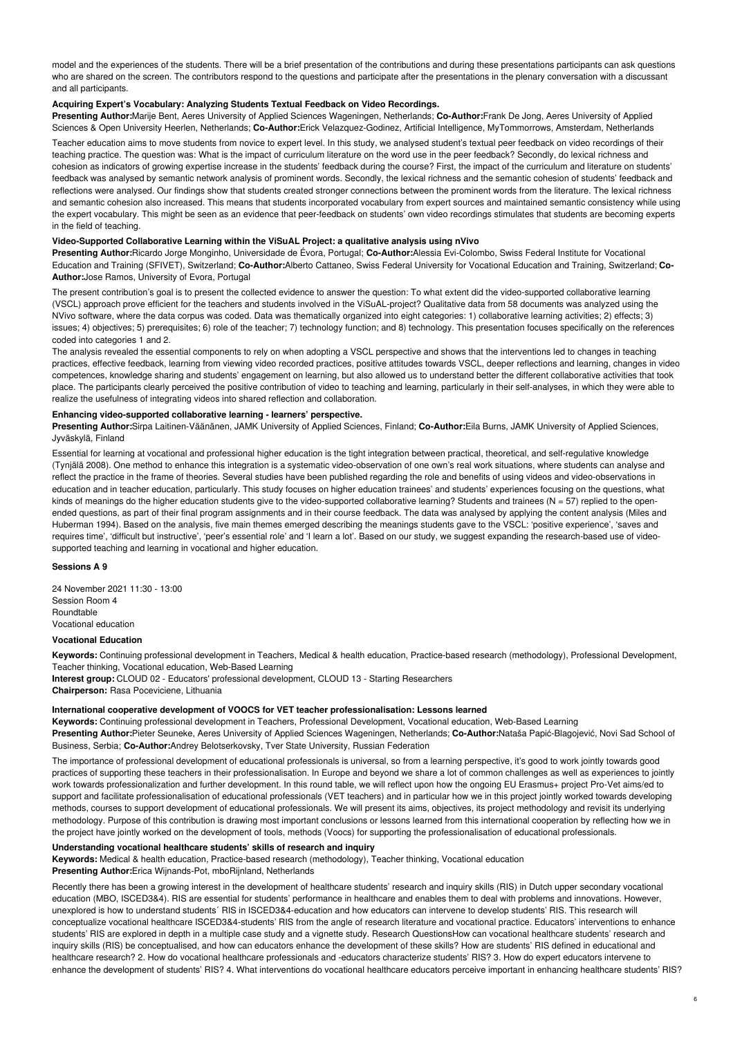model and the experiences of the students. There will be a brief presentation of the contributions and during these presentations participants can ask questions who are shared on the screen. The contributors respond to the questions and participate after the presentations in the plenary conversation with a discussant and all participants.

### Acquiring Expert's Vocabulary: Analyzing Students Textual Feedback on Video Recordings.

**Presenting Author:**Marije Bent, Aeres University of Applied Sciences Wageningen, Netherlands; **Co-Author:**Frank De Jong, Aeres University of Applied Sciences & Open University Heerlen, Netherlands; **Co-Author:**Erick Velazquez-Godinez, Artificial Intelligence, MyTommorrows, Amsterdam, Netherlands

Teacher education aims to move students from novice to expert level. In this study, we analysed student's textual peer feedback on video recordings of their teaching practice. The question was: What is the impact of curriculum literature on the word use in the peer feedback? Secondly, do lexical richness and cohesion as indicators of growing expertise increase in the students' feedback during the course? First, the impact of the curriculum and literature on students' feedback was analysed by semantic network analysis of prominent words. Secondly, the lexical richness and the semantic cohesion of students' feedback and reflections were analysed. Our findings show that students created stronger connections between the prominent words from the literature. The lexical richness and semantic cohesion also increased. This means that students incorporated vocabulary from expert sources and maintained semantic consistency while using the expert vocabulary. This might be seen as an evidence that peer-feedback on students' own video recordings stimulates that students are becoming experts in the field of teaching.

### Video-Supported Collaborative Learning within the ViSuAL Project: a qualitative analysis using nVivo

**Presenting Author:**Ricardo Jorge Monginho, Universidade de Évora, Portugal; **Co-Author:**Alessia Evi-Colombo, Swiss Federal Institute for Vocational Education and Training (SFIVET), Switzerland; **Co-Author:**Alberto Cattaneo, Swiss Federal University for Vocational Education and Training, Switzerland; **Co-Author:**Jose Ramos, University of Evora, Portugal

The present contribution's goal is to present the collected evidence to answer the question: To what extent did the video-supported collaborative learning (VSCL) approach prove efficient for the teachers and students involved in the ViSuAL-project? Qualitative data from 58 documents was analyzed using the NVivo software, where the data corpus was coded. Data was thematically organized into eight categories: 1) collaborative learning activities; 2) effects; 3) issues; 4) objectives; 5) prerequisites; 6) role of the teacher; 7) technology function; and 8) technology. This presentation focuses specifically on the references coded into categories 1 and 2.

The analysis revealed the essential components to rely on when adopting a VSCL perspective and shows that the interventions led to changes in teaching practices, effective feedback, learning from viewing video recorded practices, positive attitudes towards VSCL, deeper reflections and learning, changes in video competences, knowledge sharing and students' engagement on learning, but also allowed us to understand better the different collaborative activities that took place. The participants clearly perceived the positive contribution of video to teaching and learning, particularly in their self-analyses, in which they were able to realize the usefulness of integrating videos into shared reflection and collaboration.

### Enhancing video-supported collaborative learning - learners' perspective.

**Presenting Author:**Sirpa Laitinen-Väänänen, JAMK University of Applied Sciences, Finland; **Co-Author:**Eila Burns, JAMK University of Applied Sciences, Jyväskylä, Finland

Essential for learning at vocational and professional higher education is the tight integration between practical, theoretical, and self-regulative knowledge (Tynjälä 2008). One method to enhance this integration is a systematic video-observation of one own's real work situations, where students can analyse and reflect the practice in the frame of theories. Several studies have been published regarding the role and benefits of using videos and video-observations in education and in teacher education, particularly. This study focuses on higher education trainees' and students' experiences focusing on the questions, what kinds of meanings do the higher education students give to the video-supported collaborative learning? Students and trainees (N = 57) replied to the open-ended questions, as part of their final program assignments and in their course feedback. The data was analysed by applying the content analysis (Miles and Huberman 1994). Based on the analysis, five main themes emerged describing the meanings students gave to the VSCL: 'positive experience', 'saves and requires time', 'difficult but instructive', 'peer's essential role' and 'I learn a lot'. Based on our study, we suggest expanding the research-based use of video-supported teaching and learning in vocational and higher education.

## Sessions A 9

24 November 2021 11:30 - 13:00
Session Room 4
Roundtable
Vocational education

### Vocational Education

**Keywords:** Continuing professional development in Teachers, Medical & health education, Practice-based research (methodology), Professional Development, Teacher thinking, Vocational education, Web-Based Learning
**Interest group:** CLOUD 02 - Educators' professional development, CLOUD 13 - Starting Researchers
**Chairperson:** Rasa Poceviciene, Lithuania

### International cooperative development of VOOCS for VET teacher professionalisation: Lessons learned

**Keywords:** Continuing professional development in Teachers, Professional Development, Vocational education, Web-Based Learning
**Presenting Author:**Pieter Seuneke, Aeres University of Applied Sciences Wageningen, Netherlands; **Co-Author:**Nataša Papić-Blagojević, Novi Sad School of Business, Serbia; **Co-Author:**Andrey Belotserkovsky, Tver State University, Russian Federation

The importance of professional development of educational professionals is universal, so from a learning perspective, it's good to work jointly towards good practices of supporting these teachers in their professionalisation. In Europe and beyond we share a lot of common challenges as well as experiences to jointly work towards professionalization and further development. In this round table, we will reflect upon how the ongoing EU Erasmus+ project Pro-Vet aims/ed to support and facilitate professionalisation of educational professionals (VET teachers) and in particular how we in this project jointly worked towards developing methods, courses to support development of educational professionals. We will present its aims, objectives, its project methodology and revisit its underlying methodology. Purpose of this contribution is drawing most important conclusions or lessons learned from this international cooperation by reflecting how we in the project have jointly worked on the development of tools, methods (Voocs) for supporting the professionalisation of educational professionals.

### Understanding vocational healthcare students' skills of research and inquiry

**Keywords:** Medical & health education, Practice-based research (methodology), Teacher thinking, Vocational education
**Presenting Author:**Erica Wijnands-Pot, mboRijnland, Netherlands

Recently there has been a growing interest in the development of healthcare students' research and inquiry skills (RIS) in Dutch upper secondary vocational education (MBO, ISCED3&4). RIS are essential for students' performance in healthcare and enables them to deal with problems and innovations. However, unexplored is how to understand students´ RIS in ISCED3&4-education and how educators can intervene to develop students' RIS. This research will conceptualize vocational healthcare ISCED3&4-students' RIS from the angle of research literature and vocational practice. Educators' interventions to enhance students' RIS are explored in depth in a multiple case study and a vignette study. Research QuestionsHow can vocational healthcare students' research and inquiry skills (RIS) be conceptualised, and how can educators enhance the development of these skills? How are students' RIS defined in educational and healthcare research? 2. How do vocational healthcare professionals and -educators characterize students' RIS? 3. How do expert educators intervene to enhance the development of students' RIS? 4. What interventions do vocational healthcare educators perceive important in enhancing healthcare students' RIS?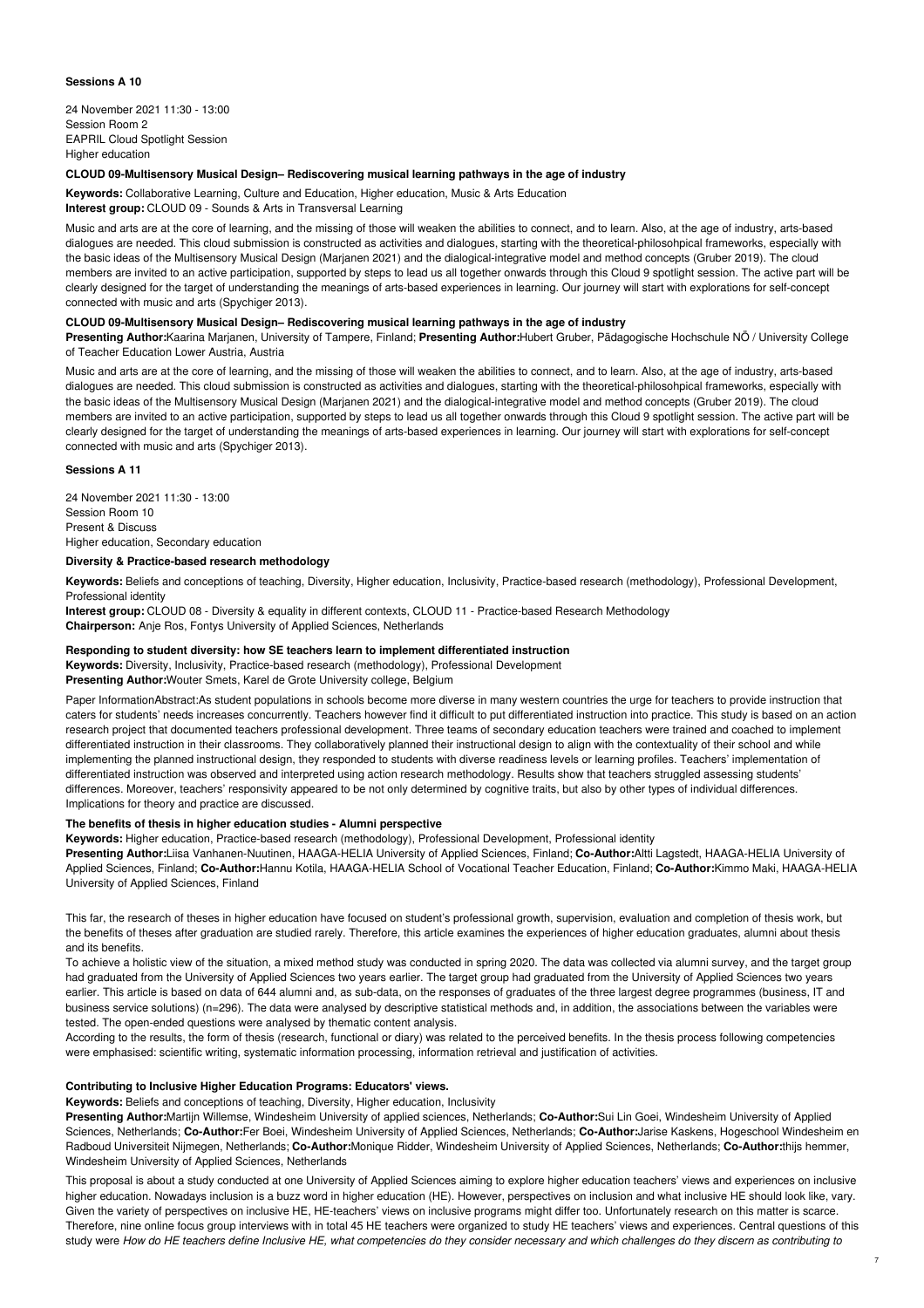### Sessions A 10

24 November 2021 11:30 - 13:00
Session Room 2
EAPRIL Cloud Spotlight Session
Higher education

#### CLOUD 09-Multisensory Musical Design– Rediscovering musical learning pathways in the age of industry

**Keywords:** Collaborative Learning, Culture and Education, Higher education, Music & Arts Education
**Interest group:** CLOUD 09 - Sounds & Arts in Transversal Learning

Music and arts are at the core of learning, and the missing of those will weaken the abilities to connect, and to learn. Also, at the age of industry, arts-based dialogues are needed. This cloud submission is constructed as activities and dialogues, starting with the theoretical-philosohpical frameworks, especially with the basic ideas of the Multisensory Musical Design (Marjanen 2021) and the dialogical-integrative model and method concepts (Gruber 2019). The cloud members are invited to an active participation, supported by steps to lead us all together onwards through this Cloud 9 spotlight session. The active part will be clearly designed for the target of understanding the meanings of arts-based experiences in learning. Our journey will start with explorations for self-concept connected with music and arts (Spychiger 2013).

#### CLOUD 09-Multisensory Musical Design– Rediscovering musical learning pathways in the age of industry

**Presenting Author:**Kaarina Marjanen, University of Tampere, Finland; **Presenting Author:**Hubert Gruber, Pädagogische Hochschule NÖ / University College of Teacher Education Lower Austria, Austria

Music and arts are at the core of learning, and the missing of those will weaken the abilities to connect, and to learn. Also, at the age of industry, arts-based dialogues are needed. This cloud submission is constructed as activities and dialogues, starting with the theoretical-philosohpical frameworks, especially with the basic ideas of the Multisensory Musical Design (Marjanen 2021) and the dialogical-integrative model and method concepts (Gruber 2019). The cloud members are invited to an active participation, supported by steps to lead us all together onwards through this Cloud 9 spotlight session. The active part will be clearly designed for the target of understanding the meanings of arts-based experiences in learning. Our journey will start with explorations for self-concept connected with music and arts (Spychiger 2013).

### Sessions A 11

24 November 2021 11:30 - 13:00
Session Room 10
Present & Discuss
Higher education, Secondary education

#### Diversity & Practice-based research methodology

**Keywords:** Beliefs and conceptions of teaching, Diversity, Higher education, Inclusivity, Practice-based research (methodology), Professional Development, Professional identity
**Interest group:** CLOUD 08 - Diversity & equality in different contexts, CLOUD 11 - Practice-based Research Methodology
**Chairperson:** Anje Ros, Fontys University of Applied Sciences, Netherlands

#### Responding to student diversity: how SE teachers learn to implement differentiated instruction

**Keywords:** Diversity, Inclusivity, Practice-based research (methodology), Professional Development
**Presenting Author:**Wouter Smets, Karel de Grote University college, Belgium

Paper InformationAbstract:As student populations in schools become more diverse in many western countries the urge for teachers to provide instruction that caters for students' needs increases concurrently. Teachers however find it difficult to put differentiated instruction into practice. This study is based on an action research project that documented teachers professional development. Three teams of secondary education teachers were trained and coached to implement differentiated instruction in their classrooms. They collaboratively planned their instructional design to align with the contextuality of their school and while implementing the planned instructional design, they responded to students with diverse readiness levels or learning profiles. Teachers' implementation of differentiated instruction was observed and interpreted using action research methodology. Results show that teachers struggled assessing students' differences. Moreover, teachers' responsivity appeared to be not only determined by cognitive traits, but also by other types of individual differences. Implications for theory and practice are discussed.

#### The benefits of thesis in higher education studies - Alumni perspective

**Keywords:** Higher education, Practice-based research (methodology), Professional Development, Professional identity
**Presenting Author:**Liisa Vanhanen-Nuutinen, HAAGA-HELIA University of Applied Sciences, Finland; **Co-Author:**Altti Lagstedt, HAAGA-HELIA University of Applied Sciences, Finland; **Co-Author:**Hannu Kotila, HAAGA-HELIA School of Vocational Teacher Education, Finland; **Co-Author:**Kimmo Maki, HAAGA-HELIA University of Applied Sciences, Finland

This far, the research of theses in higher education have focused on student's professional growth, supervision, evaluation and completion of thesis work, but the benefits of theses after graduation are studied rarely. Therefore, this article examines the experiences of higher education graduates, alumni about thesis and its benefits.
To achieve a holistic view of the situation, a mixed method study was conducted in spring 2020. The data was collected via alumni survey, and the target group had graduated from the University of Applied Sciences two years earlier. The target group had graduated from the University of Applied Sciences two years earlier. This article is based on data of 644 alumni and, as sub-data, on the responses of graduates of the three largest degree programmes (business, IT and business service solutions) (n=296). The data were analysed by descriptive statistical methods and, in addition, the associations between the variables were tested. The open-ended questions were analysed by thematic content analysis.
According to the results, the form of thesis (research, functional or diary) was related to the perceived benefits. In the thesis process following competencies were emphasised: scientific writing, systematic information processing, information retrieval and justification of activities.

#### Contributing to Inclusive Higher Education Programs: Educators' views.

**Keywords:** Beliefs and conceptions of teaching, Diversity, Higher education, Inclusivity
**Presenting Author:**Martijn Willemse, Windesheim University of applied sciences, Netherlands; **Co-Author:**Sui Lin Goei, Windesheim University of Applied Sciences, Netherlands; **Co-Author:**Fer Boei, Windesheim University of Applied Sciences, Netherlands; **Co-Author:**Jarise Kaskens, Hogeschool Windesheim en Radboud Universiteit Nijmegen, Netherlands; **Co-Author:**Monique Ridder, Windesheim University of Applied Sciences, Netherlands; **Co-Author:**thijs hemmer, Windesheim University of Applied Sciences, Netherlands

This proposal is about a study conducted at one University of Applied Sciences aiming to explore higher education teachers' views and experiences on inclusive higher education. Nowadays inclusion is a buzz word in higher education (HE). However, perspectives on inclusion and what inclusive HE should look like, vary. Given the variety of perspectives on inclusive HE, HE-teachers' views on inclusive programs might differ too. Unfortunately research on this matter is scarce. Therefore, nine online focus group interviews with in total 45 HE teachers were organized to study HE teachers' views and experiences. Central questions of this study were *How do HE teachers define Inclusive HE, what competencies do they consider necessary and which challenges do they discern as contributing to*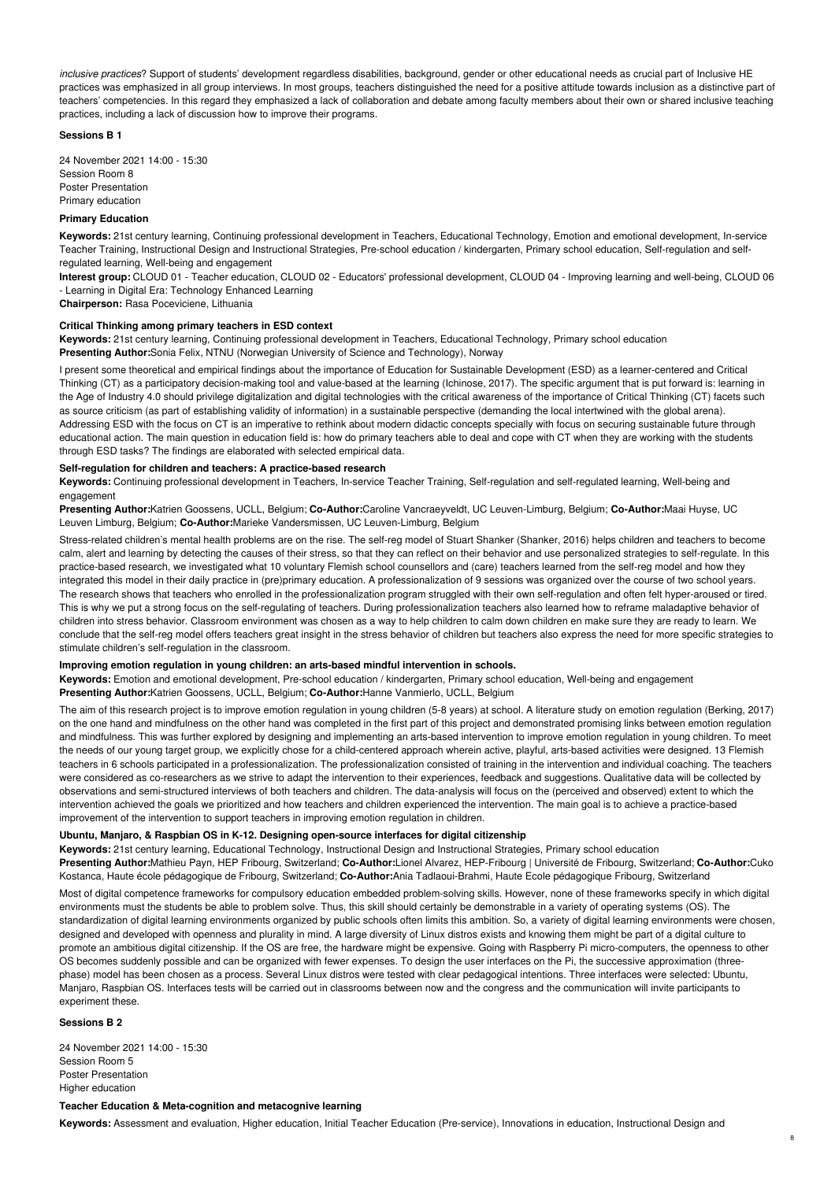*inclusive practices*? Support of students' development regardless disabilities, background, gender or other educational needs as crucial part of Inclusive HE practices was emphasized in all group interviews. In most groups, teachers distinguished the need for a positive attitude towards inclusion as a distinctive part of teachers' competencies. In this regard they emphasized a lack of collaboration and debate among faculty members about their own or shared inclusive teaching practices, including a lack of discussion how to improve their programs.

### Sessions B 1

24 November 2021 14:00 - 15:30
Session Room 8
Poster Presentation
Primary education

#### Primary Education

**Keywords:** 21st century learning, Continuing professional development in Teachers, Educational Technology, Emotion and emotional development, In-service Teacher Training, Instructional Design and Instructional Strategies, Pre-school education / kindergarten, Primary school education, Self-regulation and self-regulated learning, Well-being and engagement
**Interest group:** CLOUD 01 - Teacher education, CLOUD 02 - Educators' professional development, CLOUD 04 - Improving learning and well-being, CLOUD 06 - Learning in Digital Era: Technology Enhanced Learning
**Chairperson:** Rasa Poceviciene, Lithuania

#### Critical Thinking among primary teachers in ESD context

**Keywords:** 21st century learning, Continuing professional development in Teachers, Educational Technology, Primary school education
**Presenting Author:**Sonia Felix, NTNU (Norwegian University of Science and Technology), Norway

I present some theoretical and empirical findings about the importance of Education for Sustainable Development (ESD) as a learner-centered and Critical Thinking (CT) as a participatory decision-making tool and value-based at the learning (Ichinose, 2017). The specific argument that is put forward is: learning in the Age of Industry 4.0 should privilege digitalization and digital technologies with the critical awareness of the importance of Critical Thinking (CT) facets such as source criticism (as part of establishing validity of information) in a sustainable perspective (demanding the local intertwined with the global arena). Addressing ESD with the focus on CT is an imperative to rethink about modern didactic concepts specially with focus on securing sustainable future through educational action. The main question in education field is: how do primary teachers able to deal and cope with CT when they are working with the students through ESD tasks? The findings are elaborated with selected empirical data.

#### Self-regulation for children and teachers: A practice-based research

**Keywords:** Continuing professional development in Teachers, In-service Teacher Training, Self-regulation and self-regulated learning, Well-being and engagement
**Presenting Author:**Katrien Goossens, UCLL, Belgium; **Co-Author:**Caroline Vancraeyveldt, UC Leuven-Limburg, Belgium; **Co-Author:**Maai Huyse, UC Leuven Limburg, Belgium; **Co-Author:**Marieke Vandersmissen, UC Leuven-Limburg, Belgium

Stress-related children's mental health problems are on the rise. The self-reg model of Stuart Shanker (Shanker, 2016) helps children and teachers to become calm, alert and learning by detecting the causes of their stress, so that they can reflect on their behavior and use personalized strategies to self-regulate. In this practice-based research, we investigated what 10 voluntary Flemish school counsellors and (care) teachers learned from the self-reg model and how they integrated this model in their daily practice in (pre)primary education. A professionalization of 9 sessions was organized over the course of two school years. The research shows that teachers who enrolled in the professionalization program struggled with their own self-regulation and often felt hyper-aroused or tired. This is why we put a strong focus on the self-regulating of teachers. During professionalization teachers also learned how to reframe maladaptive behavior of children into stress behavior. Classroom environment was chosen as a way to help children to calm down children en make sure they are ready to learn. We conclude that the self-reg model offers teachers great insight in the stress behavior of children but teachers also express the need for more specific strategies to stimulate children's self-regulation in the classroom.

#### Improving emotion regulation in young children: an arts-based mindful intervention in schools.

**Keywords:** Emotion and emotional development, Pre-school education / kindergarten, Primary school education, Well-being and engagement
**Presenting Author:**Katrien Goossens, UCLL, Belgium; **Co-Author:**Hanne Vanmierlo, UCLL, Belgium

The aim of this research project is to improve emotion regulation in young children (5-8 years) at school. A literature study on emotion regulation (Berking, 2017) on the one hand and mindfulness on the other hand was completed in the first part of this project and demonstrated promising links between emotion regulation and mindfulness. This was further explored by designing and implementing an arts-based intervention to improve emotion regulation in young children. To meet the needs of our young target group, we explicitly chose for a child-centered approach wherein active, playful, arts-based activities were designed. 13 Flemish teachers in 6 schools participated in a professionalization. The professionalization consisted of training in the intervention and individual coaching. The teachers were considered as co-researchers as we strive to adapt the intervention to their experiences, feedback and suggestions. Qualitative data will be collected by observations and semi-structured interviews of both teachers and children. The data-analysis will focus on the (perceived and observed) extent to which the intervention achieved the goals we prioritized and how teachers and children experienced the intervention. The main goal is to achieve a practice-based improvement of the intervention to support teachers in improving emotion regulation in children.

#### Ubuntu, Manjaro, & Raspbian OS in K-12. Designing open-source interfaces for digital citizenship

**Keywords:** 21st century learning, Educational Technology, Instructional Design and Instructional Strategies, Primary school education
**Presenting Author:**Mathieu Payn, HEP Fribourg, Switzerland; **Co-Author:**Lionel Alvarez, HEP-Fribourg | Université de Fribourg, Switzerland; **Co-Author:**Cuko Kostanca, Haute école pédagogique de Fribourg, Switzerland; **Co-Author:**Ania Tadlaoui-Brahmi, Haute Ecole pédagogique Fribourg, Switzerland

Most of digital competence frameworks for compulsory education embedded problem-solving skills. However, none of these frameworks specify in which digital environments must the students be able to problem solve. Thus, this skill should certainly be demonstrable in a variety of operating systems (OS). The standardization of digital learning environments organized by public schools often limits this ambition. So, a variety of digital learning environments were chosen, designed and developed with openness and plurality in mind. A large diversity of Linux distros exists and knowing them might be part of a digital culture to promote an ambitious digital citizenship. If the OS are free, the hardware might be expensive. Going with Raspberry Pi micro-computers, the openness to other OS becomes suddenly possible and can be organized with fewer expenses. To design the user interfaces on the Pi, the successive approximation (three-phase) model has been chosen as a process. Several Linux distros were tested with clear pedagogical intentions. Three interfaces were selected: Ubuntu, Manjaro, Raspbian OS. Interfaces tests will be carried out in classrooms between now and the congress and the communication will invite participants to experiment these.

### Sessions B 2

24 November 2021 14:00 - 15:30
Session Room 5
Poster Presentation
Higher education

#### Teacher Education & Meta-cognition and metacognive learning

**Keywords:** Assessment and evaluation, Higher education, Initial Teacher Education (Pre-service), Innovations in education, Instructional Design and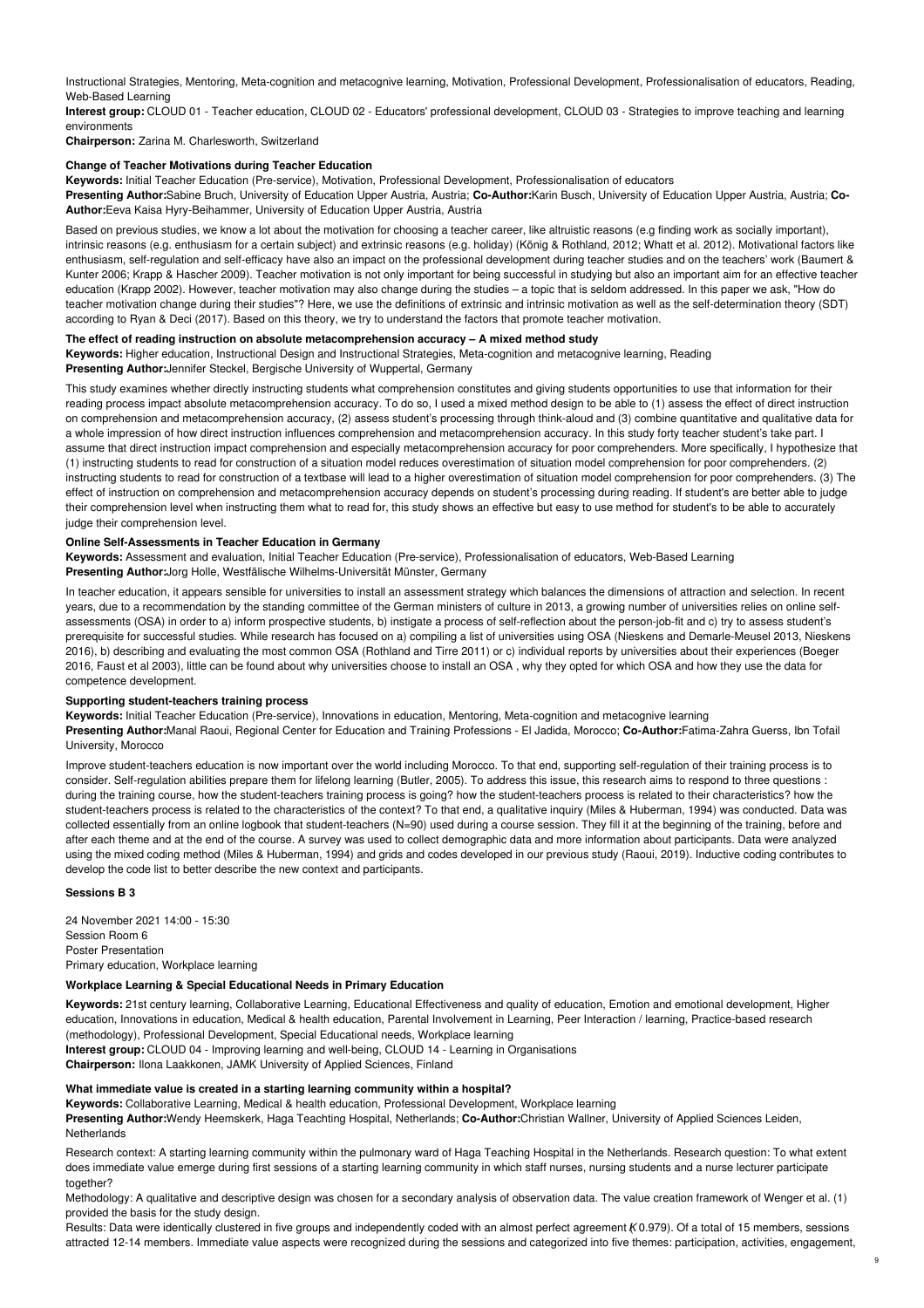Instructional Strategies, Mentoring, Meta-cognition and metacognive learning, Motivation, Professional Development, Professionalisation of educators, Reading, Web-Based Learning

**Interest group:** CLOUD 01 - Teacher education, CLOUD 02 - Educators' professional development, CLOUD 03 - Strategies to improve teaching and learning environments

**Chairperson:** Zarina M. Charlesworth, Switzerland

#### Change of Teacher Motivations during Teacher Education

**Keywords:** Initial Teacher Education (Pre-service), Motivation, Professional Development, Professionalisation of educators

**Presenting Author:**Sabine Bruch, University of Education Upper Austria, Austria; **Co-Author:**Karin Busch, University of Education Upper Austria, Austria; **Co-Author:**Eeva Kaisa Hyry-Beihammer, University of Education Upper Austria, Austria

Based on previous studies, we know a lot about the motivation for choosing a teacher career, like altruistic reasons (e.g finding work as socially important), intrinsic reasons (e.g. enthusiasm for a certain subject) and extrinsic reasons (e.g. holiday) (König & Rothland, 2012; Whatt et al. 2012). Motivational factors like enthusiasm, self-regulation and self-efficacy have also an impact on the professional development during teacher studies and on the teachers' work (Baumert & Kunter 2006; Krapp & Hascher 2009). Teacher motivation is not only important for being successful in studying but also an important aim for an effective teacher education (Krapp 2002). However, teacher motivation may also change during the studies – a topic that is seldom addressed. In this paper we ask, "How do teacher motivation change during their studies"? Here, we use the definitions of extrinsic and intrinsic motivation as well as the self-determination theory (SDT) according to Ryan & Deci (2017). Based on this theory, we try to understand the factors that promote teacher motivation.

#### The effect of reading instruction on absolute metacomprehension accuracy – A mixed method study

**Keywords:** Higher education, Instructional Design and Instructional Strategies, Meta-cognition and metacognive learning, Reading

**Presenting Author:**Jennifer Steckel, Bergische University of Wuppertal, Germany

This study examines whether directly instructing students what comprehension constitutes and giving students opportunities to use that information for their reading process impact absolute metacomprehension accuracy. To do so, I used a mixed method design to be able to (1) assess the effect of direct instruction on comprehension and metacomprehension accuracy, (2) assess student's processing through think-aloud and (3) combine quantitative and qualitative data for a whole impression of how direct instruction influences comprehension and metacomprehension accuracy. In this study forty teacher student's take part. I assume that direct instruction impact comprehension and especially metacomprehension accuracy for poor comprehenders. More specifically, I hypothesize that (1) instructing students to read for construction of a situation model reduces overestimation of situation model comprehension for poor comprehenders. (2) instructing students to read for construction of a textbase will lead to a higher overestimation of situation model comprehension for poor comprehenders. (3) The effect of instruction on comprehension and metacomprehension accuracy depends on student's processing during reading. If student's are better able to judge their comprehension level when instructing them what to read for, this study shows an effective but easy to use method for student's to be able to accurately judge their comprehension level.

#### Online Self-Assessments in Teacher Education in Germany

**Keywords:** Assessment and evaluation, Initial Teacher Education (Pre-service), Professionalisation of educators, Web-Based Learning

**Presenting Author:**Jorg Holle, Westfälische Wilhelms-Universität Münster, Germany

In teacher education, it appears sensible for universities to install an assessment strategy which balances the dimensions of attraction and selection. In recent years, due to a recommendation by the standing committee of the German ministers of culture in 2013, a growing number of universities relies on online self-assessments (OSA) in order to a) inform prospective students, b) instigate a process of self-reflection about the person-job-fit and c) try to assess student's prerequisite for successful studies. While research has focused on a) compiling a list of universities using OSA (Nieskens and Demarle-Meusel 2013, Nieskens 2016), b) describing and evaluating the most common OSA (Rothland and Tirre 2011) or c) individual reports by universities about their experiences (Boeger 2016, Faust et al 2003), little can be found about why universities choose to install an OSA , why they opted for which OSA and how they use the data for competence development.

#### Supporting student-teachers training process

**Keywords:** Initial Teacher Education (Pre-service), Innovations in education, Mentoring, Meta-cognition and metacognive learning

**Presenting Author:**Manal Raoui, Regional Center for Education and Training Professions - El Jadida, Morocco; **Co-Author:**Fatima-Zahra Guerss, Ibn Tofail University, Morocco

Improve student-teachers education is now important over the world including Morocco. To that end, supporting self-regulation of their training process is to consider. Self-regulation abilities prepare them for lifelong learning (Butler, 2005). To address this issue, this research aims to respond to three questions : during the training course, how the student-teachers training process is going? how the student-teachers process is related to their characteristics? how the student-teachers process is related to the characteristics of the context? To that end, a qualitative inquiry (Miles & Huberman, 1994) was conducted. Data was collected essentially from an online logbook that student-teachers (N=90) used during a course session. They fill it at the beginning of the training, before and after each theme and at the end of the course. A survey was used to collect demographic data and more information about participants. Data were analyzed using the mixed coding method (Miles & Huberman, 1994) and grids and codes developed in our previous study (Raoui, 2019). Inductive coding contributes to develop the code list to better describe the new context and participants.

### Sessions B 3

24 November 2021 14:00 - 15:30
Session Room 6
Poster Presentation
Primary education, Workplace learning

#### Workplace Learning & Special Educational Needs in Primary Education

**Keywords:** 21st century learning, Collaborative Learning, Educational Effectiveness and quality of education, Emotion and emotional development, Higher education, Innovations in education, Medical & health education, Parental Involvement in Learning, Peer Interaction / learning, Practice-based research (methodology), Professional Development, Special Educational needs, Workplace learning

**Interest group:** CLOUD 04 - Improving learning and well-being, CLOUD 14 - Learning in Organisations

**Chairperson:** Ilona Laakkonen, JAMK University of Applied Sciences, Finland

#### What immediate value is created in a starting learning community within a hospital?

**Keywords:** Collaborative Learning, Medical & health education, Professional Development, Workplace learning

**Presenting Author:**Wendy Heemskerk, Haga Teachting Hospital, Netherlands; **Co-Author:**Christian Wallner, University of Applied Sciences Leiden, Netherlands

Research context: A starting learning community within the pulmonary ward of Haga Teaching Hospital in the Netherlands. Research question: To what extent does immediate value emerge during first sessions of a starting learning community in which staff nurses, nursing students and a nurse lecturer participate together?

Methodology: A qualitative and descriptive design was chosen for a secondary analysis of observation data. The value creation framework of Wenger et al. (1) provided the basis for the study design.

Results: Data were identically clustered in five groups and independently coded with an almost perfect agreement $\kappa$ 0.979). Of a total of 15 members, sessions attracted 12-14 members. Immediate value aspects were recognized during the sessions and categorized into five themes: participation, activities, engagement,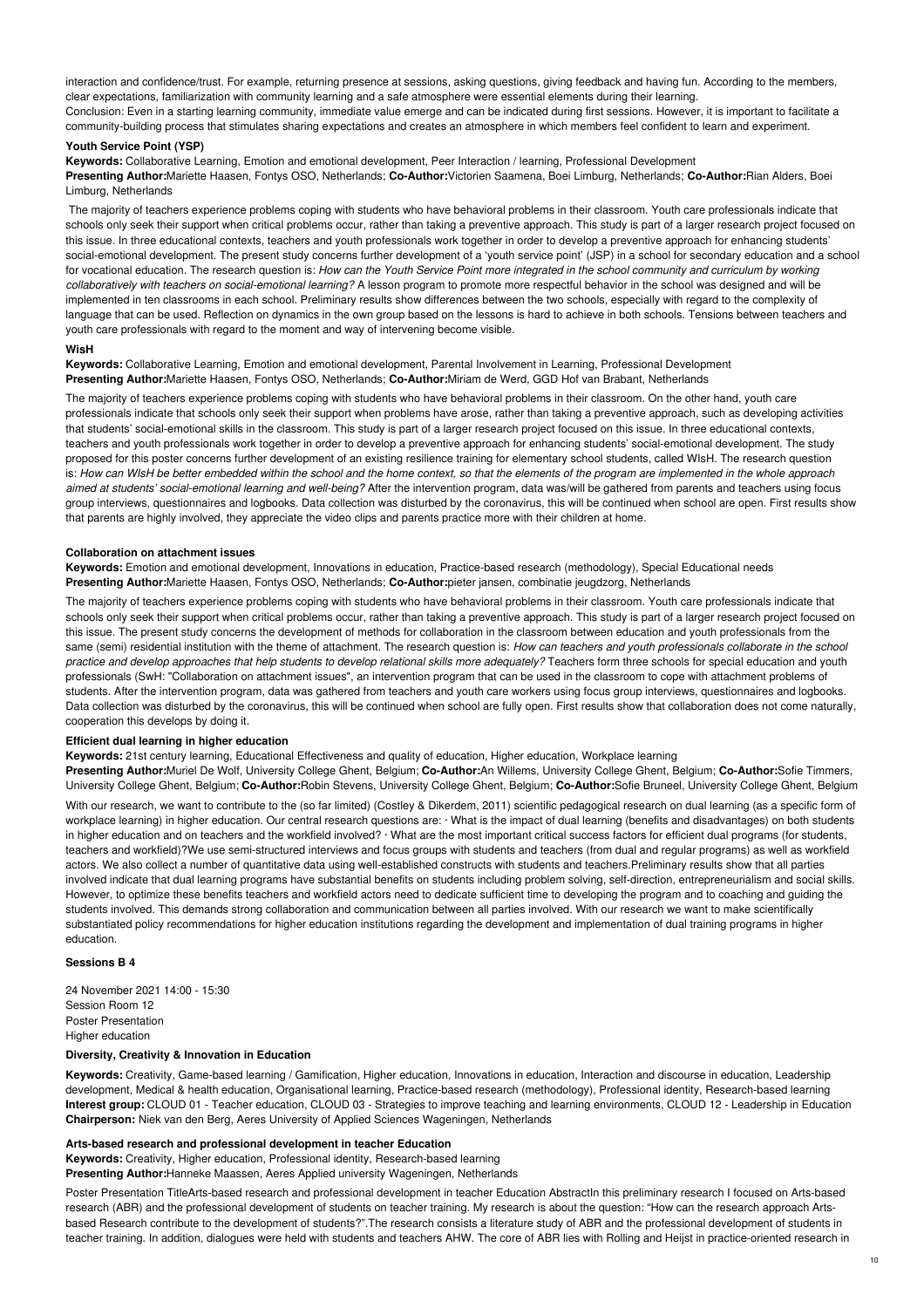interaction and confidence/trust. For example, returning presence at sessions, asking questions, giving feedback and having fun. According to the members, clear expectations, familiarization with community learning and a safe atmosphere were essential elements during their learning.
Conclusion: Even in a starting learning community, immediate value emerge and can be indicated during first sessions. However, it is important to facilitate a community-building process that stimulates sharing expectations and creates an atmosphere in which members feel confident to learn and experiment.

### Youth Service Point (YSP)

**Keywords:** Collaborative Learning, Emotion and emotional development, Peer Interaction / learning, Professional Development
**Presenting Author:**Mariette Haasen, Fontys OSO, Netherlands; **Co-Author:**Victorien Saamena, Boei Limburg, Netherlands; **Co-Author:**Rian Alders, Boei Limburg, Netherlands

The majority of teachers experience problems coping with students who have behavioral problems in their classroom. Youth care professionals indicate that schools only seek their support when critical problems occur, rather than taking a preventive approach. This study is part of a larger research project focused on this issue. In three educational contexts, teachers and youth professionals work together in order to develop a preventive approach for enhancing students' social-emotional development. The present study concerns further development of a 'youth service point' (JSP) in a school for secondary education and a school for vocational education. The research question is: *How can the Youth Service Point more integrated in the school community and curriculum by working collaboratively with teachers on social-emotional learning?* A lesson program to promote more respectful behavior in the school was designed and will be implemented in ten classrooms in each school. Preliminary results show differences between the two schools, especially with regard to the complexity of language that can be used. Reflection on dynamics in the own group based on the lessons is hard to achieve in both schools. Tensions between teachers and youth care professionals with regard to the moment and way of intervening become visible.

### WisH

**Keywords:** Collaborative Learning, Emotion and emotional development, Parental Involvement in Learning, Professional Development
**Presenting Author:**Mariette Haasen, Fontys OSO, Netherlands; **Co-Author:**Miriam de Werd, GGD Hof van Brabant, Netherlands

The majority of teachers experience problems coping with students who have behavioral problems in their classroom. On the other hand, youth care professionals indicate that schools only seek their support when problems have arose, rather than taking a preventive approach, such as developing activities that students' social-emotional skills in the classroom. This study is part of a larger research project focused on this issue. In three educational contexts, teachers and youth professionals work together in order to develop a preventive approach for enhancing students' social-emotional development. The study proposed for this poster concerns further development of an existing resilience training for elementary school students, called WIsH. The research question is: *How can WIsH be better embedded within the school and the home context, so that the elements of the program are implemented in the whole approach aimed at students' social-emotional learning and well-being?* After the intervention program, data was/will be gathered from parents and teachers using focus group interviews, questionnaires and logbooks. Data collection was disturbed by the coronavirus, this will be continued when school are open. First results show that parents are highly involved, they appreciate the video clips and parents practice more with their children at home.

### Collaboration on attachment issues

**Keywords:** Emotion and emotional development, Innovations in education, Practice-based research (methodology), Special Educational needs
**Presenting Author:**Mariette Haasen, Fontys OSO, Netherlands; **Co-Author:**pieter jansen, combinatie jeugdzorg, Netherlands

The majority of teachers experience problems coping with students who have behavioral problems in their classroom. Youth care professionals indicate that schools only seek their support when critical problems occur, rather than taking a preventive approach. This study is part of a larger research project focused on this issue. The present study concerns the development of methods for collaboration in the classroom between education and youth professionals from the same (semi) residential institution with the theme of attachment. The research question is: *How can teachers and youth professionals collaborate in the school practice and develop approaches that help students to develop relational skills more adequately?* Teachers form three schools for special education and youth professionals (SwH: "Collaboration on attachment issues", an intervention program that can be used in the classroom to cope with attachment problems of students. After the intervention program, data was gathered from teachers and youth care workers using focus group interviews, questionnaires and logbooks. Data collection was disturbed by the coronavirus, this will be continued when school are fully open. First results show that collaboration does not come naturally, cooperation this develops by doing it.

### Efficient dual learning in higher education

**Keywords:** 21st century learning, Educational Effectiveness and quality of education, Higher education, Workplace learning
**Presenting Author:**Muriel De Wolf, University College Ghent, Belgium; **Co-Author:**An Willems, University College Ghent, Belgium; **Co-Author:**Sofie Timmers, University College Ghent, Belgium; **Co-Author:**Robin Stevens, University College Ghent, Belgium; **Co-Author:**Sofie Bruneel, University College Ghent, Belgium

With our research, we want to contribute to the (so far limited) (Costley & Dikerdem, 2011) scientific pedagogical research on dual learning (as a specific form of workplace learning) in higher education. Our central research questions are: · What is the impact of dual learning (benefits and disadvantages) on both students in higher education and on teachers and the workfield involved? · What are the most important critical success factors for efficient dual programs (for students, teachers and workfield)?We use semi-structured interviews and focus groups with students and teachers (from dual and regular programs) as well as workfield actors. We also collect a number of quantitative data using well-established constructs with students and teachers.Preliminary results show that all parties involved indicate that dual learning programs have substantial benefits on students including problem solving, self-direction, entrepreneurialism and social skills. However, to optimize these benefits teachers and workfield actors need to dedicate sufficient time to developing the program and to coaching and guiding the students involved. This demands strong collaboration and communication between all parties involved. With our research we want to make scientifically substantiated policy recommendations for higher education institutions regarding the development and implementation of dual training programs in higher education.

## Sessions B 4

24 November 2021 14:00 - 15:30
Session Room 12
Poster Presentation
Higher education

### Diversity, Creativity & Innovation in Education

**Keywords:** Creativity, Game-based learning / Gamification, Higher education, Innovations in education, Interaction and discourse in education, Leadership development, Medical & health education, Organisational learning, Practice-based research (methodology), Professional identity, Research-based learning
**Interest group:** CLOUD 01 - Teacher education, CLOUD 03 - Strategies to improve teaching and learning environments, CLOUD 12 - Leadership in Education
**Chairperson:** Niek van den Berg, Aeres University of Applied Sciences Wageningen, Netherlands

### Arts-based research and professional development in teacher Education

**Keywords:** Creativity, Higher education, Professional identity, Research-based learning
**Presenting Author:**Hanneke Maassen, Aeres Applied university Wageningen, Netherlands

Poster Presentation TitleArts-based research and professional development in teacher Education AbstractIn this preliminary research I focused on Arts-based research (ABR) and the professional development of students on teacher training. My research is about the question: "How can the research approach Arts-based Research contribute to the development of students?".The research consists a literature study of ABR and the professional development of students in teacher training. In addition, dialogues were held with students and teachers AHW. The core of ABR lies with Rolling and Heijst in practice-oriented research in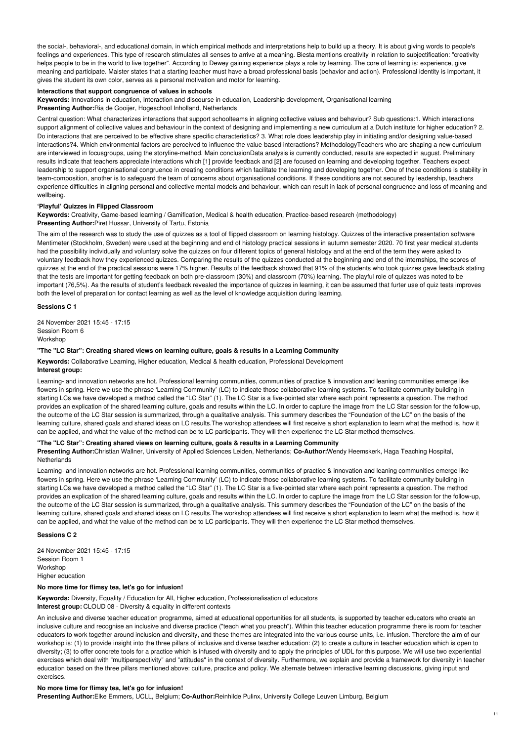the social-, behavioral-, and educational domain, in which empirical methods and interpretations help to build up a theory. It is about giving words to people's feelings and experiences. This type of research stimulates all senses to arrive at a meaning. Biesta mentions creativity in relation to subjectification: "creativity helps people to be in the world to live together". According to Dewey gaining experience plays a role by learning. The core of learning is: experience, give meaning and participate. Maister states that a starting teacher must have a broad professional basis (behavior and action). Professional identity is important, it gives the student its own color, serves as a personal motivation and motor for learning.

**Interactions that support congruence of values in schools**

**Keywords:** Innovations in education, Interaction and discourse in education, Leadership development, Organisational learning
**Presenting Author:**Ria de Gooijer, Hogeschool Inholland, Netherlands

Central question: What characterizes interactions that support schoolteams in aligning collective values and behaviour? Sub questions:1. Which interactions support alignment of collective values and behaviour in the context of designing and implementing a new curriculum at a Dutch institute for higher education? 2. Do interactions that are perceived to be effective share specific characteristics? 3. What role does leadership play in initiating and/or designing value-based interactions?4. Which environmental factors are perceived to influence the value-based interactions? MethodologyTeachers who are shaping a new curriculum are interviewed in focusgroups, using the storyline-method. Main conclusionData analysis is currently conducted, results are expected in august. Preliminary results indicate that teachers appreciate interactions which [1] provide feedback and [2] are focused on learning and developing together. Teachers expect leadership to support organisational congruence in creating conditions which facilitate the learning and developing together. One of those conditions is stability in team-composition, another is to safeguard the team of concerns about organisational conditions. If these conditions are not secured by leadership, teachers experience difficulties in aligning personal and collective mental models and behaviour, which can result in lack of personal congruence and loss of meaning and wellbeing.

**'Playful' Quizzes in Flipped Classroom**

**Keywords:** Creativity, Game-based learning / Gamification, Medical & health education, Practice-based research (methodology)
**Presenting Author:**Piret Hussar, University of Tartu, Estonia

The aim of the research was to study the use of quizzes as a tool of flipped classroom on learning histology. Quizzes of the interactive presentation software Mentimeter (Stockholm, Sweden) were used at the beginning and end of histology practical sessions in autumn semester 2020. 70 first year medical students had the possibility individually and voluntary solve the quizzes on four different topics of general histology and at the end of the term they were asked to voluntary feedback how they experienced quizzes. Comparing the results of the quizzes conducted at the beginning and end of the internships, the scores of quizzes at the end of the practical sessions were 17% higher. Results of the feedback showed that 91% of the students who took quizzes gave feedback stating that the tests are important for getting feedback on both pre-classroom (30%) and classroom (70%) learning. The playful role of quizzes was noted to be important (76,5%). As the results of student's feedback revealed the importance of quizzes in learning, it can be assumed that furter use of quiz tests improves both the level of preparation for contact learning as well as the level of knowledge acquisition during learning.

**Sessions C 1**

24 November 2021 15:45 - 17:15
Session Room 6
Workshop

**"The "LC Star": Creating shared views on learning culture, goals & results in a Learning Community**

**Keywords:** Collaborative Learning, Higher education, Medical & health education, Professional Development
**Interest group:**

Learning- and innovation networks are hot. Professional learning communities, communities of practice & innovation and leaning communities emerge like flowers in spring. Here we use the phrase 'Learning Community' (LC) to indicate those collaborative learning systems. To facilitate community building in starting LCs we have developed a method called the "LC Star" (1). The LC Star is a five-pointed star where each point represents a question. The method provides an explication of the shared learning culture, goals and results within the LC. In order to capture the image from the LC Star session for the follow-up, the outcome of the LC Star session is summarized, through a qualitative analysis. This summery describes the "Foundation of the LC" on the basis of the learning culture, shared goals and shared ideas on LC results.The workshop attendees will first receive a short explanation to learn what the method is, how it can be applied, and what the value of the method can be to LC participants. They will then experience the LC Star method themselves.

**"The "LC Star": Creating shared views on learning culture, goals & results in a Learning Community**

**Presenting Author:**Christian Wallner, University of Applied Sciences Leiden, Netherlands; **Co-Author:**Wendy Heemskerk, Haga Teaching Hospital, Netherlands

Learning- and innovation networks are hot. Professional learning communities, communities of practice & innovation and leaning communities emerge like flowers in spring. Here we use the phrase 'Learning Community' (LC) to indicate those collaborative learning systems. To facilitate community building in starting LCs we have developed a method called the "LC Star" (1). The LC Star is a five-pointed star where each point represents a question. The method provides an explication of the shared learning culture, goals and results within the LC. In order to capture the image from the LC Star session for the follow-up, the outcome of the LC Star session is summarized, through a qualitative analysis. This summery describes the "Foundation of the LC" on the basis of the learning culture, shared goals and shared ideas on LC results.The workshop attendees will first receive a short explanation to learn what the method is, how it can be applied, and what the value of the method can be to LC participants. They will then experience the LC Star method themselves.

**Sessions C 2**

24 November 2021 15:45 - 17:15
Session Room 1
Workshop
Higher education

**No more time for flimsy tea, let's go for infusion!**

**Keywords:** Diversity, Equality / Education for All, Higher education, Professionalisation of educators
**Interest group:** CLOUD 08 - Diversity & equality in different contexts

An inclusive and diverse teacher education programme, aimed at educational opportunities for all students, is supported by teacher educators who create an inclusive culture and recognise an inclusive and diverse practice ("teach what you preach"). Within this teacher education programme there is room for teacher educators to work together around inclusion and diversity, and these themes are integrated into the various course units, i.e. infusion. Therefore the aim of our workshop is: (1) to provide insight into the three pillars of inclusive and diverse teacher education: (2) to create a culture in teacher education which is open to diversity; (3) to offer concrete tools for a practice which is infused with diversity and to apply the principles of UDL for this purpose. We will use two experiential exercises which deal with "multiperspectivity" and "attitudes" in the context of diversity. Furthermore, we explain and provide a framework for diversity in teacher education based on the three pillars mentioned above: culture, practice and policy. We alternate between interactive learning discussions, giving input and exercises.

**No more time for flimsy tea, let's go for infusion!**

**Presenting Author:**Elke Emmers, UCLL, Belgium; **Co-Author:**Reinhilde Pulinx, University College Leuven Limburg, Belgium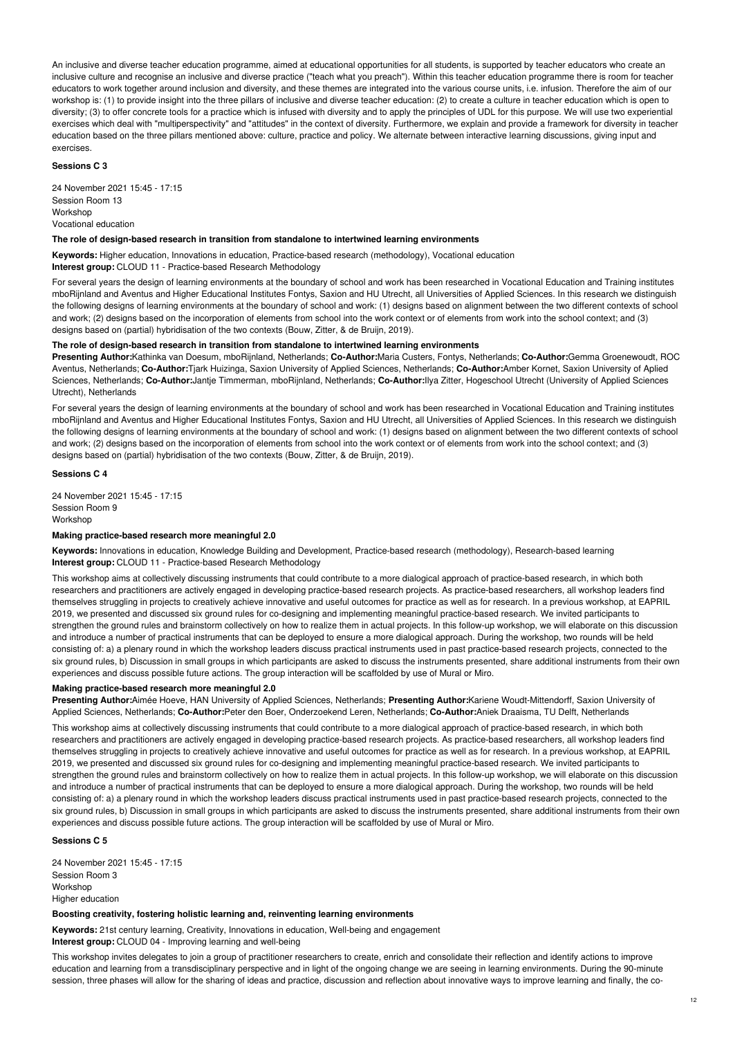An inclusive and diverse teacher education programme, aimed at educational opportunities for all students, is supported by teacher educators who create an inclusive culture and recognise an inclusive and diverse practice ("teach what you preach"). Within this teacher education programme there is room for teacher educators to work together around inclusion and diversity, and these themes are integrated into the various course units, i.e. infusion. Therefore the aim of our workshop is: (1) to provide insight into the three pillars of inclusive and diverse teacher education: (2) to create a culture in teacher education which is open to diversity; (3) to offer concrete tools for a practice which is infused with diversity and to apply the principles of UDL for this purpose. We will use two experiential exercises which deal with "multiperspectivity" and "attitudes" in the context of diversity. Furthermore, we explain and provide a framework for diversity in teacher education based on the three pillars mentioned above: culture, practice and policy. We alternate between interactive learning discussions, giving input and exercises.

### Sessions C 3

24 November 2021 15:45 - 17:15
Session Room 13
Workshop
Vocational education

#### The role of design-based research in transition from standalone to intertwined learning environments

**Keywords:** Higher education, Innovations in education, Practice-based research (methodology), Vocational education
**Interest group:** CLOUD 11 - Practice-based Research Methodology

For several years the design of learning environments at the boundary of school and work has been researched in Vocational Education and Training institutes mboRijnland and Aventus and Higher Educational Institutes Fontys, Saxion and HU Utrecht, all Universities of Applied Sciences. In this research we distinguish the following designs of learning environments at the boundary of school and work: (1) designs based on alignment between the two different contexts of school and work; (2) designs based on the incorporation of elements from school into the work context or of elements from work into the school context; and (3) designs based on (partial) hybridisation of the two contexts (Bouw, Zitter, & de Bruijn, 2019).

#### The role of design-based research in transition from standalone to intertwined learning environments

**Presenting Author:**Kathinka van Doesum, mboRijnland, Netherlands; **Co-Author:**Maria Custers, Fontys, Netherlands; **Co-Author:**Gemma Groenewoudt, ROC Aventus, Netherlands; **Co-Author:**Tjark Huizinga, Saxion University of Applied Sciences, Netherlands; **Co-Author:**Amber Kornet, Saxion University of Aplied Sciences, Netherlands; **Co-Author:**Jantje Timmerman, mboRijnland, Netherlands; **Co-Author:**Ilya Zitter, Hogeschool Utrecht (University of Applied Sciences Utrecht), Netherlands

For several years the design of learning environments at the boundary of school and work has been researched in Vocational Education and Training institutes mboRijnland and Aventus and Higher Educational Institutes Fontys, Saxion and HU Utrecht, all Universities of Applied Sciences. In this research we distinguish the following designs of learning environments at the boundary of school and work: (1) designs based on alignment between the two different contexts of school and work; (2) designs based on the incorporation of elements from school into the work context or of elements from work into the school context; and (3) designs based on (partial) hybridisation of the two contexts (Bouw, Zitter, & de Bruijn, 2019).

### Sessions C 4

24 November 2021 15:45 - 17:15
Session Room 9
Workshop

#### Making practice-based research more meaningful 2.0

**Keywords:** Innovations in education, Knowledge Building and Development, Practice-based research (methodology), Research-based learning
**Interest group:** CLOUD 11 - Practice-based Research Methodology

This workshop aims at collectively discussing instruments that could contribute to a more dialogical approach of practice-based research, in which both researchers and practitioners are actively engaged in developing practice-based research projects. As practice-based researchers, all workshop leaders find themselves struggling in projects to creatively achieve innovative and useful outcomes for practice as well as for research. In a previous workshop, at EAPRIL 2019, we presented and discussed six ground rules for co-designing and implementing meaningful practice-based research. We invited participants to strengthen the ground rules and brainstorm collectively on how to realize them in actual projects. In this follow-up workshop, we will elaborate on this discussion and introduce a number of practical instruments that can be deployed to ensure a more dialogical approach. During the workshop, two rounds will be held consisting of: a) a plenary round in which the workshop leaders discuss practical instruments used in past practice-based research projects, connected to the six ground rules, b) Discussion in small groups in which participants are asked to discuss the instruments presented, share additional instruments from their own experiences and discuss possible future actions. The group interaction will be scaffolded by use of Mural or Miro.

#### Making practice-based research more meaningful 2.0

**Presenting Author:**Aimée Hoeve, HAN University of Applied Sciences, Netherlands; **Presenting Author:**Kariene Woudt-Mittendorff, Saxion University of Applied Sciences, Netherlands; **Co-Author:**Peter den Boer, Onderzoekend Leren, Netherlands; **Co-Author:**Aniek Draaisma, TU Delft, Netherlands

This workshop aims at collectively discussing instruments that could contribute to a more dialogical approach of practice-based research, in which both researchers and practitioners are actively engaged in developing practice-based research projects. As practice-based researchers, all workshop leaders find themselves struggling in projects to creatively achieve innovative and useful outcomes for practice as well as for research. In a previous workshop, at EAPRIL 2019, we presented and discussed six ground rules for co-designing and implementing meaningful practice-based research. We invited participants to strengthen the ground rules and brainstorm collectively on how to realize them in actual projects. In this follow-up workshop, we will elaborate on this discussion and introduce a number of practical instruments that can be deployed to ensure a more dialogical approach. During the workshop, two rounds will be held consisting of: a) a plenary round in which the workshop leaders discuss practical instruments used in past practice-based research projects, connected to the six ground rules, b) Discussion in small groups in which participants are asked to discuss the instruments presented, share additional instruments from their own experiences and discuss possible future actions. The group interaction will be scaffolded by use of Mural or Miro.

### Sessions C 5

24 November 2021 15:45 - 17:15
Session Room 3
Workshop
Higher education

#### Boosting creativity, fostering holistic learning and, reinventing learning environments

**Keywords:** 21st century learning, Creativity, Innovations in education, Well-being and engagement
**Interest group:** CLOUD 04 - Improving learning and well-being

This workshop invites delegates to join a group of practitioner researchers to create, enrich and consolidate their reflection and identify actions to improve education and learning from a transdisciplinary perspective and in light of the ongoing change we are seeing in learning environments. During the 90-minute session, three phases will allow for the sharing of ideas and practice, discussion and reflection about innovative ways to improve learning and finally, the co-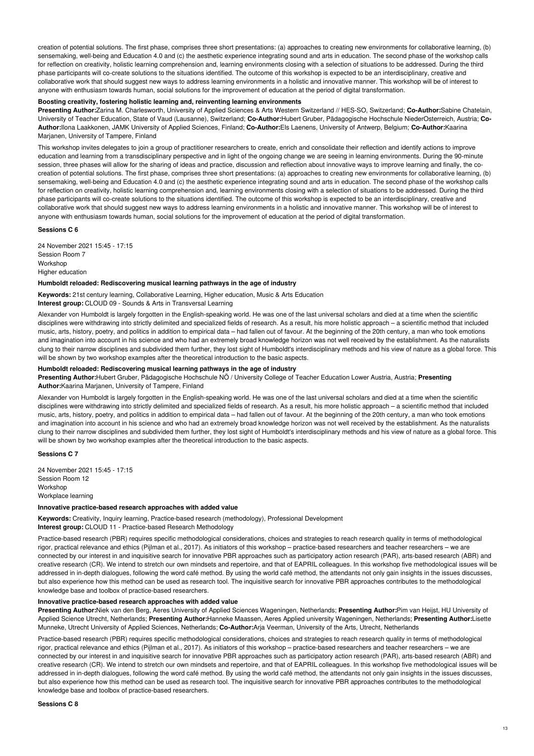creation of potential solutions. The first phase, comprises three short presentations: (a) approaches to creating new environments for collaborative learning, (b) sensemaking, well-being and Education 4.0 and (c) the aesthetic experience integrating sound and arts in education. The second phase of the workshop calls for reflection on creativity, holistic learning comprehension and, learning environments closing with a selection of situations to be addressed. During the third phase participants will co-create solutions to the situations identified. The outcome of this workshop is expected to be an interdisciplinary, creative and collaborative work that should suggest new ways to address learning environments in a holistic and innovative manner. This workshop will be of interest to anyone with enthusiasm towards human, social solutions for the improvement of education at the period of digital transformation.

**Boosting creativity, fostering holistic learning and, reinventing learning environments**

**Presenting Author:**Zarina M. Charlesworth, University of Applied Sciences & Arts Western Switzerland // HES-SO, Switzerland; **Co-Author:**Sabine Chatelain, University of Teacher Education, State of Vaud (Lausanne), Switzerland; **Co-Author:**Hubert Gruber, Pädagogische Hochschule NiederOsterreich, Austria; **Co-Author:**Ilona Laakkonen, JAMK University of Applied Sciences, Finland; **Co-Author:**Els Laenens, University of Antwerp, Belgium; **Co-Author:**Kaarina Marjanen, University of Tampere, Finland

This workshop invites delegates to join a group of practitioner researchers to create, enrich and consolidate their reflection and identify actions to improve education and learning from a transdisciplinary perspective and in light of the ongoing change we are seeing in learning environments. During the 90-minute session, three phases will allow for the sharing of ideas and practice, discussion and reflection about innovative ways to improve learning and finally, the co-creation of potential solutions. The first phase, comprises three short presentations: (a) approaches to creating new environments for collaborative learning, (b) sensemaking, well-being and Education 4.0 and (c) the aesthetic experience integrating sound and arts in education. The second phase of the workshop calls for reflection on creativity, holistic learning comprehension and, learning environments closing with a selection of situations to be addressed. During the third phase participants will co-create solutions to the situations identified. The outcome of this workshop is expected to be an interdisciplinary, creative and collaborative work that should suggest new ways to address learning environments in a holistic and innovative manner. This workshop will be of interest to anyone with enthusiasm towards human, social solutions for the improvement of education at the period of digital transformation.

**Sessions C 6**

24 November 2021 15:45 - 17:15
Session Room 7
Workshop
Higher education

**Humboldt reloaded: Rediscovering musical learning pathways in the age of industry**

**Keywords:** 21st century learning, Collaborative Learning, Higher education, Music & Arts Education
**Interest group:** CLOUD 09 - Sounds & Arts in Transversal Learning

Alexander von Humboldt is largely forgotten in the English-speaking world. He was one of the last universal scholars and died at a time when the scientific disciplines were withdrawing into strictly delimited and specialized fields of research. As a result, his more holistic approach – a scientific method that included music, arts, history, poetry, and politics in addition to empirical data – had fallen out of favour. At the beginning of the 20th century, a man who took emotions and imagination into account in his science and who had an extremely broad knowledge horizon was not well received by the establishment. As the naturalists clung to their narrow disciplines and subdivided them further, they lost sight of Humboldt's interdisciplinary methods and his view of nature as a global force. This will be shown by two workshop examples after the theoretical introduction to the basic aspects.

**Humboldt reloaded: Rediscovering musical learning pathways in the age of industry**

**Presenting Author:**Hubert Gruber, Pädagogische Hochschule NÖ / University College of Teacher Education Lower Austria, Austria; **Presenting Author:**Kaarina Marjanen, University of Tampere, Finland

Alexander von Humboldt is largely forgotten in the English-speaking world. He was one of the last universal scholars and died at a time when the scientific disciplines were withdrawing into strictly delimited and specialized fields of research. As a result, his more holistic approach – a scientific method that included music, arts, history, poetry, and politics in addition to empirical data – had fallen out of favour. At the beginning of the 20th century, a man who took emotions and imagination into account in his science and who had an extremely broad knowledge horizon was not well received by the establishment. As the naturalists clung to their narrow disciplines and subdivided them further, they lost sight of Humboldt's interdisciplinary methods and his view of nature as a global force. This will be shown by two workshop examples after the theoretical introduction to the basic aspects.

**Sessions C 7**

24 November 2021 15:45 - 17:15
Session Room 12
Workshop
Workplace learning

**Innovative practice-based research approaches with added value**

**Keywords:** Creativity, Inquiry learning, Practice-based research (methodology), Professional Development
**Interest group:** CLOUD 11 - Practice-based Research Methodology

Practice-based research (PBR) requires specific methodological considerations, choices and strategies to reach research quality in terms of methodological rigor, practical relevance and ethics (Pijlman et al., 2017). As initiators of this workshop – practice-based researchers and teacher researchers – we are connected by our interest in and inquisitive search for innovative PBR approaches such as participatory action research (PAR), arts-based research (ABR) and creative research (CR). We intend to stretch our own mindsets and repertoire, and that of EAPRIL colleagues. In this workshop five methodological issues will be addressed in in-depth dialogues, following the word café method. By using the world café method, the attendants not only gain insights in the issues discusses, but also experience how this method can be used as research tool. The inquisitive search for innovative PBR approaches contributes to the methodological knowledge base and toolbox of practice-based researchers.

**Innovative practice-based research approaches with added value**

**Presenting Author:**Niek van den Berg, Aeres University of Applied Sciences Wageningen, Netherlands; **Presenting Author:**Pim van Heijst, HU University of Applied Science Utrecht, Netherlands; **Presenting Author:**Hanneke Maassen, Aeres Applied university Wageningen, Netherlands; **Presenting Author:**Lisette Munneke, Utrecht University of Applied Sciences, Netherlands; **Co-Author:**Arja Veerman, University of the Arts, Utrecht, Netherlands

Practice-based research (PBR) requires specific methodological considerations, choices and strategies to reach research quality in terms of methodological rigor, practical relevance and ethics (Pijlman et al., 2017). As initiators of this workshop – practice-based researchers and teacher researchers – we are connected by our interest in and inquisitive search for innovative PBR approaches such as participatory action research (PAR), arts-based research (ABR) and creative research (CR). We intend to stretch our own mindsets and repertoire, and that of EAPRIL colleagues. In this workshop five methodological issues will be addressed in in-depth dialogues, following the word café method. By using the world café method, the attendants not only gain insights in the issues discusses, but also experience how this method can be used as research tool. The inquisitive search for innovative PBR approaches contributes to the methodological knowledge base and toolbox of practice-based researchers.

**Sessions C 8**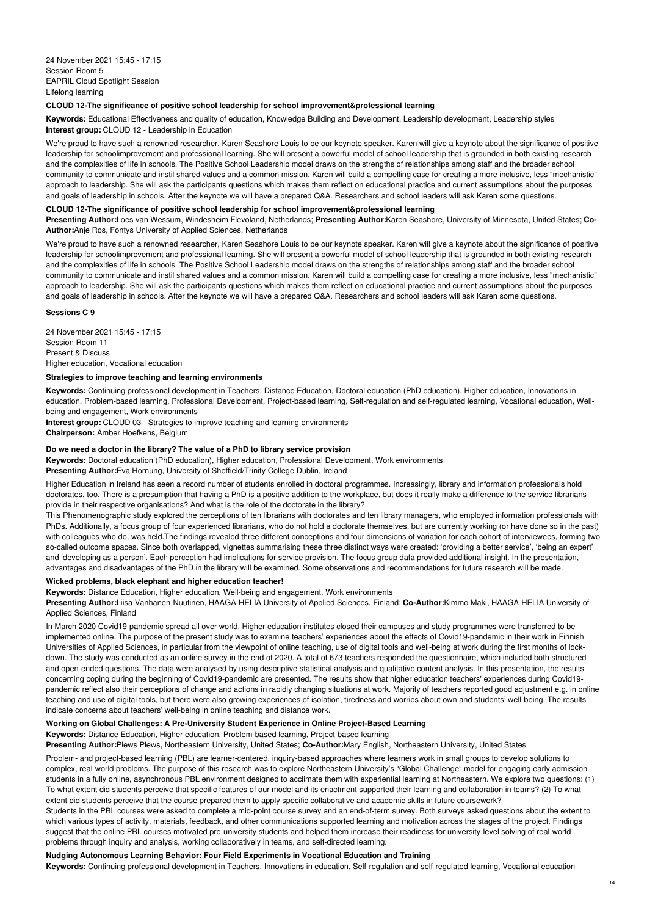24 November 2021 15:45 - 17:15
Session Room 5
EAPRIL Cloud Spotlight Session
Lifelong learning

### CLOUD 12-The significance of positive school leadership for school improvement&professional learning

**Keywords:** Educational Effectiveness and quality of education, Knowledge Building and Development, Leadership development, Leadership styles
**Interest group:** CLOUD 12 - Leadership in Education

We're proud to have such a renowned researcher, Karen Seashore Louis to be our keynote speaker. Karen will give a keynote about the significance of positive leadership for schoolimprovement and professional learning. She will present a powerful model of school leadership that is grounded in both existing research and the complexities of life in schools. The Positive School Leadership model draws on the strengths of relationships among staff and the broader school community to communicate and instil shared values and a common mission. Karen will build a compelling case for creating a more inclusive, less "mechanistic" approach to leadership. She will ask the participants questions which makes them reflect on educational practice and current assumptions about the purposes and goals of leadership in schools. After the keynote we will have a prepared Q&A. Researchers and school leaders will ask Karen some questions.

### CLOUD 12-The significance of positive school leadership for school improvement&professional learning

**Presenting Author:**Loes van Wessum, Windesheim Flevoland, Netherlands; **Presenting Author:**Karen Seashore, University of Minnesota, United States; **Co-Author:**Anje Ros, Fontys University of Applied Sciences, Netherlands

We're proud to have such a renowned researcher, Karen Seashore Louis to be our keynote speaker. Karen will give a keynote about the significance of positive leadership for schoolimprovement and professional learning. She will present a powerful model of school leadership that is grounded in both existing research and the complexities of life in schools. The Positive School Leadership model draws on the strengths of relationships among staff and the broader school community to communicate and instil shared values and a common mission. Karen will build a compelling case for creating a more inclusive, less "mechanistic" approach to leadership. She will ask the participants questions which makes them reflect on educational practice and current assumptions about the purposes and goals of leadership in schools. After the keynote we will have a prepared Q&A. Researchers and school leaders will ask Karen some questions.

## Sessions C 9

24 November 2021 15:45 - 17:15
Session Room 11
Present & Discuss
Higher education, Vocational education

### Strategies to improve teaching and learning environments

**Keywords:** Continuing professional development in Teachers, Distance Education, Doctoral education (PhD education), Higher education, Innovations in education, Problem-based learning, Professional Development, Project-based learning, Self-regulation and self-regulated learning, Vocational education, Well-being and engagement, Work environments
**Interest group:** CLOUD 03 - Strategies to improve teaching and learning environments
**Chairperson:** Amber Hoefkens, Belgium

### Do we need a doctor in the library? The value of a PhD to library service provision

**Keywords:** Doctoral education (PhD education), Higher education, Professional Development, Work environments
**Presenting Author:**Eva Hornung, University of Sheffield/Trinity College Dublin, Ireland

Higher Education in Ireland has seen a record number of students enrolled in doctoral programmes. Increasingly, library and information professionals hold doctorates, too. There is a presumption that having a PhD is a positive addition to the workplace, but does it really make a difference to the service librarians provide in their respective organisations? And what is the role of the doctorate in the library?
This Phenomenographic study explored the perceptions of ten librarians with doctorates and ten library managers, who employed information professionals with PhDs. Additionally, a focus group of four experienced librarians, who do not hold a doctorate themselves, but are currently working (or have done so in the past) with colleagues who do, was held.The findings revealed three different conceptions and four dimensions of variation for each cohort of interviewees, forming two so-called outcome spaces. Since both overlapped, vignettes summarising these three distinct ways were created: 'providing a better service', 'being an expert' and 'developing as a person'. Each perception had implications for service provision. The focus group data provided additional insight. In the presentation, advantages and disadvantages of the PhD in the library will be examined. Some observations and recommendations for future research will be made.

### Wicked problems, black elephant and higher education teacher!

**Keywords:** Distance Education, Higher education, Well-being and engagement, Work environments
**Presenting Author:**Liisa Vanhanen-Nuutinen, HAAGA-HELIA University of Applied Sciences, Finland; **Co-Author:**Kimmo Maki, HAAGA-HELIA University of Applied Sciences, Finland

In March 2020 Covid19-pandemic spread all over world. Higher education institutes closed their campuses and study programmes were transferred to be implemented online. The purpose of the present study was to examine teachers' experiences about the effects of Covid19-pandemic in their work in Finnish Universities of Applied Sciences, in particular from the viewpoint of online teaching, use of digital tools and well-being at work during the first months of lock-down. The study was conducted as an online survey in the end of 2020. A total of 673 teachers responded the questionnaire, which included both structured and open-ended questions. The data were analysed by using descriptive statistical analysis and qualitative content analysis. In this presentation, the results concerning coping during the beginning of Covid19-pandemic are presented. The results show that higher education teachers' experiences during Covid19-pandemic reflect also their perceptions of change and actions in rapidly changing situations at work. Majority of teachers reported good adjustment e.g. in online teaching and use of digital tools, but there were also growing experiences of isolation, tiredness and worries about own and students' well-being. The results indicate concerns about teachers' well-being in online teaching and distance work.

### Working on Global Challenges: A Pre-University Student Experience in Online Project-Based Learning

**Keywords:** Distance Education, Higher education, Problem-based learning, Project-based learning
**Presenting Author:**Plews Plews, Northeastern University, United States; **Co-Author:**Mary English, Northeastern University, United States

Problem- and project-based learning (PBL) are learner-centered, inquiry-based approaches where learners work in small groups to develop solutions to complex, real-world problems. The purpose of this research was to explore Northeastern University's "Global Challenge" model for engaging early admission students in a fully online, asynchronous PBL environment designed to acclimate them with experiential learning at Northeastern. We explore two questions: (1) To what extent did students perceive that specific features of our model and its enactment supported their learning and collaboration in teams? (2) To what extent did students perceive that the course prepared them to apply specific collaborative and academic skills in future coursework?
Students in the PBL courses were asked to complete a mid-point course survey and an end-of-term survey. Both surveys asked questions about the extent to which various types of activity, materials, feedback, and other communications supported learning and motivation across the stages of the project. Findings suggest that the online PBL courses motivated pre-university students and helped them increase their readiness for university-level solving of real-world problems through inquiry and analysis, working collaboratively in teams, and self-directed learning.

### Nudging Autonomous Learning Behavior: Four Field Experiments in Vocational Education and Training

**Keywords:** Continuing professional development in Teachers, Innovations in education, Self-regulation and self-regulated learning, Vocational education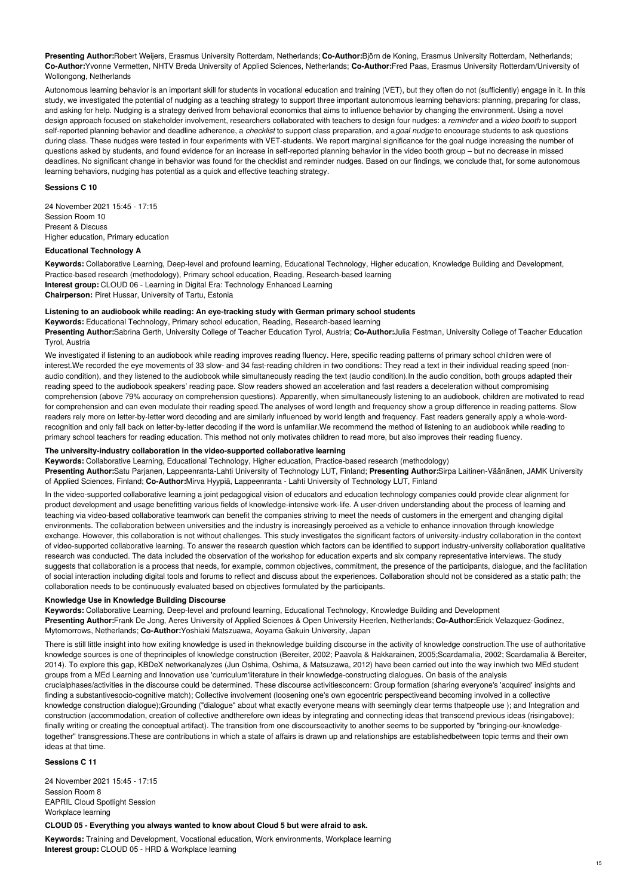**Presenting Author:**Robert Weijers, Erasmus University Rotterdam, Netherlands; **Co-Author:**Björn de Koning, Erasmus University Rotterdam, Netherlands; **Co-Author:**Yvonne Vermetten, NHTV Breda University of Applied Sciences, Netherlands; **Co-Author:**Fred Paas, Erasmus University Rotterdam/University of Wollongong, Netherlands

Autonomous learning behavior is an important skill for students in vocational education and training (VET), but they often do not (sufficiently) engage in it. In this study, we investigated the potential of nudging as a teaching strategy to support three important autonomous learning behaviors: planning, preparing for class, and asking for help. Nudging is a strategy derived from behavioral economics that aims to influence behavior by changing the environment. Using a novel design approach focused on stakeholder involvement, researchers collaborated with teachers to design four nudges: a *reminder* and a *video booth* to support self-reported planning behavior and deadline adherence, a *checklist* to support class preparation, and a*goal nudge* to encourage students to ask questions during class. These nudges were tested in four experiments with VET-students. We report marginal significance for the goal nudge increasing the number of questions asked by students, and found evidence for an increase in self-reported planning behavior in the video booth group – but no decrease in missed deadlines. No significant change in behavior was found for the checklist and reminder nudges. Based on our findings, we conclude that, for some autonomous learning behaviors, nudging has potential as a quick and effective teaching strategy.

### Sessions C 10

24 November 2021 15:45 - 17:15
Session Room 10
Present & Discuss
Higher education, Primary education

#### Educational Technology A

**Keywords:** Collaborative Learning, Deep-level and profound learning, Educational Technology, Higher education, Knowledge Building and Development, Practice-based research (methodology), Primary school education, Reading, Research-based learning
**Interest group:** CLOUD 06 - Learning in Digital Era: Technology Enhanced Learning
**Chairperson:** Piret Hussar, University of Tartu, Estonia

#### Listening to an audiobook while reading: An eye-tracking study with German primary school students

**Keywords:** Educational Technology, Primary school education, Reading, Research-based learning
**Presenting Author:**Sabrina Gerth, University College of Teacher Education Tyrol, Austria; **Co-Author:**Julia Festman, University College of Teacher Education Tyrol, Austria

We investigated if listening to an audiobook while reading improves reading fluency. Here, specific reading patterns of primary school children were of interest.We recorded the eye movements of 33 slow- and 34 fast-reading children in two conditions: They read a text in their individual reading speed (non-audio condition), and they listened to the audiobook while simultaneously reading the text (audio condition).In the audio condition, both groups adapted their reading speed to the audiobook speakers' reading pace. Slow readers showed an acceleration and fast readers a deceleration without compromising comprehension (above 79% accuracy on comprehension questions). Apparently, when simultaneously listening to an audiobook, children are motivated to read for comprehension and can even modulate their reading speed.The analyses of word length and frequency show a group difference in reading patterns. Slow readers rely more on letter-by-letter word decoding and are similarly influenced by world length and frequency. Fast readers generally apply a whole-word-recognition and only fall back on letter-by-letter decoding if the word is unfamiliar.We recommend the method of listening to an audiobook while reading to primary school teachers for reading education. This method not only motivates children to read more, but also improves their reading fluency.

#### The university-industry collaboration in the video-supported collaborative learning

**Keywords:** Collaborative Learning, Educational Technology, Higher education, Practice-based research (methodology)
**Presenting Author:**Satu Parjanen, Lappeenranta-Lahti University of Technology LUT, Finland; **Presenting Author:**Sirpa Laitinen-Väänänen, JAMK University of Applied Sciences, Finland; **Co-Author:**Mirva Hyypiä, Lappeenranta - Lahti University of Technology LUT, Finland

In the video-supported collaborative learning a joint pedagogical vision of educators and education technology companies could provide clear alignment for product development and usage benefitting various fields of knowledge-intensive work-life. A user-driven understanding about the process of learning and teaching via video-based collaborative teamwork can benefit the companies striving to meet the needs of customers in the emergent and changing digital environments. The collaboration between universities and the industry is increasingly perceived as a vehicle to enhance innovation through knowledge exchange. However, this collaboration is not without challenges. This study investigates the significant factors of university-industry collaboration in the context of video-supported collaborative learning. To answer the research question which factors can be identified to support industry-university collaboration qualitative research was conducted. The data included the observation of the workshop for education experts and six company representative interviews. The study suggests that collaboration is a process that needs, for example, common objectives, commitment, the presence of the participants, dialogue, and the facilitation of social interaction including digital tools and forums to reflect and discuss about the experiences. Collaboration should not be considered as a static path; the collaboration needs to be continuously evaluated based on objectives formulated by the participants.

#### Knowledge Use in Knowledge Building Discourse

**Keywords:** Collaborative Learning, Deep-level and profound learning, Educational Technology, Knowledge Building and Development
**Presenting Author:**Frank De Jong, Aeres University of Applied Sciences & Open University Heerlen, Netherlands; **Co-Author:**Erick Velazquez-Godinez, Mytomorrows, Netherlands; **Co-Author:**Yoshiaki Matszuawa, Aoyama Gakuin University, Japan

There is still little insight into how exiting knowledge is used in theknowledge building discourse in the activity of knowledge construction.The use of authoritative knowledge sources is one of theprinciples of knowledge construction (Bereiter, 2002; Paavola & Hakkarainen, 2005;Scardamalia, 2002; Scardamalia & Bereiter, 2014). To explore this gap, KBDeX networkanalyzes (Jun Oshima, Oshima, & Matsuzawa, 2012) have been carried out into the way inwhich two MEd student groups from a MEd Learning and Innovation use 'curriculum'literature in their knowledge-constructing dialogues. On basis of the analysis crucialphases/activities in the discourse could be determined. These discourse activitiesconcern: Group formation (sharing everyone's 'acquired' insights and finding a substantivesocio-cognitive match); Collective involvement (loosening one's own egocentric perspectiveand becoming involved in a collective knowledge construction dialogue);Grounding ("dialogue" about what exactly everyone means with seemingly clear terms thatpeople use ); and Integration and construction (accommodation, creation of collective andtherefore own ideas by integrating and connecting ideas that transcend previous ideas (risingabove); finally writing or creating the conceptual artifact). The transition from one discourseactivity to another seems to be supported by "bringing-our-knowledge-together" transgressions.These are contributions in which a state of affairs is drawn up and relationships are establishedbetween topic terms and their own ideas at that time.

### Sessions C 11

24 November 2021 15:45 - 17:15
Session Room 8
EAPRIL Cloud Spotlight Session
Workplace learning

#### CLOUD 05 - Everything you always wanted to know about Cloud 5 but were afraid to ask.

**Keywords:** Training and Development, Vocational education, Work environments, Workplace learning
**Interest group:** CLOUD 05 - HRD & Workplace learning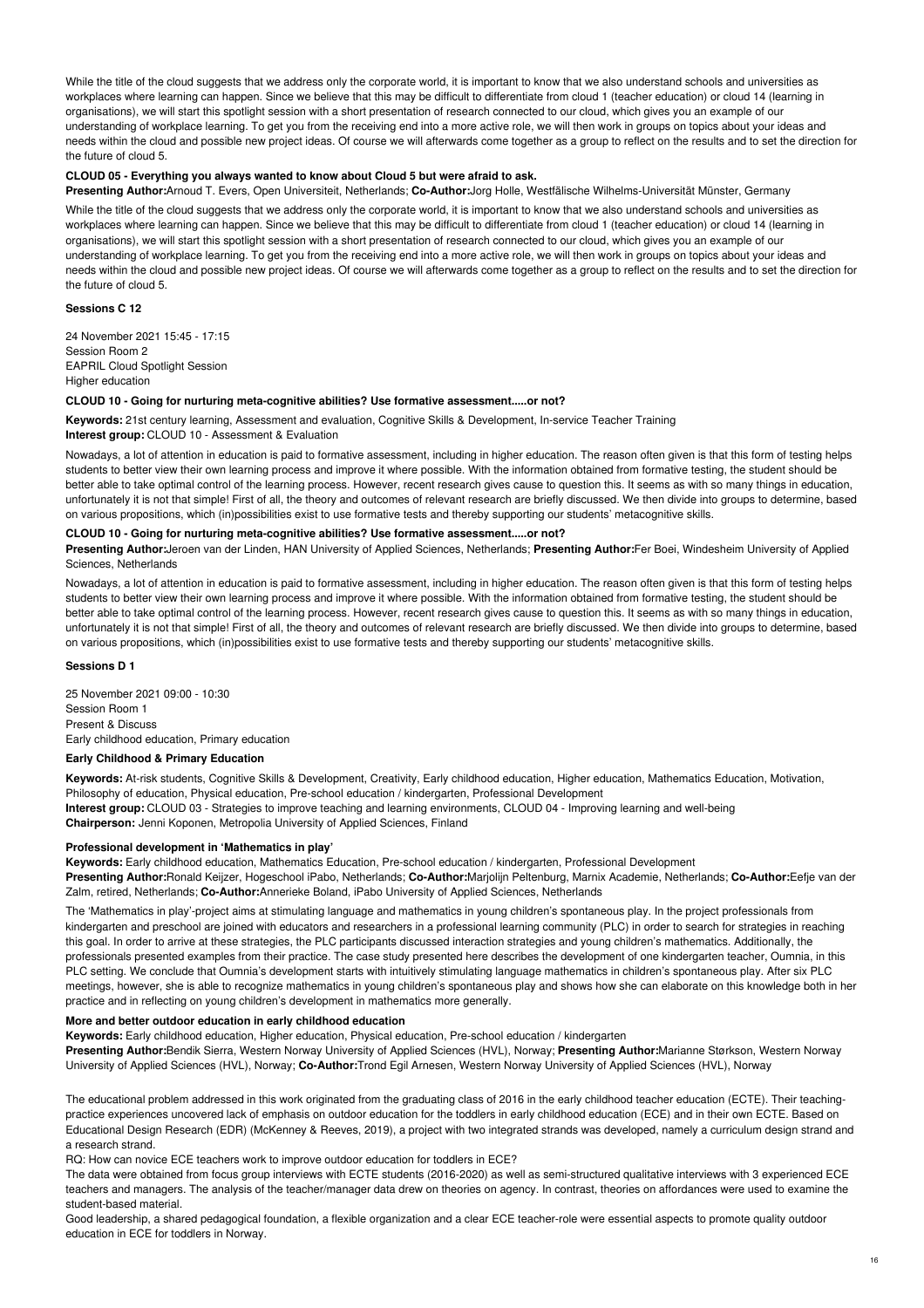While the title of the cloud suggests that we address only the corporate world, it is important to know that we also understand schools and universities as workplaces where learning can happen. Since we believe that this may be difficult to differentiate from cloud 1 (teacher education) or cloud 14 (learning in organisations), we will start this spotlight session with a short presentation of research connected to our cloud, which gives you an example of our understanding of workplace learning. To get you from the receiving end into a more active role, we will then work in groups on topics about your ideas and needs within the cloud and possible new project ideas. Of course we will afterwards come together as a group to reflect on the results and to set the direction for the future of cloud 5.

#### CLOUD 05 - Everything you always wanted to know about Cloud 5 but were afraid to ask.

**Presenting Author:**Arnoud T. Evers, Open Universiteit, Netherlands; **Co-Author:**Jorg Holle, Westfälische Wilhelms-Universität Münster, Germany

While the title of the cloud suggests that we address only the corporate world, it is important to know that we also understand schools and universities as workplaces where learning can happen. Since we believe that this may be difficult to differentiate from cloud 1 (teacher education) or cloud 14 (learning in organisations), we will start this spotlight session with a short presentation of research connected to our cloud, which gives you an example of our understanding of workplace learning. To get you from the receiving end into a more active role, we will then work in groups on topics about your ideas and needs within the cloud and possible new project ideas. Of course we will afterwards come together as a group to reflect on the results and to set the direction for the future of cloud 5.

### Sessions C 12

24 November 2021 15:45 - 17:15
Session Room 2
EAPRIL Cloud Spotlight Session
Higher education

#### CLOUD 10 - Going for nurturing meta-cognitive abilities? Use formative assessment.....or not?

**Keywords:** 21st century learning, Assessment and evaluation, Cognitive Skills & Development, In-service Teacher Training
**Interest group:** CLOUD 10 - Assessment & Evaluation

Nowadays, a lot of attention in education is paid to formative assessment, including in higher education. The reason often given is that this form of testing helps students to better view their own learning process and improve it where possible. With the information obtained from formative testing, the student should be better able to take optimal control of the learning process. However, recent research gives cause to question this. It seems as with so many things in education, unfortunately it is not that simple! First of all, the theory and outcomes of relevant research are briefly discussed. We then divide into groups to determine, based on various propositions, which (in)possibilities exist to use formative tests and thereby supporting our students' metacognitive skills.

#### CLOUD 10 - Going for nurturing meta-cognitive abilities? Use formative assessment.....or not?

**Presenting Author:**Jeroen van der Linden, HAN University of Applied Sciences, Netherlands; **Presenting Author:**Fer Boei, Windesheim University of Applied Sciences, Netherlands

Nowadays, a lot of attention in education is paid to formative assessment, including in higher education. The reason often given is that this form of testing helps students to better view their own learning process and improve it where possible. With the information obtained from formative testing, the student should be better able to take optimal control of the learning process. However, recent research gives cause to question this. It seems as with so many things in education, unfortunately it is not that simple! First of all, the theory and outcomes of relevant research are briefly discussed. We then divide into groups to determine, based on various propositions, which (in)possibilities exist to use formative tests and thereby supporting our students' metacognitive skills.

### Sessions D 1

25 November 2021 09:00 - 10:30
Session Room 1
Present & Discuss
Early childhood education, Primary education

#### Early Childhood & Primary Education

**Keywords:** At-risk students, Cognitive Skills & Development, Creativity, Early childhood education, Higher education, Mathematics Education, Motivation, Philosophy of education, Physical education, Pre-school education / kindergarten, Professional Development
**Interest group:** CLOUD 03 - Strategies to improve teaching and learning environments, CLOUD 04 - Improving learning and well-being
**Chairperson:** Jenni Koponen, Metropolia University of Applied Sciences, Finland

#### Professional development in 'Mathematics in play'

**Keywords:** Early childhood education, Mathematics Education, Pre-school education / kindergarten, Professional Development
**Presenting Author:**Ronald Keijzer, Hogeschool iPabo, Netherlands; **Co-Author:**Marjolijn Peltenburg, Marnix Academie, Netherlands; **Co-Author:**Eefje van der Zalm, retired, Netherlands; **Co-Author:**Annerieke Boland, iPabo University of Applied Sciences, Netherlands

The 'Mathematics in play'-project aims at stimulating language and mathematics in young children's spontaneous play. In the project professionals from kindergarten and preschool are joined with educators and researchers in a professional learning community (PLC) in order to search for strategies in reaching this goal. In order to arrive at these strategies, the PLC participants discussed interaction strategies and young children's mathematics. Additionally, the professionals presented examples from their practice. The case study presented here describes the development of one kindergarten teacher, Oumnia, in this PLC setting. We conclude that Oumnia's development starts with intuitively stimulating language mathematics in children's spontaneous play. After six PLC meetings, however, she is able to recognize mathematics in young children's spontaneous play and shows how she can elaborate on this knowledge both in her practice and in reflecting on young children's development in mathematics more generally.

#### More and better outdoor education in early childhood education

**Keywords:** Early childhood education, Higher education, Physical education, Pre-school education / kindergarten
**Presenting Author:**Bendik Sierra, Western Norway University of Applied Sciences (HVL), Norway; **Presenting Author:**Marianne Størkson, Western Norway University of Applied Sciences (HVL), Norway; **Co-Author:**Trond Egil Arnesen, Western Norway University of Applied Sciences (HVL), Norway

The educational problem addressed in this work originated from the graduating class of 2016 in the early childhood teacher education (ECTE). Their teaching-practice experiences uncovered lack of emphasis on outdoor education for the toddlers in early childhood education (ECE) and in their own ECTE. Based on Educational Design Research (EDR) (McKenney & Reeves, 2019), a project with two integrated strands was developed, namely a curriculum design strand and a research strand.

RQ: How can novice ECE teachers work to improve outdoor education for toddlers in ECE?

The data were obtained from focus group interviews with ECTE students (2016-2020) as well as semi-structured qualitative interviews with 3 experienced ECE teachers and managers. The analysis of the teacher/manager data drew on theories on agency. In contrast, theories on affordances were used to examine the student-based material.

Good leadership, a shared pedagogical foundation, a flexible organization and a clear ECE teacher-role were essential aspects to promote quality outdoor education in ECE for toddlers in Norway.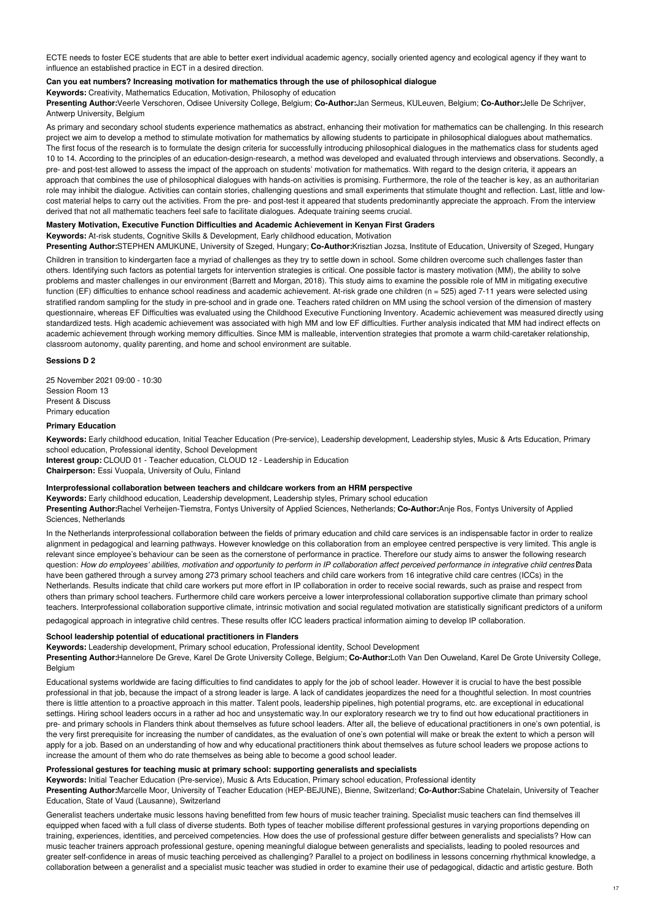ECTE needs to foster ECE students that are able to better exert individual academic agency, socially oriented agency and ecological agency if they want to influence an established practice in ECT in a desired direction.

### Can you eat numbers? Increasing motivation for mathematics through the use of philosophical dialogue

**Keywords:** Creativity, Mathematics Education, Motivation, Philosophy of education

**Presenting Author:**Veerle Verschoren, Odisee University College, Belgium; **Co-Author:**Jan Sermeus, KULeuven, Belgium; **Co-Author:**Jelle De Schrijver, Antwerp University, Belgium

As primary and secondary school students experience mathematics as abstract, enhancing their motivation for mathematics can be challenging. In this research project we aim to develop a method to stimulate motivation for mathematics by allowing students to participate in philosophical dialogues about mathematics. The first focus of the research is to formulate the design criteria for successfully introducing philosophical dialogues in the mathematics class for students aged 10 to 14. According to the principles of an education-design-research, a method was developed and evaluated through interviews and observations. Secondly, a pre- and post-test allowed to assess the impact of the approach on students' motivation for mathematics. With regard to the design criteria, it appears an approach that combines the use of philosophical dialogues with hands-on activities is promising. Furthermore, the role of the teacher is key, as an authoritarian role may inhibit the dialogue. Activities can contain stories, challenging questions and small experiments that stimulate thought and reflection. Last, little and low-cost material helps to carry out the activities. From the pre- and post-test it appeared that students predominantly appreciate the approach. From the interview derived that not all mathematic teachers feel safe to facilitate dialogues. Adequate training seems crucial.

### Mastery Motivation, Executive Function Difficulties and Academic Achievement in Kenyan First Graders

**Keywords:** At-risk students, Cognitive Skills & Development, Early childhood education, Motivation

**Presenting Author:**STEPHEN AMUKUNE, University of Szeged, Hungary; **Co-Author:**Krisztian Jozsa, Institute of Education, University of Szeged, Hungary

Children in transition to kindergarten face a myriad of challenges as they try to settle down in school. Some children overcome such challenges faster than others. Identifying such factors as potential targets for intervention strategies is critical. One possible factor is mastery motivation (MM), the ability to solve problems and master challenges in our environment (Barrett and Morgan, 2018). This study aims to examine the possible role of MM in mitigating executive function (EF) difficulties to enhance school readiness and academic achievement. At-risk grade one children (n = 525) aged 7-11 years were selected using stratified random sampling for the study in pre-school and in grade one. Teachers rated children on MM using the school version of the dimension of mastery questionnaire, whereas EF Difficulties was evaluated using the Childhood Executive Functioning Inventory. Academic achievement was measured directly using standardized tests. High academic achievement was associated with high MM and low EF difficulties. Further analysis indicated that MM had indirect effects on academic achievement through working memory difficulties. Since MM is malleable, intervention strategies that promote a warm child-caretaker relationship, classroom autonomy, quality parenting, and home and school environment are suitable.

## Sessions D 2

25 November 2021 09:00 - 10:30
Session Room 13
Present & Discuss
Primary education

### Primary Education

**Keywords:** Early childhood education, Initial Teacher Education (Pre-service), Leadership development, Leadership styles, Music & Arts Education, Primary school education, Professional identity, School Development

**Interest group:** CLOUD 01 - Teacher education, CLOUD 12 - Leadership in Education

**Chairperson:** Essi Vuopala, University of Oulu, Finland

### Interprofessional collaboration between teachers and childcare workers from an HRM perspective

**Keywords:** Early childhood education, Leadership development, Leadership styles, Primary school education

**Presenting Author:**Rachel Verheijen-Tiemstra, Fontys University of Applied Sciences, Netherlands; **Co-Author:**Anje Ros, Fontys University of Applied Sciences, Netherlands

In the Netherlands interprofessional collaboration between the fields of primary education and child care services is an indispensable factor in order to realize alignment in pedagogical and learning pathways. However knowledge on this collaboration from an employee centred perspective is very limited. This angle is relevant since employee's behaviour can be seen as the cornerstone of performance in practice. Therefore our study aims to answer the following research question: *How do employees' abilities, motivation and opportunity to perform in IP collaboration affect perceived performance in integrative child centres?* Data have been gathered through a survey among 273 primary school teachers and child care workers from 16 integrative child care centres (ICCs) in the Netherlands. Results indicate that child care workers put more effort in IP collaboration in order to receive social rewards, such as praise and respect from others than primary school teachers. Furthermore child care workers perceive a lower interprofessional collaboration supportive climate than primary school teachers. Interprofessional collaboration supportive climate, intrinsic motivation and social regulated motivation are statistically significant predictors of a uniform pedagogical approach in integrative child centres. These results offer ICC leaders practical information aiming to develop IP collaboration.

### School leadership potential of educational practitioners in Flanders

**Keywords:** Leadership development, Primary school education, Professional identity, School Development

**Presenting Author:**Hannelore De Greve, Karel De Grote University College, Belgium; **Co-Author:**Loth Van Den Ouweland, Karel De Grote University College, Belgium

Educational systems worldwide are facing difficulties to find candidates to apply for the job of school leader. However it is crucial to have the best possible professional in that job, because the impact of a strong leader is large. A lack of candidates jeopardizes the need for a thoughtful selection. In most countries there is little attention to a proactive approach in this matter. Talent pools, leadership pipelines, high potential programs, etc. are exceptional in educational settings. Hiring school leaders occurs in a rather ad hoc and unsystematic way.In our exploratory research we try to find out how educational practitioners in pre- and primary schools in Flanders think about themselves as future school leaders. After all, the believe of educational practitioners in one's own potential, is the very first prerequisite for increasing the number of candidates, as the evaluation of one's own potential will make or break the extent to which a person will apply for a job. Based on an understanding of how and why educational practitioners think about themselves as future school leaders we propose actions to increase the amount of them who do rate themselves as being able to become a good school leader.

### Professional gestures for teaching music at primary school: supporting generalists and specialists

**Keywords:** Initial Teacher Education (Pre-service), Music & Arts Education, Primary school education, Professional identity

**Presenting Author:**Marcelle Moor, University of Teacher Education (HEP-BEJUNE), Bienne, Switzerland; **Co-Author:**Sabine Chatelain, University of Teacher Education, State of Vaud (Lausanne), Switzerland

Generalist teachers undertake music lessons having benefitted from few hours of music teacher training. Specialist music teachers can find themselves ill equipped when faced with a full class of diverse students. Both types of teacher mobilise different professional gestures in varying proportions depending on training, experiences, identities, and perceived competencies. How does the use of professional gesture differ between generalists and specialists? How can music teacher trainers approach professional gesture, opening meaningful dialogue between generalists and specialists, leading to pooled resources and greater self-confidence in areas of music teaching perceived as challenging? Parallel to a project on bodiliness in lessons concerning rhythmical knowledge, a collaboration between a generalist and a specialist music teacher was studied in order to examine their use of pedagogical, didactic and artistic gesture. Both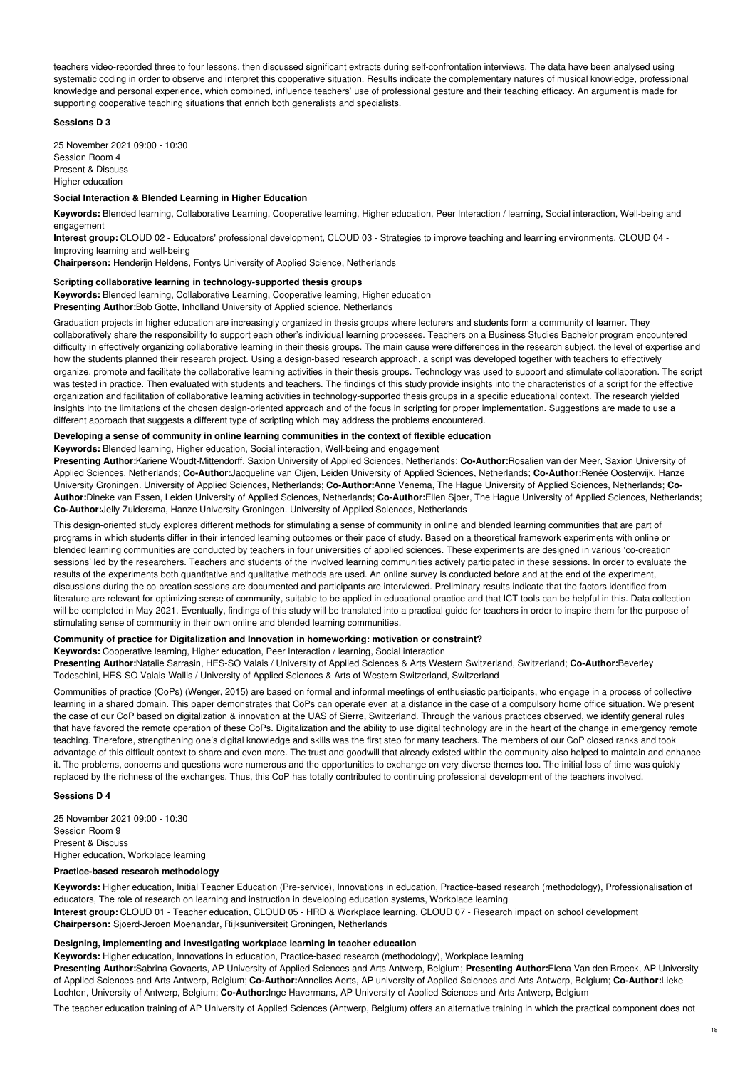teachers video-recorded three to four lessons, then discussed significant extracts during self-confrontation interviews. The data have been analysed using systematic coding in order to observe and interpret this cooperative situation. Results indicate the complementary natures of musical knowledge, professional knowledge and personal experience, which combined, influence teachers' use of professional gesture and their teaching efficacy. An argument is made for supporting cooperative teaching situations that enrich both generalists and specialists.

**Sessions D 3**

25 November 2021 09:00 - 10:30
Session Room 4
Present & Discuss
Higher education

### Social Interaction & Blended Learning in Higher Education

**Keywords:** Blended learning, Collaborative Learning, Cooperative learning, Higher education, Peer Interaction / learning, Social interaction, Well-being and engagement
**Interest group:** CLOUD 02 - Educators' professional development, CLOUD 03 - Strategies to improve teaching and learning environments, CLOUD 04 - Improving learning and well-being
**Chairperson:** Henderijn Heldens, Fontys University of Applied Science, Netherlands

#### Scripting collaborative learning in technology-supported thesis groups

**Keywords:** Blended learning, Collaborative Learning, Cooperative learning, Higher education
**Presenting Author:**Bob Gotte, Inholland University of Applied science, Netherlands

Graduation projects in higher education are increasingly organized in thesis groups where lecturers and students form a community of learner. They collaboratively share the responsibility to support each other's individual learning processes. Teachers on a Business Studies Bachelor program encountered difficulty in effectively organizing collaborative learning in their thesis groups. The main cause were differences in the research subject, the level of expertise and how the students planned their research project. Using a design-based research approach, a script was developed together with teachers to effectively organize, promote and facilitate the collaborative learning activities in their thesis groups. Technology was used to support and stimulate collaboration. The script was tested in practice. Then evaluated with students and teachers. The findings of this study provide insights into the characteristics of a script for the effective organization and facilitation of collaborative learning activities in technology-supported thesis groups in a specific educational context. The research yielded insights into the limitations of the chosen design-oriented approach and of the focus in scripting for proper implementation. Suggestions are made to use a different approach that suggests a different type of scripting which may address the problems encountered.

#### Developing a sense of community in online learning communities in the context of flexible education

**Keywords:** Blended learning, Higher education, Social interaction, Well-being and engagement
**Presenting Author:**Kariene Woudt-Mittendorff, Saxion University of Applied Sciences, Netherlands; **Co-Author:**Rosalien van der Meer, Saxion University of Applied Sciences, Netherlands; **Co-Author:**Jacqueline van Oijen, Leiden University of Applied Sciences, Netherlands; **Co-Author:**Renée Oosterwijk, Hanze University Groningen. University of Applied Sciences, Netherlands; **Co-Author:**Anne Venema, The Hague University of Applied Sciences, Netherlands; **Co-Author:**Dineke van Essen, Leiden University of Applied Sciences, Netherlands; **Co-Author:**Ellen Sjoer, The Hague University of Applied Sciences, Netherlands; **Co-Author:**Jelly Zuidersma, Hanze University Groningen. University of Applied Sciences, Netherlands

This design-oriented study explores different methods for stimulating a sense of community in online and blended learning communities that are part of programs in which students differ in their intended learning outcomes or their pace of study. Based on a theoretical framework experiments with online or blended learning communities are conducted by teachers in four universities of applied sciences. These experiments are designed in various 'co-creation sessions' led by the researchers. Teachers and students of the involved learning communities actively participated in these sessions. In order to evaluate the results of the experiments both quantitative and qualitative methods are used. An online survey is conducted before and at the end of the experiment, discussions during the co-creation sessions are documented and participants are interviewed. Preliminary results indicate that the factors identified from literature are relevant for optimizing sense of community, suitable to be applied in educational practice and that ICT tools can be helpful in this. Data collection will be completed in May 2021. Eventually, findings of this study will be translated into a practical guide for teachers in order to inspire them for the purpose of stimulating sense of community in their own online and blended learning communities.

#### Community of practice for Digitalization and Innovation in homeworking: motivation or constraint?

**Keywords:** Cooperative learning, Higher education, Peer Interaction / learning, Social interaction
**Presenting Author:**Natalie Sarrasin, HES-SO Valais / University of Applied Sciences & Arts Western Switzerland, Switzerland; **Co-Author:**Beverley Todeschini, HES-SO Valais-Wallis / University of Applied Sciences & Arts of Western Switzerland, Switzerland

Communities of practice (CoPs) (Wenger, 2015) are based on formal and informal meetings of enthusiastic participants, who engage in a process of collective learning in a shared domain. This paper demonstrates that CoPs can operate even at a distance in the case of a compulsory home office situation. We present the case of our CoP based on digitalization & innovation at the UAS of Sierre, Switzerland. Through the various practices observed, we identify general rules that have favored the remote operation of these CoPs. Digitalization and the ability to use digital technology are in the heart of the change in emergency remote teaching. Therefore, strengthening one's digital knowledge and skills was the first step for many teachers. The members of our CoP closed ranks and took advantage of this difficult context to share and even more. The trust and goodwill that already existed within the community also helped to maintain and enhance it. The problems, concerns and questions were numerous and the opportunities to exchange on very diverse themes too. The initial loss of time was quickly replaced by the richness of the exchanges. Thus, this CoP has totally contributed to continuing professional development of the teachers involved.

**Sessions D 4**

25 November 2021 09:00 - 10:30
Session Room 9
Present & Discuss
Higher education, Workplace learning

### Practice-based research methodology

**Keywords:** Higher education, Initial Teacher Education (Pre-service), Innovations in education, Practice-based research (methodology), Professionalisation of educators, The role of research on learning and instruction in developing education systems, Workplace learning
**Interest group:** CLOUD 01 - Teacher education, CLOUD 05 - HRD & Workplace learning, CLOUD 07 - Research impact on school development
**Chairperson:** Sjoerd-Jeroen Moenandar, Rijksuniversiteit Groningen, Netherlands

#### Designing, implementing and investigating workplace learning in teacher education

**Keywords:** Higher education, Innovations in education, Practice-based research (methodology), Workplace learning
**Presenting Author:**Sabrina Govaerts, AP University of Applied Sciences and Arts Antwerp, Belgium; **Presenting Author:**Elena Van den Broeck, AP University of Applied Sciences and Arts Antwerp, Belgium; **Co-Author:**Annelies Aerts, AP university of Applied Sciences and Arts Antwerp, Belgium; **Co-Author:**Lieke Lochten, University of Antwerp, Belgium; **Co-Author:**Inge Havermans, AP University of Applied Sciences and Arts Antwerp, Belgium

The teacher education training of AP University of Applied Sciences (Antwerp, Belgium) offers an alternative training in which the practical component does not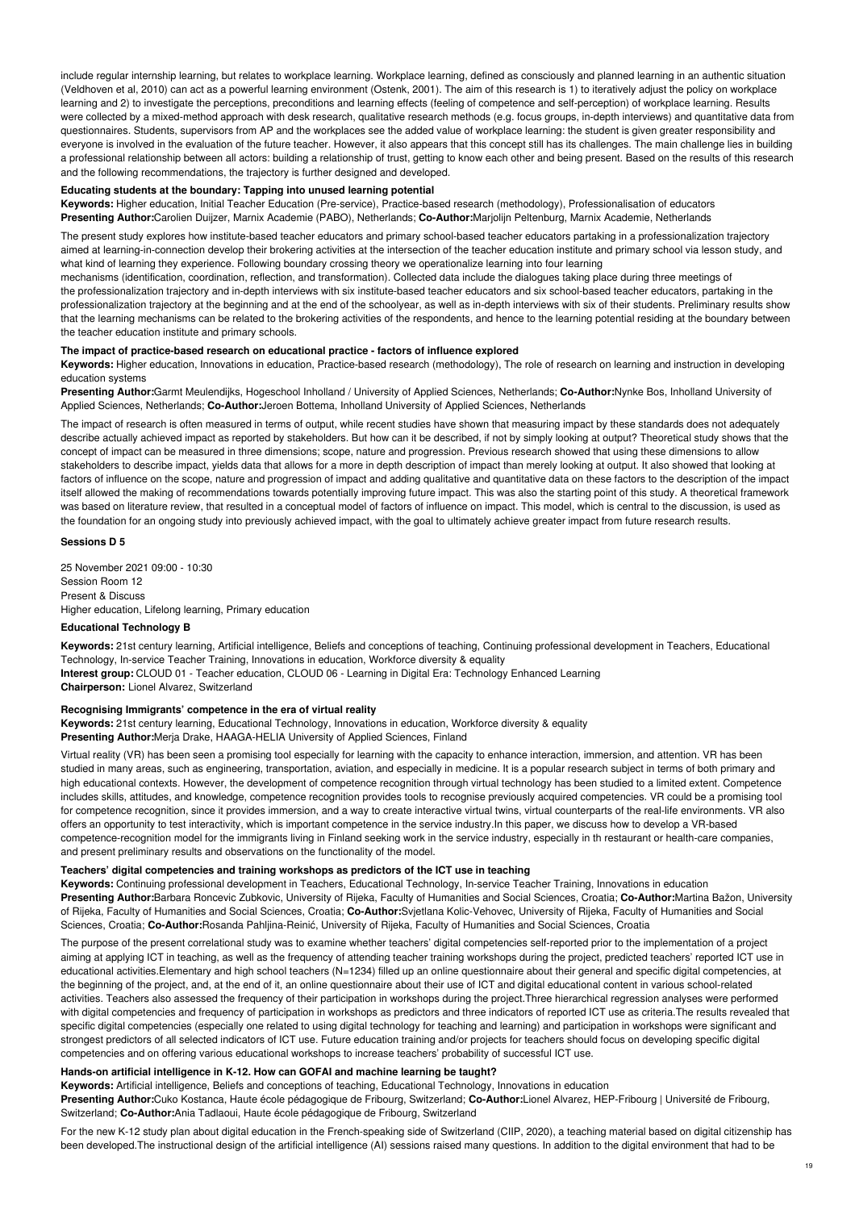include regular internship learning, but relates to workplace learning. Workplace learning, defined as consciously and planned learning in an authentic situation (Veldhoven et al, 2010) can act as a powerful learning environment (Ostenk, 2001). The aim of this research is 1) to iteratively adjust the policy on workplace learning and 2) to investigate the perceptions, preconditions and learning effects (feeling of competence and self-perception) of workplace learning. Results were collected by a mixed-method approach with desk research, qualitative research methods (e.g. focus groups, in-depth interviews) and quantitative data from questionnaires. Students, supervisors from AP and the workplaces see the added value of workplace learning: the student is given greater responsibility and everyone is involved in the evaluation of the future teacher. However, it also appears that this concept still has its challenges. The main challenge lies in building a professional relationship between all actors: building a relationship of trust, getting to know each other and being present. Based on the results of this research and the following recommendations, the trajectory is further designed and developed.

### Educating students at the boundary: Tapping into unused learning potential

**Keywords:** Higher education, Initial Teacher Education (Pre-service), Practice-based research (methodology), Professionalisation of educators
**Presenting Author:**Carolien Duijzer, Marnix Academie (PABO), Netherlands; **Co-Author:**Marjolijn Peltenburg, Marnix Academie, Netherlands

The present study explores how institute-based teacher educators and primary school-based teacher educators partaking in a professionalization trajectory aimed at learning-in-connection develop their brokering activities at the intersection of the teacher education institute and primary school via lesson study, and what kind of learning they experience. Following boundary crossing theory we operationalize learning into four learning mechanisms (identification, coordination, reflection, and transformation). Collected data include the dialogues taking place during three meetings of the professionalization trajectory and in-depth interviews with six institute-based teacher educators and six school-based teacher educators, partaking in the professionalization trajectory at the beginning and at the end of the schoolyear, as well as in-depth interviews with six of their students. Preliminary results show that the learning mechanisms can be related to the brokering activities of the respondents, and hence to the learning potential residing at the boundary between the teacher education institute and primary schools.

### The impact of practice-based research on educational practice - factors of influence explored

**Keywords:** Higher education, Innovations in education, Practice-based research (methodology), The role of research on learning and instruction in developing education systems
**Presenting Author:**Garmt Meulendijks, Hogeschool Inholland / University of Applied Sciences, Netherlands; **Co-Author:**Nynke Bos, Inholland University of Applied Sciences, Netherlands; **Co-Author:**Jeroen Bottema, Inholland University of Applied Sciences, Netherlands

The impact of research is often measured in terms of output, while recent studies have shown that measuring impact by these standards does not adequately describe actually achieved impact as reported by stakeholders. But how can it be described, if not by simply looking at output? Theoretical study shows that the concept of impact can be measured in three dimensions; scope, nature and progression. Previous research showed that using these dimensions to allow stakeholders to describe impact, yields data that allows for a more in depth description of impact than merely looking at output. It also showed that looking at factors of influence on the scope, nature and progression of impact and adding qualitative and quantitative data on these factors to the description of the impact itself allowed the making of recommendations towards potentially improving future impact. This was also the starting point of this study. A theoretical framework was based on literature review, that resulted in a conceptual model of factors of influence on impact. This model, which is central to the discussion, is used as the foundation for an ongoing study into previously achieved impact, with the goal to ultimately achieve greater impact from future research results.

## Sessions D 5

25 November 2021 09:00 - 10:30
Session Room 12
Present & Discuss
Higher education, Lifelong learning, Primary education

### Educational Technology B

**Keywords:** 21st century learning, Artificial intelligence, Beliefs and conceptions of teaching, Continuing professional development in Teachers, Educational Technology, In-service Teacher Training, Innovations in education, Workforce diversity & equality
**Interest group:** CLOUD 01 - Teacher education, CLOUD 06 - Learning in Digital Era: Technology Enhanced Learning
**Chairperson:** Lionel Alvarez, Switzerland

### Recognising Immigrants' competence in the era of virtual reality

**Keywords:** 21st century learning, Educational Technology, Innovations in education, Workforce diversity & equality
**Presenting Author:**Merja Drake, HAAGA-HELIA University of Applied Sciences, Finland

Virtual reality (VR) has been seen a promising tool especially for learning with the capacity to enhance interaction, immersion, and attention. VR has been studied in many areas, such as engineering, transportation, aviation, and especially in medicine. It is a popular research subject in terms of both primary and high educational contexts. However, the development of competence recognition through virtual technology has been studied to a limited extent. Competence includes skills, attitudes, and knowledge, competence recognition provides tools to recognise previously acquired competencies. VR could be a promising tool for competence recognition, since it provides immersion, and a way to create interactive virtual twins, virtual counterparts of the real-life environments. VR also offers an opportunity to test interactivity, which is important competence in the service industry.In this paper, we discuss how to develop a VR-based competence-recognition model for the immigrants living in Finland seeking work in the service industry, especially in th restaurant or health-care companies, and present preliminary results and observations on the functionality of the model.

### Teachers' digital competencies and training workshops as predictors of the ICT use in teaching

**Keywords:** Continuing professional development in Teachers, Educational Technology, In-service Teacher Training, Innovations in education
**Presenting Author:**Barbara Roncevic Zubkovic, University of Rijeka, Faculty of Humanities and Social Sciences, Croatia; **Co-Author:**Martina Bažon, University of Rijeka, Faculty of Humanities and Social Sciences, Croatia; **Co-Author:**Svjetlana Kolic-Vehovec, University of Rijeka, Faculty of Humanities and Social Sciences, Croatia; **Co-Author:**Rosanda Pahljina-Reinić, University of Rijeka, Faculty of Humanities and Social Sciences, Croatia

The purpose of the present correlational study was to examine whether teachers' digital competencies self-reported prior to the implementation of a project aiming at applying ICT in teaching, as well as the frequency of attending teacher training workshops during the project, predicted teachers' reported ICT use in educational activities.Elementary and high school teachers (N=1234) filled up an online questionnaire about their general and specific digital competencies, at the beginning of the project, and, at the end of it, an online questionnaire about their use of ICT and digital educational content in various school-related activities. Teachers also assessed the frequency of their participation in workshops during the project.Three hierarchical regression analyses were performed with digital competencies and frequency of participation in workshops as predictors and three indicators of reported ICT use as criteria.The results revealed that specific digital competencies (especially one related to using digital technology for teaching and learning) and participation in workshops were significant and strongest predictors of all selected indicators of ICT use. Future education training and/or projects for teachers should focus on developing specific digital competencies and on offering various educational workshops to increase teachers' probability of successful ICT use.

### Hands-on artificial intelligence in K-12. How can GOFAI and machine learning be taught?

**Keywords:** Artificial intelligence, Beliefs and conceptions of teaching, Educational Technology, Innovations in education
**Presenting Author:**Cuko Kostanca, Haute école pédagogique de Fribourg, Switzerland; **Co-Author:**Lionel Alvarez, HEP-Fribourg | Université de Fribourg, Switzerland; **Co-Author:**Ania Tadlaoui, Haute école pédagogique de Fribourg, Switzerland

For the new K-12 study plan about digital education in the French-speaking side of Switzerland (CIIP, 2020), a teaching material based on digital citizenship has been developed.The instructional design of the artificial intelligence (AI) sessions raised many questions. In addition to the digital environment that had to be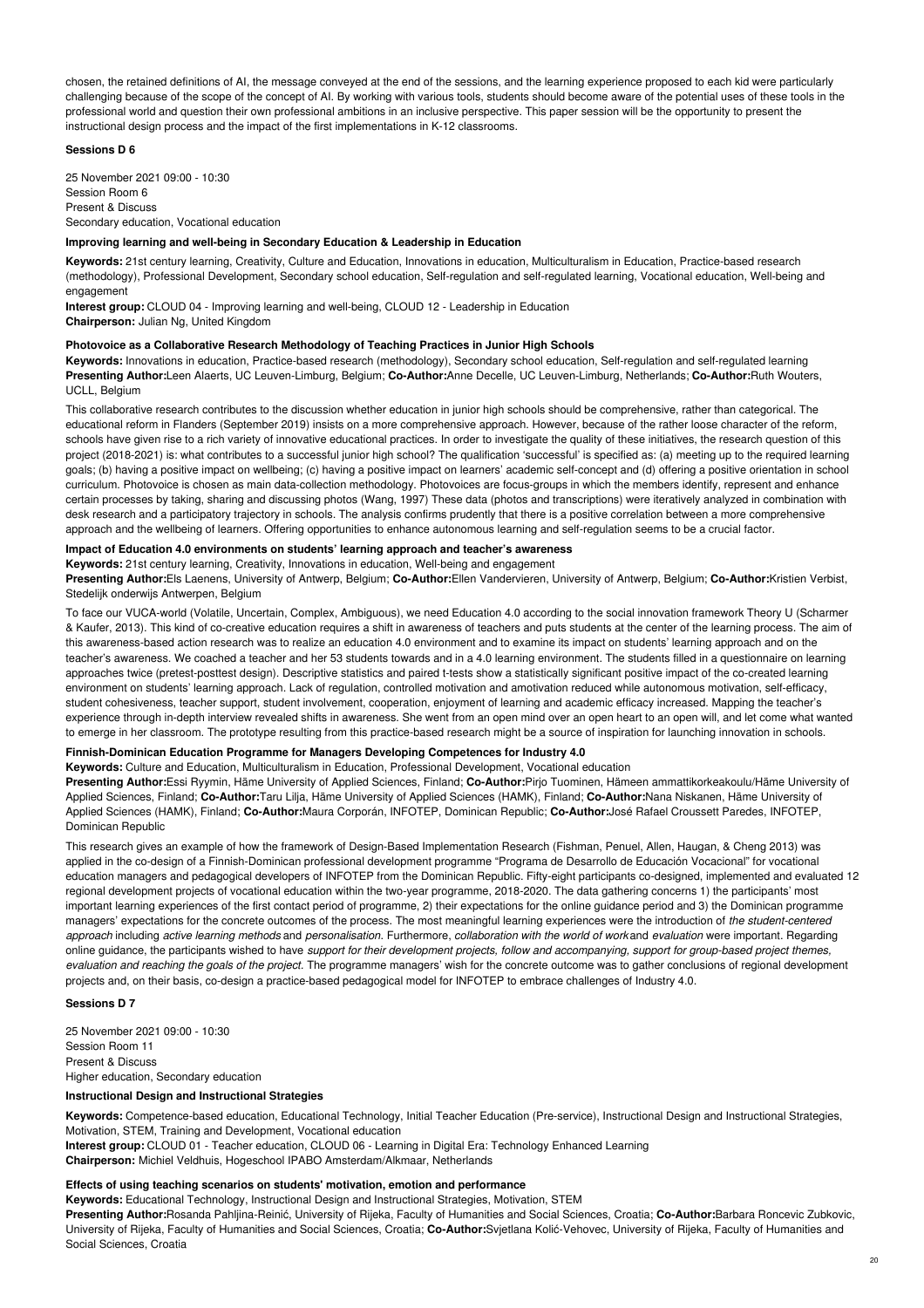chosen, the retained definitions of AI, the message conveyed at the end of the sessions, and the learning experience proposed to each kid were particularly challenging because of the scope of the concept of AI. By working with various tools, students should become aware of the potential uses of these tools in the professional world and question their own professional ambitions in an inclusive perspective. This paper session will be the opportunity to present the instructional design process and the impact of the first implementations in K-12 classrooms.

### Sessions D 6

25 November 2021 09:00 - 10:30
Session Room 6
Present & Discuss
Secondary education, Vocational education

#### Improving learning and well-being in Secondary Education & Leadership in Education

**Keywords:** 21st century learning, Creativity, Culture and Education, Innovations in education, Multiculturalism in Education, Practice-based research (methodology), Professional Development, Secondary school education, Self-regulation and self-regulated learning, Vocational education, Well-being and engagement
**Interest group:** CLOUD 04 - Improving learning and well-being, CLOUD 12 - Leadership in Education
**Chairperson:** Julian Ng, United Kingdom

#### Photovoice as a Collaborative Research Methodology of Teaching Practices in Junior High Schools

**Keywords:** Innovations in education, Practice-based research (methodology), Secondary school education, Self-regulation and self-regulated learning
**Presenting Author:**Leen Alaerts, UC Leuven-Limburg, Belgium; **Co-Author:**Anne Decelle, UC Leuven-Limburg, Netherlands; **Co-Author:**Ruth Wouters, UCLL, Belgium

This collaborative research contributes to the discussion whether education in junior high schools should be comprehensive, rather than categorical. The educational reform in Flanders (September 2019) insists on a more comprehensive approach. However, because of the rather loose character of the reform, schools have given rise to a rich variety of innovative educational practices. In order to investigate the quality of these initiatives, the research question of this project (2018-2021) is: what contributes to a successful junior high school? The qualification 'successful' is specified as: (a) meeting up to the required learning goals; (b) having a positive impact on wellbeing; (c) having a positive impact on learners' academic self-concept and (d) offering a positive orientation in school curriculum. Photovoice is chosen as main data-collection methodology. Photovoices are focus-groups in which the members identify, represent and enhance certain processes by taking, sharing and discussing photos (Wang, 1997) These data (photos and transcriptions) were iteratively analyzed in combination with desk research and a participatory trajectory in schools. The analysis confirms prudently that there is a positive correlation between a more comprehensive approach and the wellbeing of learners. Offering opportunities to enhance autonomous learning and self-regulation seems to be a crucial factor.

#### Impact of Education 4.0 environments on students' learning approach and teacher's awareness

**Keywords:** 21st century learning, Creativity, Innovations in education, Well-being and engagement
**Presenting Author:**Els Laenens, University of Antwerp, Belgium; **Co-Author:**Ellen Vandervieren, University of Antwerp, Belgium; **Co-Author:**Kristien Verbist, Stedelijk onderwijs Antwerpen, Belgium

To face our VUCA-world (Volatile, Uncertain, Complex, Ambiguous), we need Education 4.0 according to the social innovation framework Theory U (Scharmer & Kaufer, 2013). This kind of co-creative education requires a shift in awareness of teachers and puts students at the center of the learning process. The aim of this awareness-based action research was to realize an education 4.0 environment and to examine its impact on students' learning approach and on the teacher's awareness. We coached a teacher and her 53 students towards and in a 4.0 learning environment. The students filled in a questionnaire on learning approaches twice (pretest-posttest design). Descriptive statistics and paired t-tests show a statistically significant positive impact of the co-created learning environment on students' learning approach. Lack of regulation, controlled motivation and amotivation reduced while autonomous motivation, self-efficacy, student cohesiveness, teacher support, student involvement, cooperation, enjoyment of learning and academic efficacy increased. Mapping the teacher's experience through in-depth interview revealed shifts in awareness. She went from an open mind over an open heart to an open will, and let come what wanted to emerge in her classroom. The prototype resulting from this practice-based research might be a source of inspiration for launching innovation in schools.

#### Finnish-Dominican Education Programme for Managers Developing Competences for Industry 4.0

**Keywords:** Culture and Education, Multiculturalism in Education, Professional Development, Vocational education
**Presenting Author:**Essi Ryymin, Häme University of Applied Sciences, Finland; **Co-Author:**Pirjo Tuominen, Hämeen ammattikorkeakoulu/Häme University of Applied Sciences, Finland; **Co-Author:**Taru Lilja, Häme University of Applied Sciences (HAMK), Finland; **Co-Author:**Nana Niskanen, Häme University of Applied Sciences (HAMK), Finland; **Co-Author:**Maura Corporán, INFOTEP, Dominican Republic; **Co-Author:**José Rafael Croussett Paredes, INFOTEP, Dominican Republic

This research gives an example of how the framework of Design-Based Implementation Research (Fishman, Penuel, Allen, Haugan, & Cheng 2013) was applied in the co-design of a Finnish-Dominican professional development programme "Programa de Desarrollo de Educación Vocacional" for vocational education managers and pedagogical developers of INFOTEP from the Dominican Republic. Fifty-eight participants co-designed, implemented and evaluated 12 regional development projects of vocational education within the two-year programme, 2018-2020. The data gathering concerns 1) the participants' most important learning experiences of the first contact period of programme, 2) their expectations for the online guidance period and 3) the Dominican programme managers' expectations for the concrete outcomes of the process. The most meaningful learning experiences were the introduction of *the student-centered approach* including *active learning methods* and *personalisation*. Furthermore, *collaboration with the world of work* and *evaluation* were important. Regarding online guidance, the participants wished to have *support for their development projects, follow and accompanying, support for group-based project themes, evaluation and reaching the goals of the project*. The programme managers' wish for the concrete outcome was to gather conclusions of regional development projects and, on their basis, co-design a practice-based pedagogical model for INFOTEP to embrace challenges of Industry 4.0.

### Sessions D 7

25 November 2021 09:00 - 10:30
Session Room 11
Present & Discuss
Higher education, Secondary education

#### Instructional Design and Instructional Strategies

**Keywords:** Competence-based education, Educational Technology, Initial Teacher Education (Pre-service), Instructional Design and Instructional Strategies, Motivation, STEM, Training and Development, Vocational education
**Interest group:** CLOUD 01 - Teacher education, CLOUD 06 - Learning in Digital Era: Technology Enhanced Learning
**Chairperson:** Michiel Veldhuis, Hogeschool IPABO Amsterdam/Alkmaar, Netherlands

#### Effects of using teaching scenarios on students' motivation, emotion and performance

**Keywords:** Educational Technology, Instructional Design and Instructional Strategies, Motivation, STEM
**Presenting Author:**Rosanda Pahljina-Reinić, University of Rijeka, Faculty of Humanities and Social Sciences, Croatia; **Co-Author:**Barbara Roncevic Zubkovic, University of Rijeka, Faculty of Humanities and Social Sciences, Croatia; **Co-Author:**Svjetlana Kolić-Vehovec, University of Rijeka, Faculty of Humanities and Social Sciences, Croatia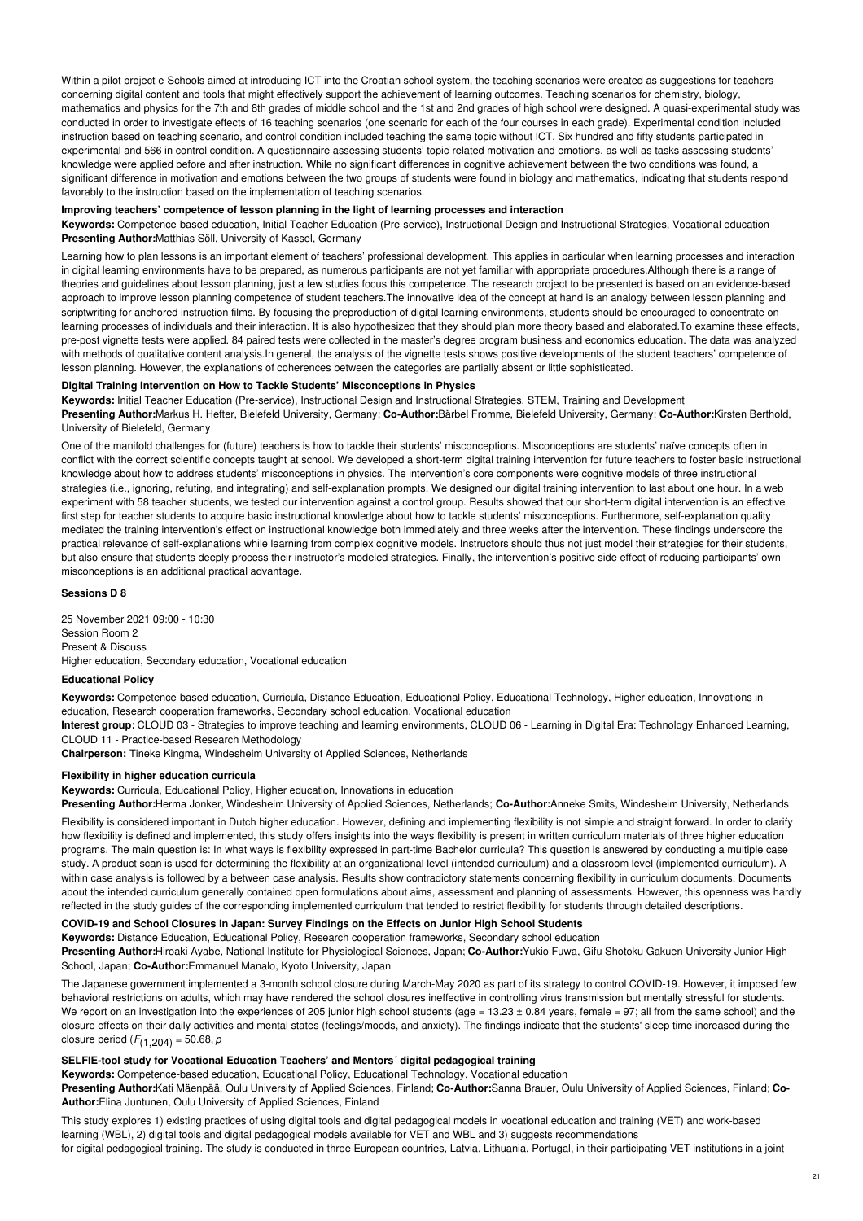Within a pilot project e-Schools aimed at introducing ICT into the Croatian school system, the teaching scenarios were created as suggestions for teachers concerning digital content and tools that might effectively support the achievement of learning outcomes. Teaching scenarios for chemistry, biology, mathematics and physics for the 7th and 8th grades of middle school and the 1st and 2nd grades of high school were designed. A quasi-experimental study was conducted in order to investigate effects of 16 teaching scenarios (one scenario for each of the four courses in each grade). Experimental condition included instruction based on teaching scenario, and control condition included teaching the same topic without ICT. Six hundred and fifty students participated in experimental and 566 in control condition. A questionnaire assessing students' topic-related motivation and emotions, as well as tasks assessing students' knowledge were applied before and after instruction. While no significant differences in cognitive achievement between the two conditions was found, a significant difference in motivation and emotions between the two groups of students were found in biology and mathematics, indicating that students respond favorably to the instruction based on the implementation of teaching scenarios.

#### Improving teachers' competence of lesson planning in the light of learning processes and interaction

**Keywords:** Competence-based education, Initial Teacher Education (Pre-service), Instructional Design and Instructional Strategies, Vocational education
**Presenting Author:**Matthias Söll, University of Kassel, Germany

Learning how to plan lessons is an important element of teachers' professional development. This applies in particular when learning processes and interaction in digital learning environments have to be prepared, as numerous participants are not yet familiar with appropriate procedures.Although there is a range of theories and guidelines about lesson planning, just a few studies focus this competence. The research project to be presented is based on an evidence-based approach to improve lesson planning competence of student teachers.The innovative idea of the concept at hand is an analogy between lesson planning and scriptwriting for anchored instruction films. By focusing the preproduction of digital learning environments, students should be encouraged to concentrate on learning processes of individuals and their interaction. It is also hypothesized that they should plan more theory based and elaborated.To examine these effects, pre-post vignette tests were applied. 84 paired tests were collected in the master's degree program business and economics education. The data was analyzed with methods of qualitative content analysis.In general, the analysis of the vignette tests shows positive developments of the student teachers' competence of lesson planning. However, the explanations of coherences between the categories are partially absent or little sophisticated.

#### Digital Training Intervention on How to Tackle Students' Misconceptions in Physics

**Keywords:** Initial Teacher Education (Pre-service), Instructional Design and Instructional Strategies, STEM, Training and Development
**Presenting Author:**Markus H. Hefter, Bielefeld University, Germany; **Co-Author:**Bärbel Fromme, Bielefeld University, Germany; **Co-Author:**Kirsten Berthold, University of Bielefeld, Germany

One of the manifold challenges for (future) teachers is how to tackle their students' misconceptions. Misconceptions are students' naïve concepts often in conflict with the correct scientific concepts taught at school. We developed a short-term digital training intervention for future teachers to foster basic instructional knowledge about how to address students' misconceptions in physics. The intervention's core components were cognitive models of three instructional strategies (i.e., ignoring, refuting, and integrating) and self-explanation prompts. We designed our digital training intervention to last about one hour. In a web experiment with 58 teacher students, we tested our intervention against a control group. Results showed that our short-term digital intervention is an effective first step for teacher students to acquire basic instructional knowledge about how to tackle students' misconceptions. Furthermore, self-explanation quality mediated the training intervention's effect on instructional knowledge both immediately and three weeks after the intervention. These findings underscore the practical relevance of self-explanations while learning from complex cognitive models. Instructors should thus not just model their strategies for their students, but also ensure that students deeply process their instructor's modeled strategies. Finally, the intervention's positive side effect of reducing participants' own misconceptions is an additional practical advantage.

### Sessions D 8

25 November 2021 09:00 - 10:30
Session Room 2
Present & Discuss
Higher education, Secondary education, Vocational education

#### Educational Policy

**Keywords:** Competence-based education, Curricula, Distance Education, Educational Policy, Educational Technology, Higher education, Innovations in education, Research cooperation frameworks, Secondary school education, Vocational education
**Interest group:** CLOUD 03 - Strategies to improve teaching and learning environments, CLOUD 06 - Learning in Digital Era: Technology Enhanced Learning, CLOUD 11 - Practice-based Research Methodology
**Chairperson:** Tineke Kingma, Windesheim University of Applied Sciences, Netherlands

#### Flexibility in higher education curricula

**Keywords:** Curricula, Educational Policy, Higher education, Innovations in education
**Presenting Author:**Herma Jonker, Windesheim University of Applied Sciences, Netherlands; **Co-Author:**Anneke Smits, Windesheim University, Netherlands

Flexibility is considered important in Dutch higher education. However, defining and implementing flexibility is not simple and straight forward. In order to clarify how flexibility is defined and implemented, this study offers insights into the ways flexibility is present in written curriculum materials of three higher education programs. The main question is: In what ways is flexibility expressed in part-time Bachelor curricula? This question is answered by conducting a multiple case study. A product scan is used for determining the flexibility at an organizational level (intended curriculum) and a classroom level (implemented curriculum). A within case analysis is followed by a between case analysis. Results show contradictory statements concerning flexibility in curriculum documents. Documents about the intended curriculum generally contained open formulations about aims, assessment and planning of assessments. However, this openness was hardly reflected in the study guides of the corresponding implemented curriculum that tended to restrict flexibility for students through detailed descriptions.

#### COVID-19 and School Closures in Japan: Survey Findings on the Effects on Junior High School Students

**Keywords:** Distance Education, Educational Policy, Research cooperation frameworks, Secondary school education
**Presenting Author:**Hiroaki Ayabe, National Institute for Physiological Sciences, Japan; **Co-Author:**Yukio Fuwa, Gifu Shotoku Gakuen University Junior High School, Japan; **Co-Author:**Emmanuel Manalo, Kyoto University, Japan

The Japanese government implemented a 3-month school closure during March-May 2020 as part of its strategy to control COVID-19. However, it imposed few behavioral restrictions on adults, which may have rendered the school closures ineffective in controlling virus transmission but mentally stressful for students. We report on an investigation into the experiences of 205 junior high school students (age = 13.23 ± 0.84 years, female = 97; all from the same school) and the closure effects on their daily activities and mental states (feelings/moods, and anxiety). The findings indicate that the students' sleep time increased during the closure period ($F_{(1,204)} = 50.68$, $p$

#### SELFIE-tool study for Vocational Education Teachers' and Mentors´ digital pedagogical training

**Keywords:** Competence-based education, Educational Policy, Educational Technology, Vocational education
**Presenting Author:**Kati Mäenpää, Oulu University of Applied Sciences, Finland; **Co-Author:**Sanna Brauer, Oulu University of Applied Sciences, Finland; **Co-Author:**Elina Juntunen, Oulu University of Applied Sciences, Finland

This study explores 1) existing practices of using digital tools and digital pedagogical models in vocational education and training (VET) and work-based learning (WBL), 2) digital tools and digital pedagogical models available for VET and WBL and 3) suggests recommendations for digital pedagogical training. The study is conducted in three European countries, Latvia, Lithuania, Portugal, in their participating VET institutions in a joint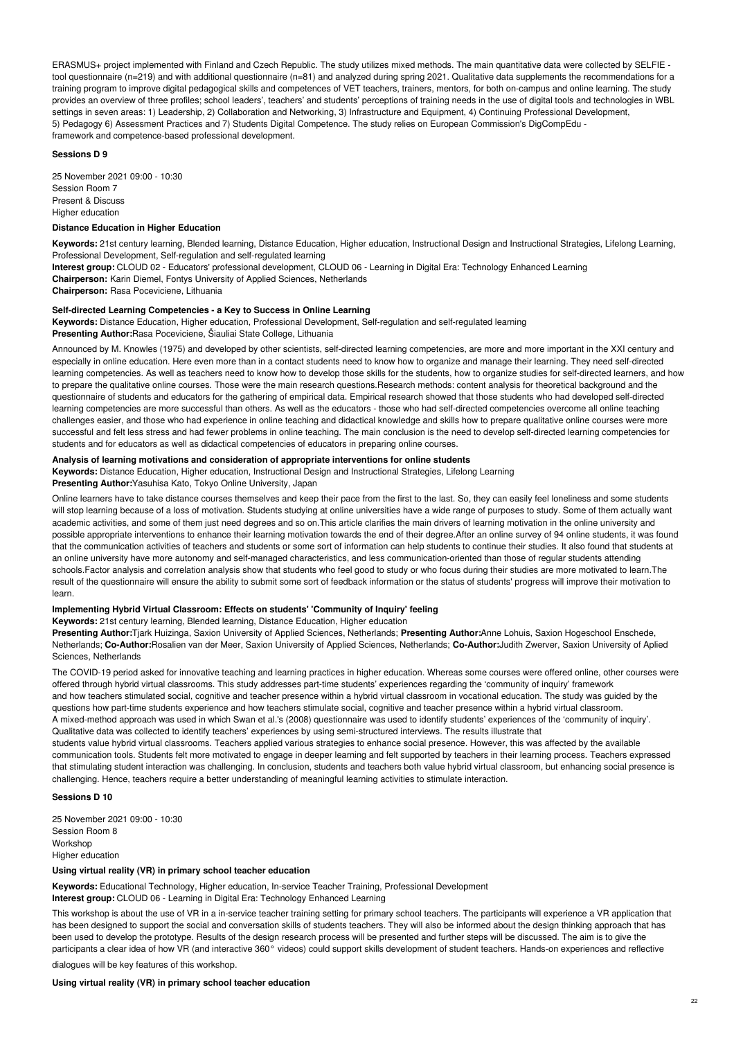ERASMUS+ project implemented with Finland and Czech Republic. The study utilizes mixed methods. The main quantitative data were collected by SELFIE - tool questionnaire (n=219) and with additional questionnaire (n=81) and analyzed during spring 2021. Qualitative data supplements the recommendations for a training program to improve digital pedagogical skills and competences of VET teachers, trainers, mentors, for both on-campus and online learning. The study provides an overview of three profiles; school leaders', teachers' and students' perceptions of training needs in the use of digital tools and technologies in WBL settings in seven areas: 1) Leadership, 2) Collaboration and Networking, 3) Infrastructure and Equipment, 4) Continuing Professional Development, 5) Pedagogy 6) Assessment Practices and 7) Students Digital Competence. The study relies on European Commission's DigCompEdu - framework and competence-based professional development.

**Sessions D 9**

25 November 2021 09:00 - 10:30
Session Room 7
Present & Discuss
Higher education

**Distance Education in Higher Education**

**Keywords:** 21st century learning, Blended learning, Distance Education, Higher education, Instructional Design and Instructional Strategies, Lifelong Learning, Professional Development, Self-regulation and self-regulated learning
**Interest group:** CLOUD 02 - Educators' professional development, CLOUD 06 - Learning in Digital Era: Technology Enhanced Learning
**Chairperson:** Karin Diemel, Fontys University of Applied Sciences, Netherlands
**Chairperson:** Rasa Poceviciene, Lithuania

**Self-directed Learning Competencies - a Key to Success in Online Learning**
**Keywords:** Distance Education, Higher education, Professional Development, Self-regulation and self-regulated learning
**Presenting Author:**Rasa Poceviciene, Šiauliai State College, Lithuania

Announced by M. Knowles (1975) and developed by other scientists, self-directed learning competencies, are more and more important in the XXI century and especially in online education. Here even more than in a contact students need to know how to organize and manage their learning. They need self-directed learning competencies. As well as teachers need to know how to develop those skills for the students, how to organize studies for self-directed learners, and how to prepare the qualitative online courses. Those were the main research questions.Research methods: content analysis for theoretical background and the questionnaire of students and educators for the gathering of empirical data. Empirical research showed that those students who had developed self-directed learning competencies are more successful than others. As well as the educators - those who had self-directed competencies overcome all online teaching challenges easier, and those who had experience in online teaching and didactical knowledge and skills how to prepare qualitative online courses were more successful and felt less stress and had fewer problems in online teaching. The main conclusion is the need to develop self-directed learning competencies for students and for educators as well as didactical competencies of educators in preparing online courses.

**Analysis of learning motivations and consideration of appropriate interventions for online students**
**Keywords:** Distance Education, Higher education, Instructional Design and Instructional Strategies, Lifelong Learning
**Presenting Author:**Yasuhisa Kato, Tokyo Online University, Japan

Online learners have to take distance courses themselves and keep their pace from the first to the last. So, they can easily feel loneliness and some students will stop learning because of a loss of motivation. Students studying at online universities have a wide range of purposes to study. Some of them actually want academic activities, and some of them just need degrees and so on.This article clarifies the main drivers of learning motivation in the online university and possible appropriate interventions to enhance their learning motivation towards the end of their degree.After an online survey of 94 online students, it was found that the communication activities of teachers and students or some sort of information can help students to continue their studies. It also found that students at an online university have more autonomy and self-managed characteristics, and less communication-oriented than those of regular students attending schools.Factor analysis and correlation analysis show that students who feel good to study or who focus during their studies are more motivated to learn.The result of the questionnaire will ensure the ability to submit some sort of feedback information or the status of students' progress will improve their motivation to learn.

**Implementing Hybrid Virtual Classroom: Effects on students' 'Community of Inquiry' feeling**
**Keywords:** 21st century learning, Blended learning, Distance Education, Higher education
**Presenting Author:**Tjark Huizinga, Saxion University of Applied Sciences, Netherlands; **Presenting Author:**Anne Lohuis, Saxion Hogeschool Enschede, Netherlands; **Co-Author:**Rosalien van der Meer, Saxion University of Applied Sciences, Netherlands; **Co-Author:**Judith Zwerver, Saxion University of Aplied Sciences, Netherlands

The COVID-19 period asked for innovative teaching and learning practices in higher education. Whereas some courses were offered online, other courses were offered through hybrid virtual classrooms. This study addresses part-time students' experiences regarding the 'community of inquiry' framework and how teachers stimulated social, cognitive and teacher presence within a hybrid virtual classroom in vocational education. The study was guided by the questions how part-time students experience and how teachers stimulate social, cognitive and teacher presence within a hybrid virtual classroom. A mixed-method approach was used in which Swan et al.'s (2008) questionnaire was used to identify students' experiences of the 'community of inquiry'. Qualitative data was collected to identify teachers' experiences by using semi-structured interviews. The results illustrate that students value hybrid virtual classrooms. Teachers applied various strategies to enhance social presence. However, this was affected by the available communication tools. Students felt more motivated to engage in deeper learning and felt supported by teachers in their learning process. Teachers expressed that stimulating student interaction was challenging. In conclusion, students and teachers both value hybrid virtual classroom, but enhancing social presence is challenging. Hence, teachers require a better understanding of meaningful learning activities to stimulate interaction.

**Sessions D 10**

25 November 2021 09:00 - 10:30
Session Room 8
Workshop
Higher education

**Using virtual reality (VR) in primary school teacher education**

**Keywords:** Educational Technology, Higher education, In-service Teacher Training, Professional Development
**Interest group:** CLOUD 06 - Learning in Digital Era: Technology Enhanced Learning

This workshop is about the use of VR in a in-service teacher training setting for primary school teachers. The participants will experience a VR application that has been designed to support the social and conversation skills of students teachers. They will also be informed about the design thinking approach that has been used to develop the prototype. Results of the design research process will be presented and further steps will be discussed. The aim is to give the participants a clear idea of how VR (and interactive 360° videos) could support skills development of student teachers. Hands-on experiences and reflective dialogues will be key features of this workshop.

**Using virtual reality (VR) in primary school teacher education**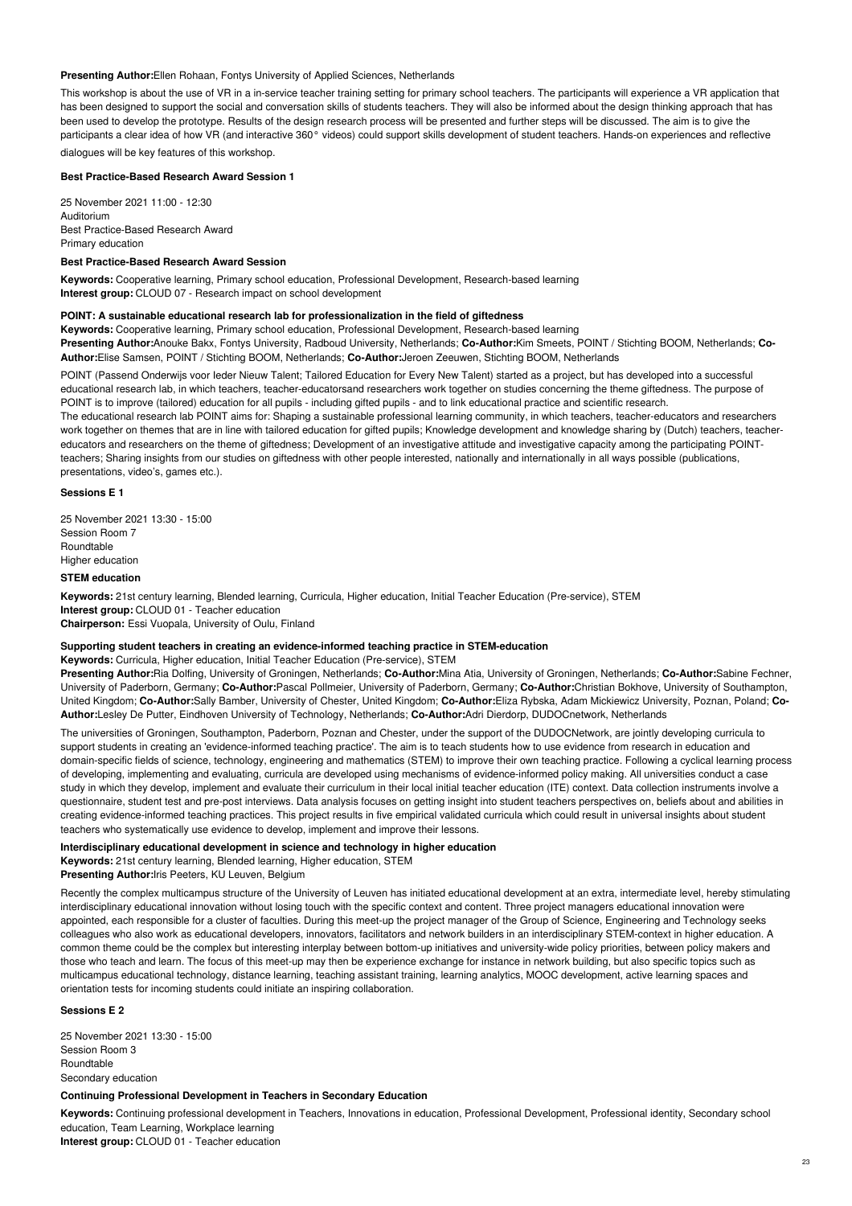**Presenting Author:**Ellen Rohaan, Fontys University of Applied Sciences, Netherlands

This workshop is about the use of VR in a in-service teacher training setting for primary school teachers. The participants will experience a VR application that has been designed to support the social and conversation skills of students teachers. They will also be informed about the design thinking approach that has been used to develop the prototype. Results of the design research process will be presented and further steps will be discussed. The aim is to give the participants a clear idea of how VR (and interactive 360° videos) could support skills development of student teachers. Hands-on experiences and reflective dialogues will be key features of this workshop.

### Best Practice-Based Research Award Session 1

25 November 2021 11:00 - 12:30
Auditorium
Best Practice-Based Research Award
Primary education

#### Best Practice-Based Research Award Session

**Keywords:** Cooperative learning, Primary school education, Professional Development, Research-based learning
**Interest group:** CLOUD 07 - Research impact on school development

#### POINT: A sustainable educational research lab for professionalization in the field of giftedness

**Keywords:** Cooperative learning, Primary school education, Professional Development, Research-based learning
**Presenting Author:**Anouke Bakx, Fontys University, Radboud University, Netherlands; **Co-Author:**Kim Smeets, POINT / Stichting BOOM, Netherlands; **Co-Author:**Elise Samsen, POINT / Stichting BOOM, Netherlands; **Co-Author:**Jeroen Zeeuwen, Stichting BOOM, Netherlands

POINT (Passend Onderwijs voor Ieder Nieuw Talent; Tailored Education for Every New Talent) started as a project, but has developed into a successful educational research lab, in which teachers, teacher-educatorsand researchers work together on studies concerning the theme giftedness. The purpose of POINT is to improve (tailored) education for all pupils - including gifted pupils - and to link educational practice and scientific research.
The educational research lab POINT aims for: Shaping a sustainable professional learning community, in which teachers, teacher-educators and researchers work together on themes that are in line with tailored education for gifted pupils; Knowledge development and knowledge sharing by (Dutch) teachers, teacher-educators and researchers on the theme of giftedness; Development of an investigative attitude and investigative capacity among the participating POINT-teachers; Sharing insights from our studies on giftedness with other people interested, nationally and internationally in all ways possible (publications, presentations, video's, games etc.).

### Sessions E 1

25 November 2021 13:30 - 15:00
Session Room 7
Roundtable
Higher education

#### STEM education

**Keywords:** 21st century learning, Blended learning, Curricula, Higher education, Initial Teacher Education (Pre-service), STEM
**Interest group:** CLOUD 01 - Teacher education
**Chairperson:** Essi Vuopala, University of Oulu, Finland

#### Supporting student teachers in creating an evidence-informed teaching practice in STEM-education

**Keywords:** Curricula, Higher education, Initial Teacher Education (Pre-service), STEM
**Presenting Author:**Ria Dolfing, University of Groningen, Netherlands; **Co-Author:**Mina Atia, University of Groningen, Netherlands; **Co-Author:**Sabine Fechner, University of Paderborn, Germany; **Co-Author:**Pascal Pollmeier, University of Paderborn, Germany; **Co-Author:**Christian Bokhove, University of Southampton, United Kingdom; **Co-Author:**Sally Bamber, University of Chester, United Kingdom; **Co-Author:**Eliza Rybska, Adam Mickiewicz University, Poznan, Poland; **Co-Author:**Lesley De Putter, Eindhoven University of Technology, Netherlands; **Co-Author:**Adri Dierdorp, DUDOCnetwork, Netherlands

The universities of Groningen, Southampton, Paderborn, Poznan and Chester, under the support of the DUDOCNetwork, are jointly developing curricula to support students in creating an 'evidence-informed teaching practice'. The aim is to teach students how to use evidence from research in education and domain-specific fields of science, technology, engineering and mathematics (STEM) to improve their own teaching practice. Following a cyclical learning process of developing, implementing and evaluating, curricula are developed using mechanisms of evidence-informed policy making. All universities conduct a case study in which they develop, implement and evaluate their curriculum in their local initial teacher education (ITE) context. Data collection instruments involve a questionnaire, student test and pre-post interviews. Data analysis focuses on getting insight into student teachers perspectives on, beliefs about and abilities in creating evidence-informed teaching practices. This project results in five empirical validated curricula which could result in universal insights about student teachers who systematically use evidence to develop, implement and improve their lessons.

#### Interdisciplinary educational development in science and technology in higher education

**Keywords:** 21st century learning, Blended learning, Higher education, STEM
**Presenting Author:**Iris Peeters, KU Leuven, Belgium

Recently the complex multicampus structure of the University of Leuven has initiated educational development at an extra, intermediate level, hereby stimulating interdisciplinary educational innovation without losing touch with the specific context and content. Three project managers educational innovation were appointed, each responsible for a cluster of faculties. During this meet-up the project manager of the Group of Science, Engineering and Technology seeks colleagues who also work as educational developers, innovators, facilitators and network builders in an interdisciplinary STEM-context in higher education. A common theme could be the complex but interesting interplay between bottom-up initiatives and university-wide policy priorities, between policy makers and those who teach and learn. The focus of this meet-up may then be experience exchange for instance in network building, but also specific topics such as multicampus educational technology, distance learning, teaching assistant training, learning analytics, MOOC development, active learning spaces and orientation tests for incoming students could initiate an inspiring collaboration.

### Sessions E 2

25 November 2021 13:30 - 15:00
Session Room 3
Roundtable
Secondary education

#### Continuing Professional Development in Teachers in Secondary Education

**Keywords:** Continuing professional development in Teachers, Innovations in education, Professional Development, Professional identity, Secondary school education, Team Learning, Workplace learning
**Interest group:** CLOUD 01 - Teacher education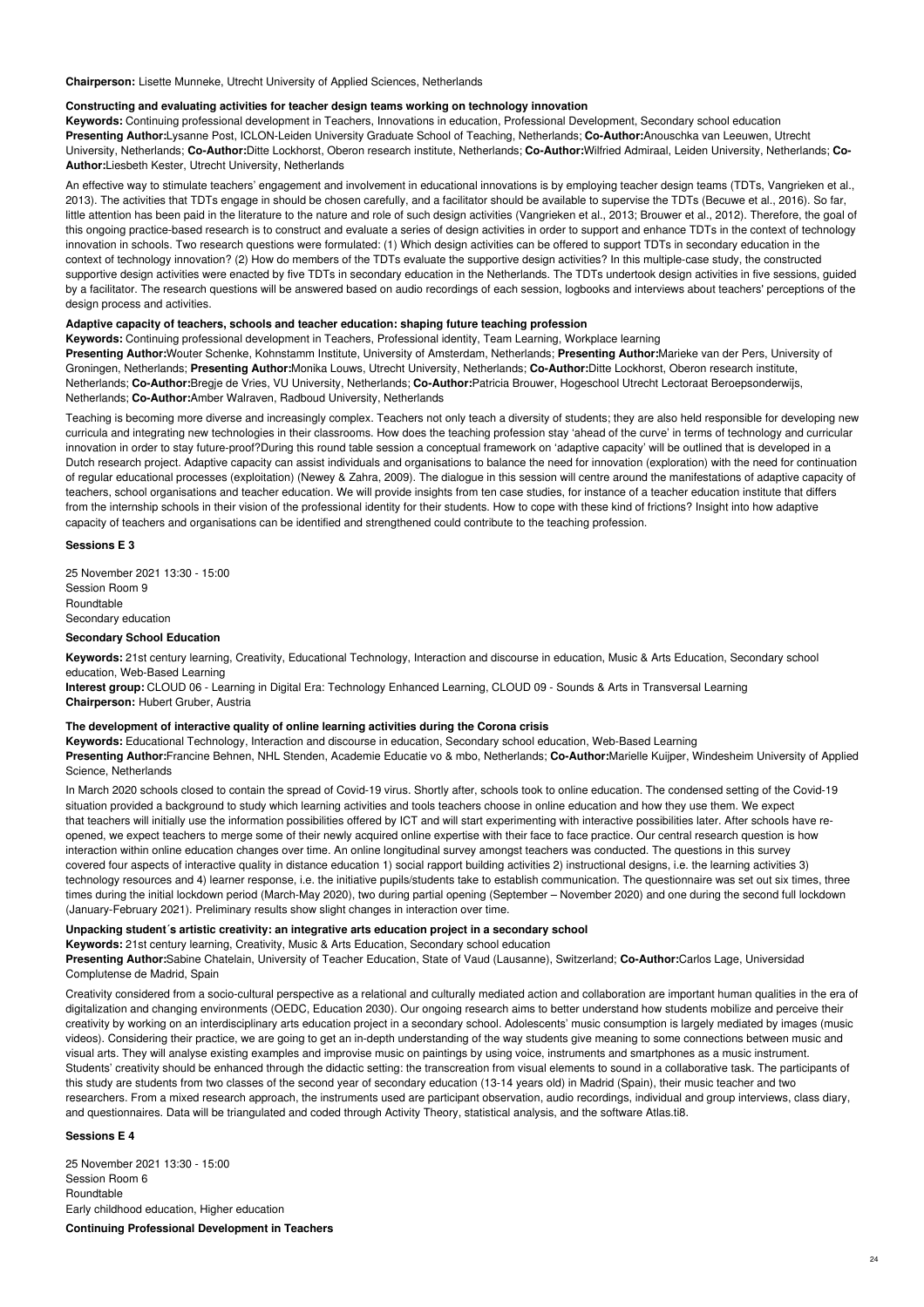**Chairperson:** Lisette Munneke, Utrecht University of Applied Sciences, Netherlands

### Constructing and evaluating activities for teacher design teams working on technology innovation

**Keywords:** Continuing professional development in Teachers, Innovations in education, Professional Development, Secondary school education
**Presenting Author:**Lysanne Post, ICLON-Leiden University Graduate School of Teaching, Netherlands; **Co-Author:**Anouschka van Leeuwen, Utrecht University, Netherlands; **Co-Author:**Ditte Lockhorst, Oberon research institute, Netherlands; **Co-Author:**Wilfried Admiraal, Leiden University, Netherlands; **Co-Author:**Liesbeth Kester, Utrecht University, Netherlands

An effective way to stimulate teachers' engagement and involvement in educational innovations is by employing teacher design teams (TDTs, Vangrieken et al., 2013). The activities that TDTs engage in should be chosen carefully, and a facilitator should be available to supervise the TDTs (Becuwe et al., 2016). So far, little attention has been paid in the literature to the nature and role of such design activities (Vangrieken et al., 2013; Brouwer et al., 2012). Therefore, the goal of this ongoing practice-based research is to construct and evaluate a series of design activities in order to support and enhance TDTs in the context of technology innovation in schools. Two research questions were formulated: (1) Which design activities can be offered to support TDTs in secondary education in the context of technology innovation? (2) How do members of the TDTs evaluate the supportive design activities? In this multiple-case study, the constructed supportive design activities were enacted by five TDTs in secondary education in the Netherlands. The TDTs undertook design activities in five sessions, guided by a facilitator. The research questions will be answered based on audio recordings of each session, logbooks and interviews about teachers' perceptions of the design process and activities.

### Adaptive capacity of teachers, schools and teacher education: shaping future teaching profession

**Keywords:** Continuing professional development in Teachers, Professional identity, Team Learning, Workplace learning
**Presenting Author:**Wouter Schenke, Kohnstamm Institute, University of Amsterdam, Netherlands; **Presenting Author:**Marieke van der Pers, University of Groningen, Netherlands; **Presenting Author:**Monika Louws, Utrecht University, Netherlands; **Co-Author:**Ditte Lockhorst, Oberon research institute, Netherlands; **Co-Author:**Bregje de Vries, VU University, Netherlands; **Co-Author:**Patricia Brouwer, Hogeschool Utrecht Lectoraat Beroepsonderwijs, Netherlands; **Co-Author:**Amber Walraven, Radboud University, Netherlands

Teaching is becoming more diverse and increasingly complex. Teachers not only teach a diversity of students; they are also held responsible for developing new curricula and integrating new technologies in their classrooms. How does the teaching profession stay 'ahead of the curve' in terms of technology and curricular innovation in order to stay future-proof?During this round table session a conceptual framework on 'adaptive capacity' will be outlined that is developed in a Dutch research project. Adaptive capacity can assist individuals and organisations to balance the need for innovation (exploration) with the need for continuation of regular educational processes (exploitation) (Newey & Zahra, 2009). The dialogue in this session will centre around the manifestations of adaptive capacity of teachers, school organisations and teacher education. We will provide insights from ten case studies, for instance of a teacher education institute that differs from the internship schools in their vision of the professional identity for their students. How to cope with these kind of frictions? Insight into how adaptive capacity of teachers and organisations can be identified and strengthened could contribute to the teaching profession.

## Sessions E 3

25 November 2021 13:30 - 15:00
Session Room 9
Roundtable
Secondary education

### Secondary School Education

**Keywords:** 21st century learning, Creativity, Educational Technology, Interaction and discourse in education, Music & Arts Education, Secondary school education, Web-Based Learning
**Interest group:** CLOUD 06 - Learning in Digital Era: Technology Enhanced Learning, CLOUD 09 - Sounds & Arts in Transversal Learning
**Chairperson:** Hubert Gruber, Austria

### The development of interactive quality of online learning activities during the Corona crisis

**Keywords:** Educational Technology, Interaction and discourse in education, Secondary school education, Web-Based Learning
**Presenting Author:**Francine Behnen, NHL Stenden, Academie Educatie vo & mbo, Netherlands; **Co-Author:**Marielle Kuijper, Windesheim University of Applied Science, Netherlands

In March 2020 schools closed to contain the spread of Covid-19 virus. Shortly after, schools took to online education. The condensed setting of the Covid-19 situation provided a background to study which learning activities and tools teachers choose in online education and how they use them. We expect that teachers will initially use the information possibilities offered by ICT and will start experimenting with interactive possibilities later. After schools have re-opened, we expect teachers to merge some of their newly acquired online expertise with their face to face practice. Our central research question is how interaction within online education changes over time. An online longitudinal survey amongst teachers was conducted. The questions in this survey covered four aspects of interactive quality in distance education 1) social rapport building activities 2) instructional designs, i.e. the learning activities 3) technology resources and 4) learner response, i.e. the initiative pupils/students take to establish communication. The questionnaire was set out six times, three times during the initial lockdown period (March-May 2020), two during partial opening (September – November 2020) and one during the second full lockdown (January-February 2021). Preliminary results show slight changes in interaction over time.

### Unpacking student´s artistic creativity: an integrative arts education project in a secondary school

**Keywords:** 21st century learning, Creativity, Music & Arts Education, Secondary school education
**Presenting Author:**Sabine Chatelain, University of Teacher Education, State of Vaud (Lausanne), Switzerland; **Co-Author:**Carlos Lage, Universidad Complutense de Madrid, Spain

Creativity considered from a socio-cultural perspective as a relational and culturally mediated action and collaboration are important human qualities in the era of digitalization and changing environments (OEDC, Education 2030). Our ongoing research aims to better understand how students mobilize and perceive their creativity by working on an interdisciplinary arts education project in a secondary school. Adolescents' music consumption is largely mediated by images (music videos). Considering their practice, we are going to get an in-depth understanding of the way students give meaning to some connections between music and visual arts. They will analyse existing examples and improvise music on paintings by using voice, instruments and smartphones as a music instrument. Students' creativity should be enhanced through the didactic setting: the transcreation from visual elements to sound in a collaborative task. The participants of this study are students from two classes of the second year of secondary education (13-14 years old) in Madrid (Spain), their music teacher and two researchers. From a mixed research approach, the instruments used are participant observation, audio recordings, individual and group interviews, class diary, and questionnaires. Data will be triangulated and coded through Activity Theory, statistical analysis, and the software Atlas.ti8.

## Sessions E 4

25 November 2021 13:30 - 15:00
Session Room 6
Roundtable
Early childhood education, Higher education

### Continuing Professional Development in Teachers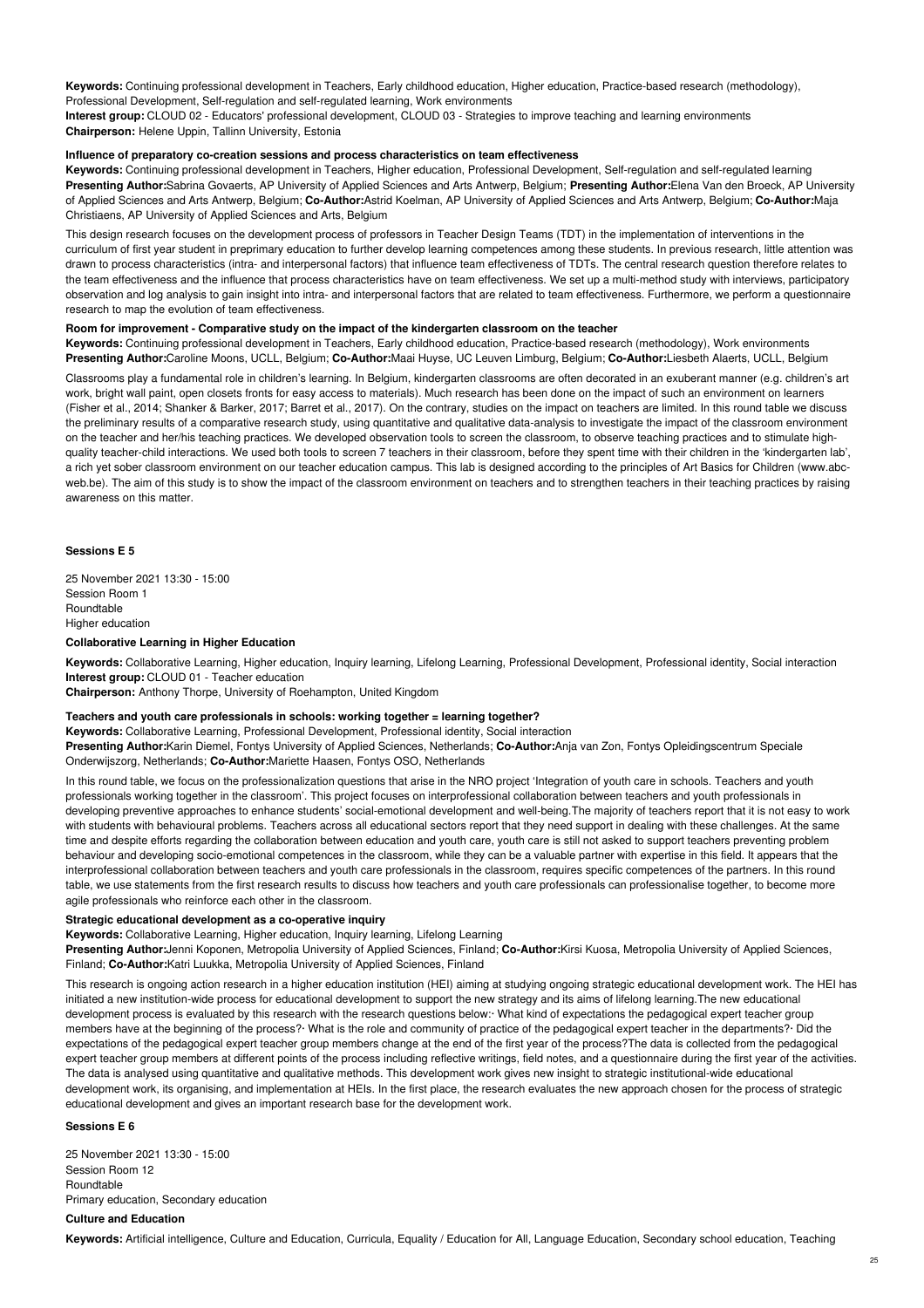**Keywords:** Continuing professional development in Teachers, Early childhood education, Higher education, Practice-based research (methodology), Professional Development, Self-regulation and self-regulated learning, Work environments
**Interest group:** CLOUD 02 - Educators' professional development, CLOUD 03 - Strategies to improve teaching and learning environments
**Chairperson:** Helene Uppin, Tallinn University, Estonia

#### Influence of preparatory co-creation sessions and process characteristics on team effectiveness

**Keywords:** Continuing professional development in Teachers, Higher education, Professional Development, Self-regulation and self-regulated learning
**Presenting Author:**Sabrina Govaerts, AP University of Applied Sciences and Arts Antwerp, Belgium; **Presenting Author:**Elena Van den Broeck, AP University of Applied Sciences and Arts Antwerp, Belgium; **Co-Author:**Astrid Koelman, AP University of Applied Sciences and Arts Antwerp, Belgium; **Co-Author:**Maja Christiaens, AP University of Applied Sciences and Arts, Belgium

This design research focuses on the development process of professors in Teacher Design Teams (TDT) in the implementation of interventions in the curriculum of first year student in preprimary education to further develop learning competences among these students. In previous research, little attention was drawn to process characteristics (intra- and interpersonal factors) that influence team effectiveness of TDTs. The central research question therefore relates to the team effectiveness and the influence that process characteristics have on team effectiveness. We set up a multi-method study with interviews, participatory observation and log analysis to gain insight into intra- and interpersonal factors that are related to team effectiveness. Furthermore, we perform a questionnaire research to map the evolution of team effectiveness.

#### Room for improvement - Comparative study on the impact of the kindergarten classroom on the teacher

**Keywords:** Continuing professional development in Teachers, Early childhood education, Practice-based research (methodology), Work environments
**Presenting Author:**Caroline Moons, UCLL, Belgium; **Co-Author:**Maai Huyse, UC Leuven Limburg, Belgium; **Co-Author:**Liesbeth Alaerts, UCLL, Belgium

Classrooms play a fundamental role in children's learning. In Belgium, kindergarten classrooms are often decorated in an exuberant manner (e.g. children's art work, bright wall paint, open closets fronts for easy access to materials). Much research has been done on the impact of such an environment on learners (Fisher et al., 2014; Shanker & Barker, 2017; Barret et al., 2017). On the contrary, studies on the impact on teachers are limited. In this round table we discuss the preliminary results of a comparative research study, using quantitative and qualitative data-analysis to investigate the impact of the classroom environment on the teacher and her/his teaching practices. We developed observation tools to screen the classroom, to observe teaching practices and to stimulate high-quality teacher-child interactions. We used both tools to screen 7 teachers in their classroom, before they spent time with their children in the 'kindergarten lab', a rich yet sober classroom environment on our teacher education campus. This lab is designed according to the principles of Art Basics for Children (www.abc-web.be). The aim of this study is to show the impact of the classroom environment on teachers and to strengthen teachers in their teaching practices by raising awareness on this matter.

## Sessions E 5

25 November 2021 13:30 - 15:00
Session Room 1
Roundtable
Higher education

### Collaborative Learning in Higher Education

**Keywords:** Collaborative Learning, Higher education, Inquiry learning, Lifelong Learning, Professional Development, Professional identity, Social interaction
**Interest group:** CLOUD 01 - Teacher education
**Chairperson:** Anthony Thorpe, University of Roehampton, United Kingdom

#### Teachers and youth care professionals in schools: working together = learning together?

**Keywords:** Collaborative Learning, Professional Development, Professional identity, Social interaction
**Presenting Author:**Karin Diemel, Fontys University of Applied Sciences, Netherlands; **Co-Author:**Anja van Zon, Fontys Opleidingscentrum Speciale Onderwijszorg, Netherlands; **Co-Author:**Mariette Haasen, Fontys OSO, Netherlands

In this round table, we focus on the professionalization questions that arise in the NRO project 'Integration of youth care in schools. Teachers and youth professionals working together in the classroom'. This project focuses on interprofessional collaboration between teachers and youth professionals in developing preventive approaches to enhance students' social-emotional development and well-being.The majority of teachers report that it is not easy to work with students with behavioural problems. Teachers across all educational sectors report that they need support in dealing with these challenges. At the same time and despite efforts regarding the collaboration between education and youth care, youth care is still not asked to support teachers preventing problem behaviour and developing socio-emotional competences in the classroom, while they can be a valuable partner with expertise in this field. It appears that the interprofessional collaboration between teachers and youth care professionals in the classroom, requires specific competences of the partners. In this round table, we use statements from the first research results to discuss how teachers and youth care professionals can professionalise together, to become more agile professionals who reinforce each other in the classroom.

#### Strategic educational development as a co-operative inquiry

**Keywords:** Collaborative Learning, Higher education, Inquiry learning, Lifelong Learning
**Presenting Author:**Jenni Koponen, Metropolia University of Applied Sciences, Finland; **Co-Author:**Kirsi Kuosa, Metropolia University of Applied Sciences, Finland; **Co-Author:**Katri Luukka, Metropolia University of Applied Sciences, Finland

This research is ongoing action research in a higher education institution (HEI) aiming at studying ongoing strategic educational development work. The HEI has initiated a new institution-wide process for educational development to support the new strategy and its aims of lifelong learning.The new educational development process is evaluated by this research with the research questions below:· What kind of expectations the pedagogical expert teacher group members have at the beginning of the process?· What is the role and community of practice of the pedagogical expert teacher in the departments?· Did the expectations of the pedagogical expert teacher group members change at the end of the first year of the process?The data is collected from the pedagogical expert teacher group members at different points of the process including reflective writings, field notes, and a questionnaire during the first year of the activities. The data is analysed using quantitative and qualitative methods. This development work gives new insight to strategic institutional-wide educational development work, its organising, and implementation at HEIs. In the first place, the research evaluates the new approach chosen for the process of strategic educational development and gives an important research base for the development work.

## Sessions E 6

25 November 2021 13:30 - 15:00
Session Room 12
Roundtable
Primary education, Secondary education

### Culture and Education

**Keywords:** Artificial intelligence, Culture and Education, Curricula, Equality / Education for All, Language Education, Secondary school education, Teaching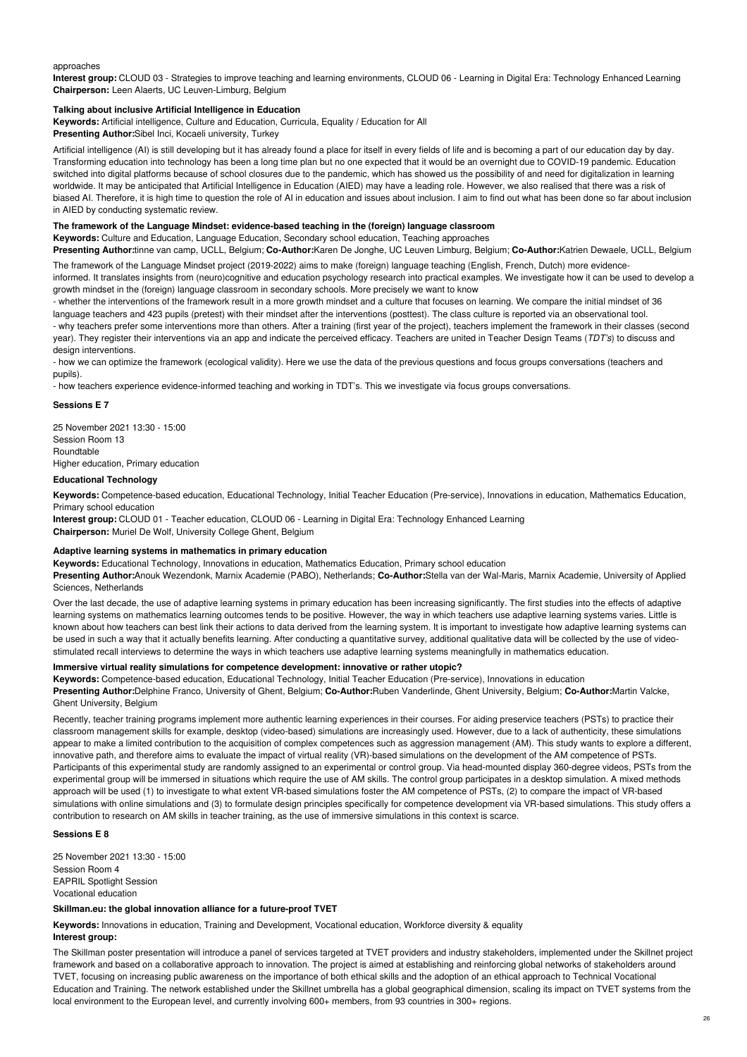approaches

**Interest group:** CLOUD 03 - Strategies to improve teaching and learning environments, CLOUD 06 - Learning in Digital Era: Technology Enhanced Learning
**Chairperson:** Leen Alaerts, UC Leuven-Limburg, Belgium

**Talking about inclusive Artificial Intelligence in Education**

**Keywords:** Artificial intelligence, Culture and Education, Curricula, Equality / Education for All
**Presenting Author:**Sibel Inci, Kocaeli university, Turkey

Artificial intelligence (AI) is still developing but it has already found a place for itself in every fields of life and is becoming a part of our education day by day. Transforming education into technology has been a long time plan but no one expected that it would be an overnight due to COVID-19 pandemic. Education switched into digital platforms because of school closures due to the pandemic, which has showed us the possibility of and need for digitalization in learning worldwide. It may be anticipated that Artificial Intelligence in Education (AIED) may have a leading role. However, we also realised that there was a risk of biased AI. Therefore, it is high time to question the role of AI in education and issues about inclusion. I aim to find out what has been done so far about inclusion in AIED by conducting systematic review.

**The framework of the Language Mindset: evidence-based teaching in the (foreign) language classroom**

**Keywords:** Culture and Education, Language Education, Secondary school education, Teaching approaches
**Presenting Author:**tinne van camp, UCLL, Belgium; **Co-Author:**Karen De Jonghe, UC Leuven Limburg, Belgium; **Co-Author:**Katrien Dewaele, UCLL, Belgium

The framework of the Language Mindset project (2019-2022) aims to make (foreign) language teaching (English, French, Dutch) more evidence-informed. It translates insights from (neuro)cognitive and education psychology research into practical examples. We investigate how it can be used to develop a growth mindset in the (foreign) language classroom in secondary schools. More precisely we want to know

- whether the interventions of the framework result in a more growth mindset and a culture that focuses on learning. We compare the initial mindset of 36 language teachers and 423 pupils (pretest) with their mindset after the interventions (posttest). The class culture is reported via an observational tool.
- why teachers prefer some interventions more than others. After a training (first year of the project), teachers implement the framework in their classes (second year). They register their interventions via an app and indicate the perceived efficacy. Teachers are united in Teacher Design Teams (*TDT's*) to discuss and design interventions.
- how we can optimize the framework (ecological validity). Here we use the data of the previous questions and focus groups conversations (teachers and pupils).
- how teachers experience evidence-informed teaching and working in TDT's. This we investigate via focus groups conversations.

## Sessions E 7

25 November 2021 13:30 - 15:00
Session Room 13
Roundtable
Higher education, Primary education

**Educational Technology**

**Keywords:** Competence-based education, Educational Technology, Initial Teacher Education (Pre-service), Innovations in education, Mathematics Education, Primary school education
**Interest group:** CLOUD 01 - Teacher education, CLOUD 06 - Learning in Digital Era: Technology Enhanced Learning
**Chairperson:** Muriel De Wolf, University College Ghent, Belgium

**Adaptive learning systems in mathematics in primary education**

**Keywords:** Educational Technology, Innovations in education, Mathematics Education, Primary school education
**Presenting Author:**Anouk Wezendonk, Marnix Academie (PABO), Netherlands; **Co-Author:**Stella van der Wal-Maris, Marnix Academie, University of Applied Sciences, Netherlands

Over the last decade, the use of adaptive learning systems in primary education has been increasing significantly. The first studies into the effects of adaptive learning systems on mathematics learning outcomes tends to be positive. However, the way in which teachers use adaptive learning systems varies. Little is known about how teachers can best link their actions to data derived from the learning system. It is important to investigate how adaptive learning systems can be used in such a way that it actually benefits learning. After conducting a quantitative survey, additional qualitative data will be collected by the use of video-stimulated recall interviews to determine the ways in which teachers use adaptive learning systems meaningfully in mathematics education.

**Immersive virtual reality simulations for competence development: innovative or rather utopic?**

**Keywords:** Competence-based education, Educational Technology, Initial Teacher Education (Pre-service), Innovations in education
**Presenting Author:**Delphine Franco, University of Ghent, Belgium; **Co-Author:**Ruben Vanderlinde, Ghent University, Belgium; **Co-Author:**Martin Valcke, Ghent University, Belgium

Recently, teacher training programs implement more authentic learning experiences in their courses. For aiding preservice teachers (PSTs) to practice their classroom management skills for example, desktop (video-based) simulations are increasingly used. However, due to a lack of authenticity, these simulations appear to make a limited contribution to the acquisition of complex competences such as aggression management (AM). This study wants to explore a different, innovative path, and therefore aims to evaluate the impact of virtual reality (VR)-based simulations on the development of the AM competence of PSTs. Participants of this experimental study are randomly assigned to an experimental or control group. Via head-mounted display 360-degree videos, PSTs from the experimental group will be immersed in situations which require the use of AM skills. The control group participates in a desktop simulation. A mixed methods approach will be used (1) to investigate to what extent VR-based simulations foster the AM competence of PSTs, (2) to compare the impact of VR-based simulations with online simulations and (3) to formulate design principles specifically for competence development via VR-based simulations. This study offers a contribution to research on AM skills in teacher training, as the use of immersive simulations in this context is scarce.

## Sessions E 8

25 November 2021 13:30 - 15:00
Session Room 4
EAPRIL Spotlight Session
Vocational education

**Skillman.eu: the global innovation alliance for a future-proof TVET**

**Keywords:** Innovations in education, Training and Development, Vocational education, Workforce diversity & equality
**Interest group:**

The Skillman poster presentation will introduce a panel of services targeted at TVET providers and industry stakeholders, implemented under the Skillnet project framework and based on a collaborative approach to innovation. The project is aimed at establishing and reinforcing global networks of stakeholders around TVET, focusing on increasing public awareness on the importance of both ethical skills and the adoption of an ethical approach to Technical Vocational Education and Training. The network established under the Skillnet umbrella has a global geographical dimension, scaling its impact on TVET systems from the local environment to the European level, and currently involving 600+ members, from 93 countries in 300+ regions.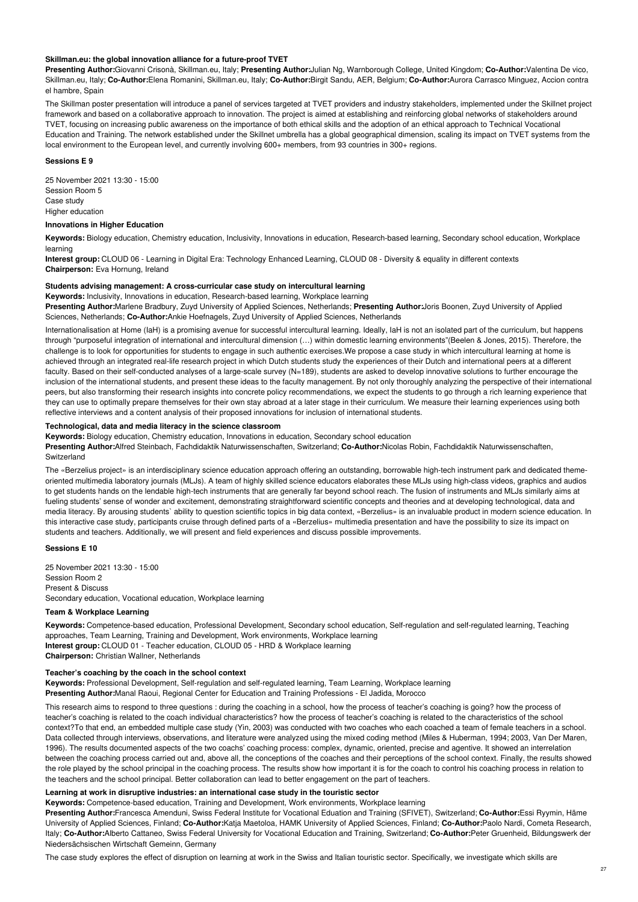**Skillman.eu: the global innovation alliance for a future-proof TVET**

**Presenting Author:**Giovanni Crisonà, Skillman.eu, Italy; **Presenting Author:**Julian Ng, Warnborough College, United Kingdom; **Co-Author:**Valentina De vico, Skillman.eu, Italy; **Co-Author:**Elena Romanini, Skillman.eu, Italy; **Co-Author:**Birgit Sandu, AER, Belgium; **Co-Author:**Aurora Carrasco Minguez, Accion contra el hambre, Spain

The Skillman poster presentation will introduce a panel of services targeted at TVET providers and industry stakeholders, implemented under the Skillnet project framework and based on a collaborative approach to innovation. The project is aimed at establishing and reinforcing global networks of stakeholders around TVET, focusing on increasing public awareness on the importance of both ethical skills and the adoption of an ethical approach to Technical Vocational Education and Training. The network established under the Skillnet umbrella has a global geographical dimension, scaling its impact on TVET systems from the local environment to the European level, and currently involving 600+ members, from 93 countries in 300+ regions.

## Sessions E 9

25 November 2021 13:30 - 15:00
Session Room 5
Case study
Higher education

### Innovations in Higher Education

**Keywords:** Biology education, Chemistry education, Inclusivity, Innovations in education, Research-based learning, Secondary school education, Workplace learning
**Interest group:** CLOUD 06 - Learning in Digital Era: Technology Enhanced Learning, CLOUD 08 - Diversity & equality in different contexts
**Chairperson:** Eva Hornung, Ireland

**Students advising management: A cross-curricular case study on intercultural learning**

**Keywords:** Inclusivity, Innovations in education, Research-based learning, Workplace learning
**Presenting Author:**Marlene Bradbury, Zuyd University of Applied Sciences, Netherlands; **Presenting Author:**Joris Boonen, Zuyd University of Applied Sciences, Netherlands; **Co-Author:**Ankie Hoefnagels, Zuyd University of Applied Sciences, Netherlands

Internationalisation at Home (IaH) is a promising avenue for successful intercultural learning. Ideally, IaH is not an isolated part of the curriculum, but happens through "purposeful integration of international and intercultural dimension (…) within domestic learning environments"(Beelen & Jones, 2015). Therefore, the challenge is to look for opportunities for students to engage in such authentic exercises.We propose a case study in which intercultural learning at home is achieved through an integrated real-life research project in which Dutch students study the experiences of their Dutch and international peers at a different faculty. Based on their self-conducted analyses of a large-scale survey (N=189), students are asked to develop innovative solutions to further encourage the inclusion of the international students, and present these ideas to the faculty management. By not only thoroughly analyzing the perspective of their international peers, but also transforming their research insights into concrete policy recommendations, we expect the students to go through a rich learning experience that they can use to optimally prepare themselves for their own stay abroad at a later stage in their curriculum. We measure their learning experiences using both reflective interviews and a content analysis of their proposed innovations for inclusion of international students.

**Technological, data and media literacy in the science classroom**

**Keywords:** Biology education, Chemistry education, Innovations in education, Secondary school education
**Presenting Author:**Alfred Steinbach, Fachdidaktik Naturwissenschaften, Switzerland; **Co-Author:**Nicolas Robin, Fachdidaktik Naturwissenschaften, Switzerland

The «Berzelius project» is an interdisciplinary science education approach offering an outstanding, borrowable high-tech instrument park and dedicated theme-oriented multimedia laboratory journals (MLJs). A team of highly skilled science educators elaborates these MLJs using high-class videos, graphics and audios to get students hands on the lendable high-tech instruments that are generally far beyond school reach. The fusion of instruments and MLJs similarly aims at fueling students' sense of wonder and excitement, demonstrating straightforward scientific concepts and theories and at developing technological, data and media literacy. By arousing students` ability to question scientific topics in big data context, «Berzelius» is an invaluable product in modern science education. In this interactive case study, participants cruise through defined parts of a «Berzelius» multimedia presentation and have the possibility to size its impact on students and teachers. Additionally, we will present and field experiences and discuss possible improvements.

## Sessions E 10

25 November 2021 13:30 - 15:00
Session Room 2
Present & Discuss
Secondary education, Vocational education, Workplace learning

### Team & Workplace Learning

**Keywords:** Competence-based education, Professional Development, Secondary school education, Self-regulation and self-regulated learning, Teaching approaches, Team Learning, Training and Development, Work environments, Workplace learning
**Interest group:** CLOUD 01 - Teacher education, CLOUD 05 - HRD & Workplace learning
**Chairperson:** Christian Wallner, Netherlands

**Teacher's coaching by the coach in the school context**

**Keywords:** Professional Development, Self-regulation and self-regulated learning, Team Learning, Workplace learning
**Presenting Author:**Manal Raoui, Regional Center for Education and Training Professions - El Jadida, Morocco

This research aims to respond to three questions : during the coaching in a school, how the process of teacher's coaching is going? how the process of teacher's coaching is related to the coach individual characteristics? how the process of teacher's coaching is related to the characteristics of the school context?To that end, an embedded multiple case study (Yin, 2003) was conducted with two coaches who each coached a team of female teachers in a school. Data collected through interviews, observations, and literature were analyzed using the mixed coding method (Miles & Huberman, 1994; 2003, Van Der Maren, 1996). The results documented aspects of the two coaches' coaching process: complex, dynamic, oriented, precise and agentive. It showed an interrelation between the coaching process carried out and, above all, the conceptions of the coaches and their perceptions of the school context. Finally, the results showed the role played by the school principal in the coaching process. The results show how important it is for the coach to control his coaching process in relation to the teachers and the school principal. Better collaboration can lead to better engagement on the part of teachers.

**Learning at work in disruptive industries: an international case study in the touristic sector**

**Keywords:** Competence-based education, Training and Development, Work environments, Workplace learning
**Presenting Author:**Francesca Amenduni, Swiss Federal Institute for Vocational Eduation and Training (SFIVET), Switzerland; **Co-Author:**Essi Ryymin, Häme University of Applied Sciences, Finland; **Co-Author:**Katja Maetoloa, HAMK University of Applied Sciences, Finland; **Co-Author:**Paolo Nardi, Cometa Research, Italy; **Co-Author:**Alberto Cattaneo, Swiss Federal University for Vocational Education and Training, Switzerland; **Co-Author:**Peter Gruenheid, Bildungswerk der Niedersächsischen Wirtschaft Gemeinn, Germany

The case study explores the effect of disruption on learning at work in the Swiss and Italian touristic sector. Specifically, we investigate which skills are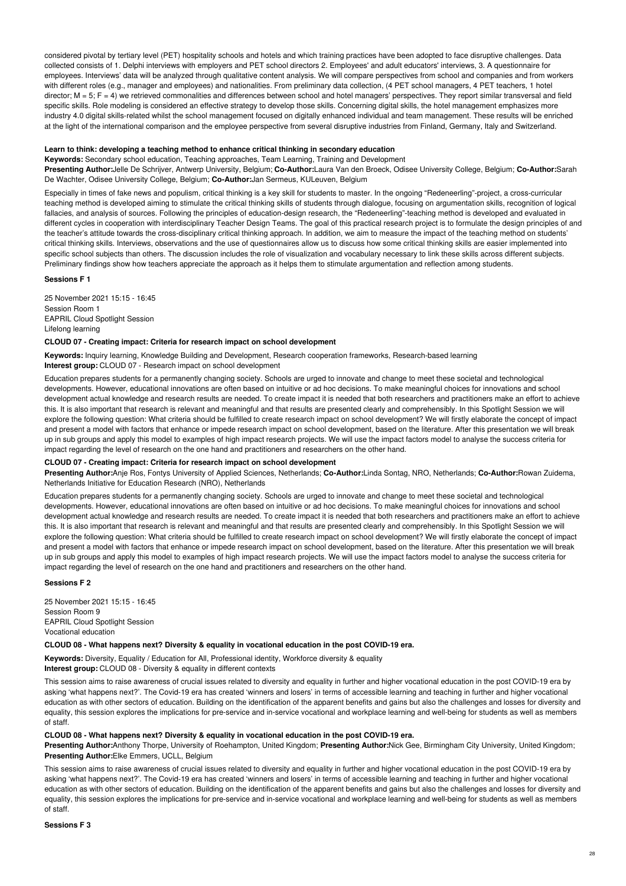considered pivotal by tertiary level (PET) hospitality schools and hotels and which training practices have been adopted to face disruptive challenges. Data collected consists of 1. Delphi interviews with employers and PET school directors 2. Employees' and adult educators' interviews, 3. A questionnaire for employees. Interviews' data will be analyzed through qualitative content analysis. We will compare perspectives from school and companies and from workers with different roles (e.g., manager and employees) and nationalities. From preliminary data collection, (4 PET school managers, 4 PET teachers, 1 hotel director; M = 5; F = 4) we retrieved commonalities and differences between school and hotel managers' perspectives. They report similar transversal and field specific skills. Role modeling is considered an effective strategy to develop those skills. Concerning digital skills, the hotel management emphasizes more industry 4.0 digital skills-related whilst the school management focused on digitally enhanced individual and team management. These results will be enriched at the light of the international comparison and the employee perspective from several disruptive industries from Finland, Germany, Italy and Switzerland.

**Learn to think: developing a teaching method to enhance critical thinking in secondary education**

**Keywords:** Secondary school education, Teaching approaches, Team Learning, Training and Development

**Presenting Author:**Jelle De Schrijver, Antwerp University, Belgium; **Co-Author:**Laura Van den Broeck, Odisee University College, Belgium; **Co-Author:**Sarah De Wachter, Odisee University College, Belgium; **Co-Author:**Jan Sermeus, KULeuven, Belgium

Especially in times of fake news and populism, critical thinking is a key skill for students to master. In the ongoing "Redeneerling"-project, a cross-curricular teaching method is developed aiming to stimulate the critical thinking skills of students through dialogue, focusing on argumentation skills, recognition of logical fallacies, and analysis of sources. Following the principles of education-design research, the "Redeneerling"-teaching method is developed and evaluated in different cycles in cooperation with interdisciplinary Teacher Design Teams. The goal of this practical research project is to formulate the design principles of and the teacher's attitude towards the cross-disciplinary critical thinking approach. In addition, we aim to measure the impact of the teaching method on students' critical thinking skills. Interviews, observations and the use of questionnaires allow us to discuss how some critical thinking skills are easier implemented into specific school subjects than others. The discussion includes the role of visualization and vocabulary necessary to link these skills across different subjects. Preliminary findings show how teachers appreciate the approach as it helps them to stimulate argumentation and reflection among students.

**Sessions F 1**

25 November 2021 15:15 - 16:45
Session Room 1
EAPRIL Cloud Spotlight Session
Lifelong learning

**CLOUD 07 - Creating impact: Criteria for research impact on school development**

**Keywords:** Inquiry learning, Knowledge Building and Development, Research cooperation frameworks, Research-based learning
**Interest group:** CLOUD 07 - Research impact on school development

Education prepares students for a permanently changing society. Schools are urged to innovate and change to meet these societal and technological developments. However, educational innovations are often based on intuitive or ad hoc decisions. To make meaningful choices for innovations and school development actual knowledge and research results are needed. To create impact it is needed that both researchers and practitioners make an effort to achieve this. It is also important that research is relevant and meaningful and that results are presented clearly and comprehensibly. In this Spotlight Session we will explore the following question: What criteria should be fulfilled to create research impact on school development? We will firstly elaborate the concept of impact and present a model with factors that enhance or impede research impact on school development, based on the literature. After this presentation we will break up in sub groups and apply this model to examples of high impact research projects. We will use the impact factors model to analyse the success criteria for impact regarding the level of research on the one hand and practitioners and researchers on the other hand.

**CLOUD 07 - Creating impact: Criteria for research impact on school development**

**Presenting Author:**Anje Ros, Fontys University of Applied Sciences, Netherlands; **Co-Author:**Linda Sontag, NRO, Netherlands; **Co-Author:**Rowan Zuidema, Netherlands Initiative for Education Research (NRO), Netherlands

Education prepares students for a permanently changing society. Schools are urged to innovate and change to meet these societal and technological developments. However, educational innovations are often based on intuitive or ad hoc decisions. To make meaningful choices for innovations and school development actual knowledge and research results are needed. To create impact it is needed that both researchers and practitioners make an effort to achieve this. It is also important that research is relevant and meaningful and that results are presented clearly and comprehensibly. In this Spotlight Session we will explore the following question: What criteria should be fulfilled to create research impact on school development? We will firstly elaborate the concept of impact and present a model with factors that enhance or impede research impact on school development, based on the literature. After this presentation we will break up in sub groups and apply this model to examples of high impact research projects. We will use the impact factors model to analyse the success criteria for impact regarding the level of research on the one hand and practitioners and researchers on the other hand.

**Sessions F 2**

25 November 2021 15:15 - 16:45
Session Room 9
EAPRIL Cloud Spotlight Session
Vocational education

**CLOUD 08 - What happens next? Diversity & equality in vocational education in the post COVID-19 era.**

**Keywords:** Diversity, Equality / Education for All, Professional identity, Workforce diversity & equality
**Interest group:** CLOUD 08 - Diversity & equality in different contexts

This session aims to raise awareness of crucial issues related to diversity and equality in further and higher vocational education in the post COVID-19 era by asking 'what happens next?'. The Covid-19 era has created 'winners and losers' in terms of accessible learning and teaching in further and higher vocational education as with other sectors of education. Building on the identification of the apparent benefits and gains but also the challenges and losses for diversity and equality, this session explores the implications for pre-service and in-service vocational and workplace learning and well-being for students as well as members of staff.

**CLOUD 08 - What happens next? Diversity & equality in vocational education in the post COVID-19 era.**

**Presenting Author:**Anthony Thorpe, University of Roehampton, United Kingdom; **Presenting Author:**Nick Gee, Birmingham City University, United Kingdom; **Presenting Author:**Elke Emmers, UCLL, Belgium

This session aims to raise awareness of crucial issues related to diversity and equality in further and higher vocational education in the post COVID-19 era by asking 'what happens next?'. The Covid-19 era has created 'winners and losers' in terms of accessible learning and teaching in further and higher vocational education as with other sectors of education. Building on the identification of the apparent benefits and gains but also the challenges and losses for diversity and equality, this session explores the implications for pre-service and in-service vocational and workplace learning and well-being for students as well as members of staff.

**Sessions F 3**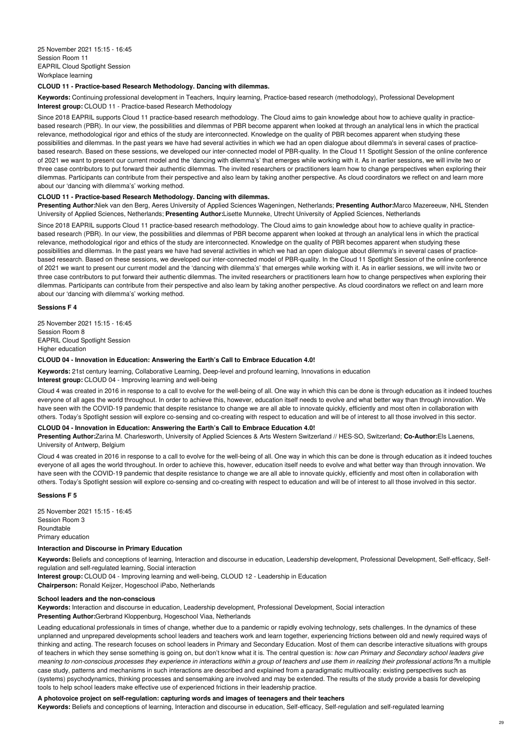25 November 2021 15:15 - 16:45
Session Room 11
EAPRIL Cloud Spotlight Session
Workplace learning

### CLOUD 11 - Practice-based Research Methodology. Dancing with dilemmas.

**Keywords:** Continuing professional development in Teachers, Inquiry learning, Practice-based research (methodology), Professional Development
**Interest group:** CLOUD 11 - Practice-based Research Methodology

Since 2018 EAPRIL supports Cloud 11 practice-based research methodology. The Cloud aims to gain knowledge about how to achieve quality in practice-based research (PBR). In our view, the possibilities and dilemmas of PBR become apparent when looked at through an analytical lens in which the practical relevance, methodological rigor and ethics of the study are interconnected. Knowledge on the quality of PBR becomes apparent when studying these possibilities and dilemmas. In the past years we have had several activities in which we had an open dialogue about dilemma's in several cases of practice-based research. Based on these sessions, we developed our inter-connected model of PBR-quality. In the Cloud 11 Spotlight Session of the online conference of 2021 we want to present our current model and the 'dancing with dilemma's' that emerges while working with it. As in earlier sessions, we will invite two or three case contributors to put forward their authentic dilemmas. The invited researchers or practitioners learn how to change perspectives when exploring their dilemmas. Participants can contribute from their perspective and also learn by taking another perspective. As cloud coordinators we reflect on and learn more about our 'dancing with dilemma's' working method.

### CLOUD 11 - Practice-based Research Methodology. Dancing with dilemmas.

**Presenting Author:**Niek van den Berg, Aeres University of Applied Sciences Wageningen, Netherlands; **Presenting Author:**Marco Mazereeuw, NHL Stenden University of Applied Sciences, Netherlands; **Presenting Author:**Lisette Munneke, Utrecht University of Applied Sciences, Netherlands

Since 2018 EAPRIL supports Cloud 11 practice-based research methodology. The Cloud aims to gain knowledge about how to achieve quality in practice-based research (PBR). In our view, the possibilities and dilemmas of PBR become apparent when looked at through an analytical lens in which the practical relevance, methodological rigor and ethics of the study are interconnected. Knowledge on the quality of PBR becomes apparent when studying these possibilities and dilemmas. In the past years we have had several activities in which we had an open dialogue about dilemma's in several cases of practice-based research. Based on these sessions, we developed our inter-connected model of PBR-quality. In the Cloud 11 Spotlight Session of the online conference of 2021 we want to present our current model and the 'dancing with dilemma's' that emerges while working with it. As in earlier sessions, we will invite two or three case contributors to put forward their authentic dilemmas. The invited researchers or practitioners learn how to change perspectives when exploring their dilemmas. Participants can contribute from their perspective and also learn by taking another perspective. As cloud coordinators we reflect on and learn more about our 'dancing with dilemma's' working method.

## Sessions F 4

25 November 2021 15:15 - 16:45
Session Room 8
EAPRIL Cloud Spotlight Session
Higher education

### CLOUD 04 - Innovation in Education: Answering the Earth's Call to Embrace Education 4.0!

**Keywords:** 21st century learning, Collaborative Learning, Deep-level and profound learning, Innovations in education
**Interest group:** CLOUD 04 - Improving learning and well-being

Cloud 4 was created in 2016 in response to a call to evolve for the well-being of all. One way in which this can be done is through education as it indeed touches everyone of all ages the world throughout. In order to achieve this, however, education itself needs to evolve and what better way than through innovation. We have seen with the COVID-19 pandemic that despite resistance to change we are all able to innovate quickly, efficiently and most often in collaboration with others. Today's Spotlight session will explore co-sensing and co-creating with respect to education and will be of interest to all those involved in this sector.

### CLOUD 04 - Innovation in Education: Answering the Earth's Call to Embrace Education 4.0!

**Presenting Author:**Zarina M. Charlesworth, University of Applied Sciences & Arts Western Switzerland // HES-SO, Switzerland; **Co-Author:**Els Laenens, University of Antwerp, Belgium

Cloud 4 was created in 2016 in response to a call to evolve for the well-being of all. One way in which this can be done is through education as it indeed touches everyone of all ages the world throughout. In order to achieve this, however, education itself needs to evolve and what better way than through innovation. We have seen with the COVID-19 pandemic that despite resistance to change we are all able to innovate quickly, efficiently and most often in collaboration with others. Today's Spotlight session will explore co-sensing and co-creating with respect to education and will be of interest to all those involved in this sector.

## Sessions F 5

25 November 2021 15:15 - 16:45
Session Room 3
Roundtable
Primary education

### Interaction and Discourse in Primary Education

**Keywords:** Beliefs and conceptions of learning, Interaction and discourse in education, Leadership development, Professional Development, Self-efficacy, Self-regulation and self-regulated learning, Social interaction
**Interest group:** CLOUD 04 - Improving learning and well-being, CLOUD 12 - Leadership in Education
**Chairperson:** Ronald Keijzer, Hogeschool iPabo, Netherlands

### School leaders and the non-conscious

**Keywords:** Interaction and discourse in education, Leadership development, Professional Development, Social interaction
**Presenting Author:**Gerbrand Kloppenburg, Hogeschool Viaa, Netherlands

Leading educational professionals in times of change, whether due to a pandemic or rapidly evolving technology, sets challenges. In the dynamics of these unplanned and unprepared developments school leaders and teachers work and learn together, experiencing frictions between old and newly required ways of thinking and acting. The research focuses on school leaders in Primary and Secondary Education. Most of them can describe interactive situations with groups of teachers in which they sense something is going on, but don't know what it is. The central question is: *how can Primary and Secondary school leaders give meaning to non-conscious processes they experience in interactions within a group of teachers and use them in realizing their professional actions?*In a multiple case study, patterns and mechanisms in such interactions are described and explained from a paradigmatic multivocality: existing perspectives such as (systems) psychodynamics, thinking processes and sensemaking are involved and may be extended. The results of the study provide a basis for developing tools to help school leaders make effective use of experienced frictions in their leadership practice.

### A photovoice project on self-regulation: capturing words and images of teenagers and their teachers

**Keywords:** Beliefs and conceptions of learning, Interaction and discourse in education, Self-efficacy, Self-regulation and self-regulated learning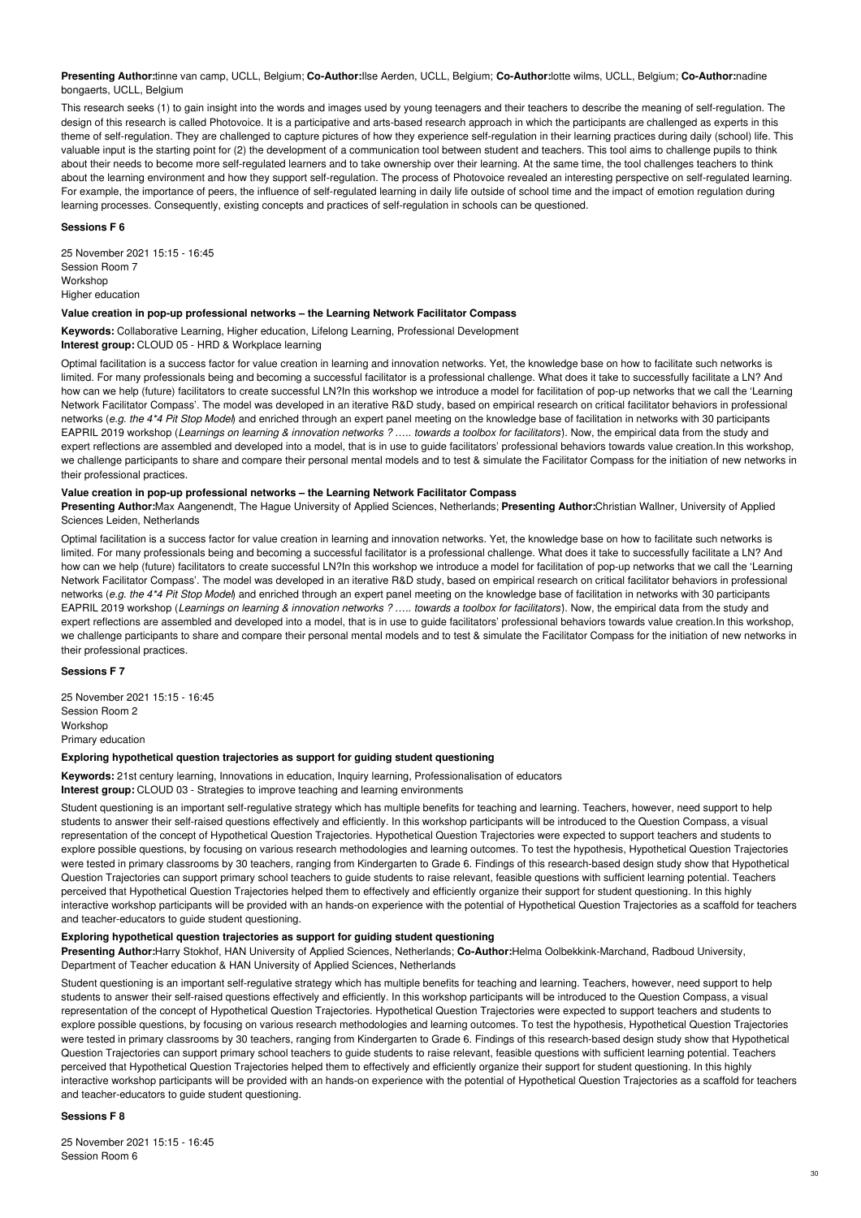**Presenting Author:**tinne van camp, UCLL, Belgium; **Co-Author:**Ilse Aerden, UCLL, Belgium; **Co-Author:**lotte wilms, UCLL, Belgium; **Co-Author:**nadine bongaerts, UCLL, Belgium

This research seeks (1) to gain insight into the words and images used by young teenagers and their teachers to describe the meaning of self-regulation. The design of this research is called Photovoice. It is a participative and arts-based research approach in which the participants are challenged as experts in this theme of self-regulation. They are challenged to capture pictures of how they experience self-regulation in their learning practices during daily (school) life. This valuable input is the starting point for (2) the development of a communication tool between student and teachers. This tool aims to challenge pupils to think about their needs to become more self-regulated learners and to take ownership over their learning. At the same time, the tool challenges teachers to think about the learning environment and how they support self-regulation. The process of Photovoice revealed an interesting perspective on self-regulated learning. For example, the importance of peers, the influence of self-regulated learning in daily life outside of school time and the impact of emotion regulation during learning processes. Consequently, existing concepts and practices of self-regulation in schools can be questioned.

### Sessions F 6

25 November 2021 15:15 - 16:45
Session Room 7
Workshop
Higher education

#### Value creation in pop-up professional networks – the Learning Network Facilitator Compass

**Keywords:** Collaborative Learning, Higher education, Lifelong Learning, Professional Development
**Interest group:** CLOUD 05 - HRD & Workplace learning

Optimal facilitation is a success factor for value creation in learning and innovation networks. Yet, the knowledge base on how to facilitate such networks is limited. For many professionals being and becoming a successful facilitator is a professional challenge. What does it take to successfully facilitate a LN? And how can we help (future) facilitators to create successful LN?In this workshop we introduce a model for facilitation of pop-up networks that we call the 'Learning Network Facilitator Compass'. The model was developed in an iterative R&D study, based on empirical research on critical facilitator behaviors in professional networks (*e.g. the 4*4 Pit Stop Model*) and enriched through an expert panel meeting on the knowledge base of facilitation in networks with 30 participants EAPRIL 2019 workshop (*Learnings on learning & innovation networks ? ….. towards a toolbox for facilitators*). Now, the empirical data from the study and expert reflections are assembled and developed into a model, that is in use to guide facilitators' professional behaviors towards value creation.In this workshop, we challenge participants to share and compare their personal mental models and to test & simulate the Facilitator Compass for the initiation of new networks in their professional practices.

#### Value creation in pop-up professional networks – the Learning Network Facilitator Compass

**Presenting Author:**Max Aangenendt, The Hague University of Applied Sciences, Netherlands; **Presenting Author:**Christian Wallner, University of Applied Sciences Leiden, Netherlands

Optimal facilitation is a success factor for value creation in learning and innovation networks. Yet, the knowledge base on how to facilitate such networks is limited. For many professionals being and becoming a successful facilitator is a professional challenge. What does it take to successfully facilitate a LN? And how can we help (future) facilitators to create successful LN?In this workshop we introduce a model for facilitation of pop-up networks that we call the 'Learning Network Facilitator Compass'. The model was developed in an iterative R&D study, based on empirical research on critical facilitator behaviors in professional networks (*e.g. the 4*4 Pit Stop Model*) and enriched through an expert panel meeting on the knowledge base of facilitation in networks with 30 participants EAPRIL 2019 workshop (*Learnings on learning & innovation networks ? ….. towards a toolbox for facilitators*). Now, the empirical data from the study and expert reflections are assembled and developed into a model, that is in use to guide facilitators' professional behaviors towards value creation.In this workshop, we challenge participants to share and compare their personal mental models and to test & simulate the Facilitator Compass for the initiation of new networks in their professional practices.

### Sessions F 7

25 November 2021 15:15 - 16:45
Session Room 2
Workshop
Primary education

#### Exploring hypothetical question trajectories as support for guiding student questioning

**Keywords:** 21st century learning, Innovations in education, Inquiry learning, Professionalisation of educators
**Interest group:** CLOUD 03 - Strategies to improve teaching and learning environments

Student questioning is an important self-regulative strategy which has multiple benefits for teaching and learning. Teachers, however, need support to help students to answer their self-raised questions effectively and efficiently. In this workshop participants will be introduced to the Question Compass, a visual representation of the concept of Hypothetical Question Trajectories. Hypothetical Question Trajectories were expected to support teachers and students to explore possible questions, by focusing on various research methodologies and learning outcomes. To test the hypothesis, Hypothetical Question Trajectories were tested in primary classrooms by 30 teachers, ranging from Kindergarten to Grade 6. Findings of this research-based design study show that Hypothetical Question Trajectories can support primary school teachers to guide students to raise relevant, feasible questions with sufficient learning potential. Teachers perceived that Hypothetical Question Trajectories helped them to effectively and efficiently organize their support for student questioning. In this highly interactive workshop participants will be provided with an hands-on experience with the potential of Hypothetical Question Trajectories as a scaffold for teachers and teacher-educators to guide student questioning.

#### Exploring hypothetical question trajectories as support for guiding student questioning

**Presenting Author:**Harry Stokhof, HAN University of Applied Sciences, Netherlands; **Co-Author:**Helma Oolbekkink-Marchand, Radboud University, Department of Teacher education & HAN University of Applied Sciences, Netherlands

Student questioning is an important self-regulative strategy which has multiple benefits for teaching and learning. Teachers, however, need support to help students to answer their self-raised questions effectively and efficiently. In this workshop participants will be introduced to the Question Compass, a visual representation of the concept of Hypothetical Question Trajectories. Hypothetical Question Trajectories were expected to support teachers and students to explore possible questions, by focusing on various research methodologies and learning outcomes. To test the hypothesis, Hypothetical Question Trajectories were tested in primary classrooms by 30 teachers, ranging from Kindergarten to Grade 6. Findings of this research-based design study show that Hypothetical Question Trajectories can support primary school teachers to guide students to raise relevant, feasible questions with sufficient learning potential. Teachers perceived that Hypothetical Question Trajectories helped them to effectively and efficiently organize their support for student questioning. In this highly interactive workshop participants will be provided with an hands-on experience with the potential of Hypothetical Question Trajectories as a scaffold for teachers and teacher-educators to guide student questioning.

### Sessions F 8

25 November 2021 15:15 - 16:45
Session Room 6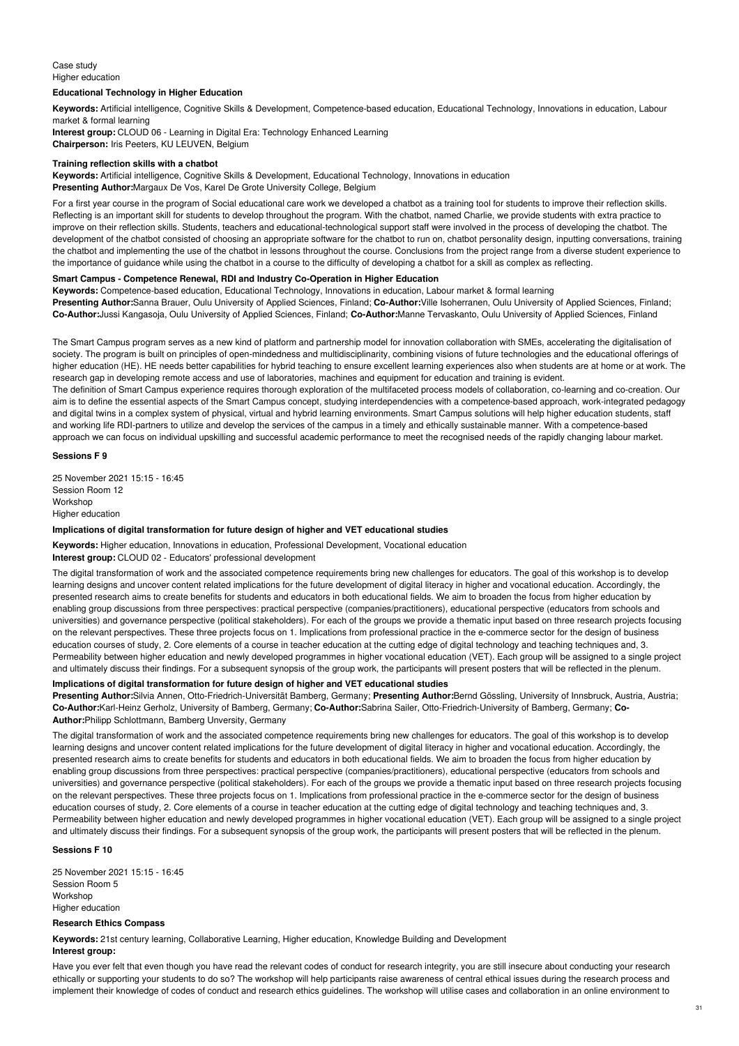Case study
Higher education

### Educational Technology in Higher Education

**Keywords:** Artificial intelligence, Cognitive Skills & Development, Competence-based education, Educational Technology, Innovations in education, Labour market & formal learning
**Interest group:** CLOUD 06 - Learning in Digital Era: Technology Enhanced Learning
**Chairperson:** Iris Peeters, KU LEUVEN, Belgium

#### Training reflection skills with a chatbot

**Keywords:** Artificial intelligence, Cognitive Skills & Development, Educational Technology, Innovations in education
**Presenting Author:**Margaux De Vos, Karel De Grote University College, Belgium

For a first year course in the program of Social educational care work we developed a chatbot as a training tool for students to improve their reflection skills. Reflecting is an important skill for students to develop throughout the program. With the chatbot, named Charlie, we provide students with extra practice to improve on their reflection skills. Students, teachers and educational-technological support staff were involved in the process of developing the chatbot. The development of the chatbot consisted of choosing an appropriate software for the chatbot to run on, chatbot personality design, inputting conversations, training the chatbot and implementing the use of the chatbot in lessons throughout the course. Conclusions from the project range from a diverse student experience to the importance of guidance while using the chatbot in a course to the difficulty of developing a chatbot for a skill as complex as reflecting.

#### Smart Campus - Competence Renewal, RDI and Industry Co-Operation in Higher Education

**Keywords:** Competence-based education, Educational Technology, Innovations in education, Labour market & formal learning
**Presenting Author:**Sanna Brauer, Oulu University of Applied Sciences, Finland; **Co-Author:**Ville Isoherranen, Oulu University of Applied Sciences, Finland; **Co-Author:**Jussi Kangasoja, Oulu University of Applied Sciences, Finland; **Co-Author:**Manne Tervaskanto, Oulu University of Applied Sciences, Finland

The Smart Campus program serves as a new kind of platform and partnership model for innovation collaboration with SMEs, accelerating the digitalisation of society. The program is built on principles of open-mindedness and multidisciplinarity, combining visions of future technologies and the educational offerings of higher education (HE). HE needs better capabilities for hybrid teaching to ensure excellent learning experiences also when students are at home or at work. The research gap in developing remote access and use of laboratories, machines and equipment for education and training is evident.
The definition of Smart Campus experience requires thorough exploration of the multifaceted process models of collaboration, co-learning and co-creation. Our aim is to define the essential aspects of the Smart Campus concept, studying interdependencies with a competence-based approach, work-integrated pedagogy and digital twins in a complex system of physical, virtual and hybrid learning environments. Smart Campus solutions will help higher education students, staff and working life RDI-partners to utilize and develop the services of the campus in a timely and ethically sustainable manner. With a competence-based approach we can focus on individual upskilling and successful academic performance to meet the recognised needs of the rapidly changing labour market.

## Sessions F 9

25 November 2021 15:15 - 16:45
Session Room 12
Workshop
Higher education

### Implications of digital transformation for future design of higher and VET educational studies

**Keywords:** Higher education, Innovations in education, Professional Development, Vocational education
**Interest group:** CLOUD 02 - Educators' professional development

The digital transformation of work and the associated competence requirements bring new challenges for educators. The goal of this workshop is to develop learning designs and uncover content related implications for the future development of digital literacy in higher and vocational education. Accordingly, the presented research aims to create benefits for students and educators in both educational fields. We aim to broaden the focus from higher education by enabling group discussions from three perspectives: practical perspective (companies/practitioners), educational perspective (educators from schools and universities) and governance perspective (political stakeholders). For each of the groups we provide a thematic input based on three research projects focusing on the relevant perspectives. These three projects focus on 1. Implications from professional practice in the e-commerce sector for the design of business education courses of study, 2. Core elements of a course in teacher education at the cutting edge of digital technology and teaching techniques and, 3. Permeability between higher education and newly developed programmes in higher vocational education (VET). Each group will be assigned to a single project and ultimately discuss their findings. For a subsequent synopsis of the group work, the participants will present posters that will be reflected in the plenum.

#### Implications of digital transformation for future design of higher and VET educational studies

**Presenting Author:**Silvia Annen, Otto-Friedrich-Universität Bamberg, Germany; **Presenting Author:**Bernd Gössling, University of Innsbruck, Austria, Austria; **Co-Author:**Karl-Heinz Gerholz, University of Bamberg, Germany; **Co-Author:**Sabrina Sailer, Otto-Friedrich-University of Bamberg, Germany; **Co-Author:**Philipp Schlottmann, Bamberg Unversity, Germany

The digital transformation of work and the associated competence requirements bring new challenges for educators. The goal of this workshop is to develop learning designs and uncover content related implications for the future development of digital literacy in higher and vocational education. Accordingly, the presented research aims to create benefits for students and educators in both educational fields. We aim to broaden the focus from higher education by enabling group discussions from three perspectives: practical perspective (companies/practitioners), educational perspective (educators from schools and universities) and governance perspective (political stakeholders). For each of the groups we provide a thematic input based on three research projects focusing on the relevant perspectives. These three projects focus on 1. Implications from professional practice in the e-commerce sector for the design of business education courses of study, 2. Core elements of a course in teacher education at the cutting edge of digital technology and teaching techniques and, 3. Permeability between higher education and newly developed programmes in higher vocational education (VET). Each group will be assigned to a single project and ultimately discuss their findings. For a subsequent synopsis of the group work, the participants will present posters that will be reflected in the plenum.

## Sessions F 10

25 November 2021 15:15 - 16:45
Session Room 5
Workshop
Higher education

### Research Ethics Compass

**Keywords:** 21st century learning, Collaborative Learning, Higher education, Knowledge Building and Development
**Interest group:**

Have you ever felt that even though you have read the relevant codes of conduct for research integrity, you are still insecure about conducting your research ethically or supporting your students to do so? The workshop will help participants raise awareness of central ethical issues during the research process and implement their knowledge of codes of conduct and research ethics guidelines. The workshop will utilise cases and collaboration in an online environment to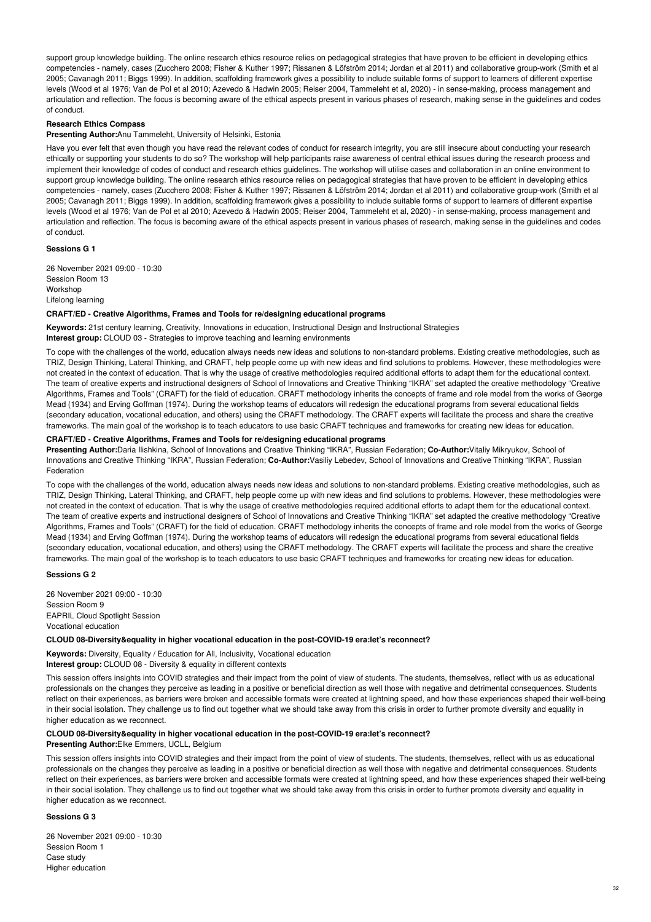support group knowledge building. The online research ethics resource relies on pedagogical strategies that have proven to be efficient in developing ethics competencies - namely, cases (Zucchero 2008; Fisher & Kuther 1997; Rissanen & Löfström 2014; Jordan et al 2011) and collaborative group-work (Smith et al 2005; Cavanagh 2011; Biggs 1999). In addition, scaffolding framework gives a possibility to include suitable forms of support to learners of different expertise levels (Wood et al 1976; Van de Pol et al 2010; Azevedo & Hadwin 2005; Reiser 2004, Tammeleht et al, 2020) - in sense-making, process management and articulation and reflection. The focus is becoming aware of the ethical aspects present in various phases of research, making sense in the guidelines and codes of conduct.

**Research Ethics Compass**

**Presenting Author:**Anu Tammeleht, University of Helsinki, Estonia

Have you ever felt that even though you have read the relevant codes of conduct for research integrity, you are still insecure about conducting your research ethically or supporting your students to do so? The workshop will help participants raise awareness of central ethical issues during the research process and implement their knowledge of codes of conduct and research ethics guidelines. The workshop will utilise cases and collaboration in an online environment to support group knowledge building. The online research ethics resource relies on pedagogical strategies that have proven to be efficient in developing ethics competencies - namely, cases (Zucchero 2008; Fisher & Kuther 1997; Rissanen & Löfström 2014; Jordan et al 2011) and collaborative group-work (Smith et al 2005; Cavanagh 2011; Biggs 1999). In addition, scaffolding framework gives a possibility to include suitable forms of support to learners of different expertise levels (Wood et al 1976; Van de Pol et al 2010; Azevedo & Hadwin 2005; Reiser 2004, Tammeleht et al, 2020) - in sense-making, process management and articulation and reflection. The focus is becoming aware of the ethical aspects present in various phases of research, making sense in the guidelines and codes of conduct.

**Sessions G 1**

26 November 2021 09:00 - 10:30
Session Room 13
Workshop
Lifelong learning

**CRAFT/ED - Creative Algorithms, Frames and Tools for re/designing educational programs**

**Keywords:** 21st century learning, Creativity, Innovations in education, Instructional Design and Instructional Strategies
**Interest group:** CLOUD 03 - Strategies to improve teaching and learning environments

To cope with the challenges of the world, education always needs new ideas and solutions to non-standard problems. Existing creative methodologies, such as TRIZ, Design Thinking, Lateral Thinking, and CRAFT, help people come up with new ideas and find solutions to problems. However, these methodologies were not created in the context of education. That is why the usage of creative methodologies required additional efforts to adapt them for the educational context. The team of creative experts and instructional designers of School of Innovations and Creative Thinking "IKRA" set adapted the creative methodology "Creative Algorithms, Frames and Tools" (CRAFT) for the field of education. CRAFT methodology inherits the concepts of frame and role model from the works of George Mead (1934) and Erving Goffman (1974). During the workshop teams of educators will redesign the educational programs from several educational fields (secondary education, vocational education, and others) using the CRAFT methodology. The CRAFT experts will facilitate the process and share the creative frameworks. The main goal of the workshop is to teach educators to use basic CRAFT techniques and frameworks for creating new ideas for education.

**CRAFT/ED - Creative Algorithms, Frames and Tools for re/designing educational programs**

**Presenting Author:**Daria Ilishkina, School of Innovations and Creative Thinking "IKRA", Russian Federation; **Co-Author:**Vitaliy Mikryukov, School of Innovations and Creative Thinking "IKRA", Russian Federation; **Co-Author:**Vasiliy Lebedev, School of Innovations and Creative Thinking "IKRA", Russian Federation

To cope with the challenges of the world, education always needs new ideas and solutions to non-standard problems. Existing creative methodologies, such as TRIZ, Design Thinking, Lateral Thinking, and CRAFT, help people come up with new ideas and find solutions to problems. However, these methodologies were not created in the context of education. That is why the usage of creative methodologies required additional efforts to adapt them for the educational context. The team of creative experts and instructional designers of School of Innovations and Creative Thinking "IKRA" set adapted the creative methodology "Creative Algorithms, Frames and Tools" (CRAFT) for the field of education. CRAFT methodology inherits the concepts of frame and role model from the works of George Mead (1934) and Erving Goffman (1974). During the workshop teams of educators will redesign the educational programs from several educational fields (secondary education, vocational education, and others) using the CRAFT methodology. The CRAFT experts will facilitate the process and share the creative frameworks. The main goal of the workshop is to teach educators to use basic CRAFT techniques and frameworks for creating new ideas for education.

**Sessions G 2**

26 November 2021 09:00 - 10:30
Session Room 9
EAPRIL Cloud Spotlight Session
Vocational education

**CLOUD 08-Diversity&equality in higher vocational education in the post-COVID-19 era:let's reconnect?**

**Keywords:** Diversity, Equality / Education for All, Inclusivity, Vocational education
**Interest group:** CLOUD 08 - Diversity & equality in different contexts

This session offers insights into COVID strategies and their impact from the point of view of students. The students, themselves, reflect with us as educational professionals on the changes they perceive as leading in a positive or beneficial direction as well those with negative and detrimental consequences. Students reflect on their experiences, as barriers were broken and accessible formats were created at lightning speed, and how these experiences shaped their well-being in their social isolation. They challenge us to find out together what we should take away from this crisis in order to further promote diversity and equality in higher education as we reconnect.

**CLOUD 08-Diversity&equality in higher vocational education in the post-COVID-19 era:let's reconnect?**

**Presenting Author:**Elke Emmers, UCLL, Belgium

This session offers insights into COVID strategies and their impact from the point of view of students. The students, themselves, reflect with us as educational professionals on the changes they perceive as leading in a positive or beneficial direction as well those with negative and detrimental consequences. Students reflect on their experiences, as barriers were broken and accessible formats were created at lightning speed, and how these experiences shaped their well-being in their social isolation. They challenge us to find out together what we should take away from this crisis in order to further promote diversity and equality in higher education as we reconnect.

**Sessions G 3**

26 November 2021 09:00 - 10:30
Session Room 1
Case study
Higher education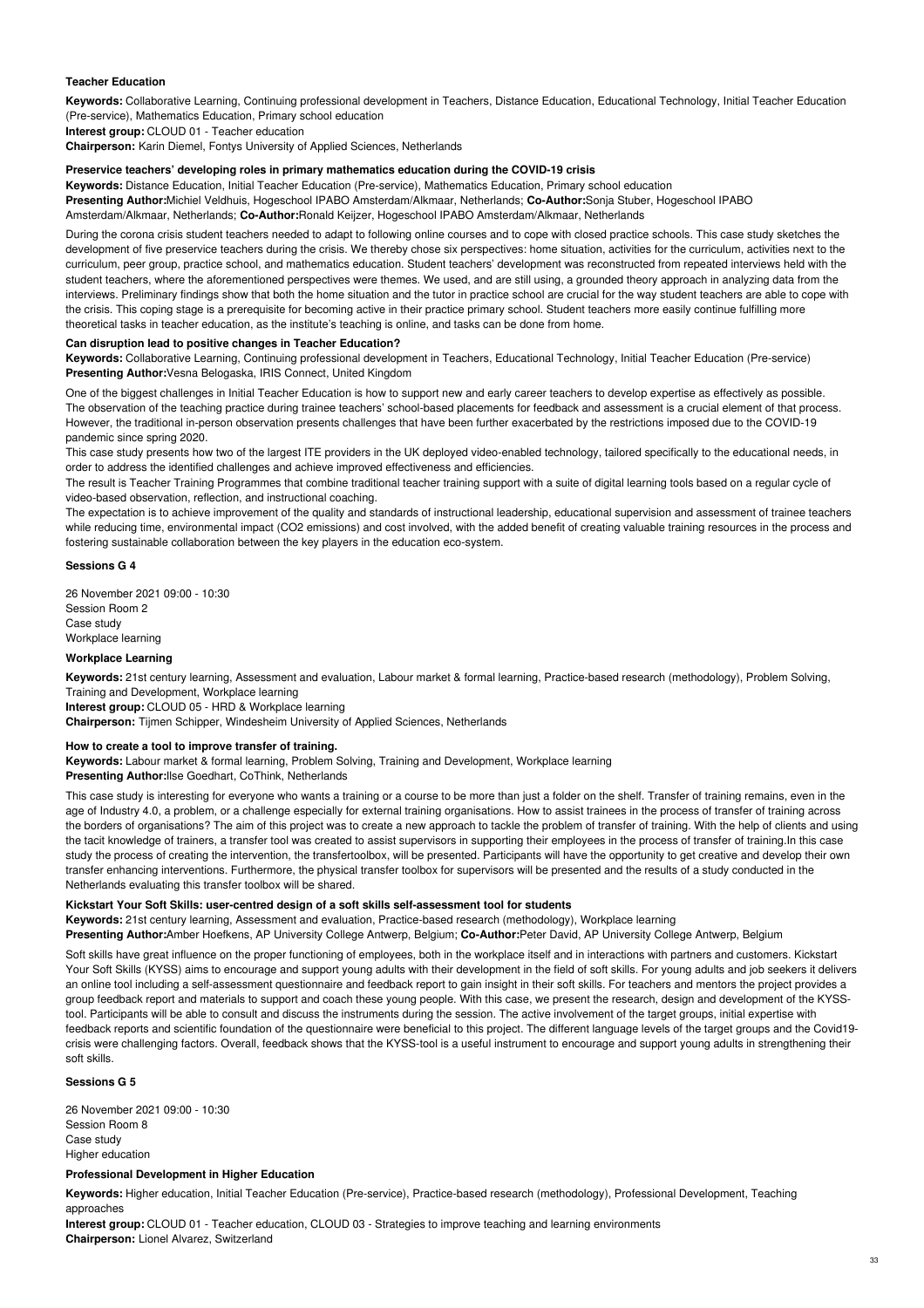**Teacher Education**

**Keywords:** Collaborative Learning, Continuing professional development in Teachers, Distance Education, Educational Technology, Initial Teacher Education (Pre-service), Mathematics Education, Primary school education

**Interest group:** CLOUD 01 - Teacher education

**Chairperson:** Karin Diemel, Fontys University of Applied Sciences, Netherlands

#### Preservice teachers' developing roles in primary mathematics education during the COVID-19 crisis

**Keywords:** Distance Education, Initial Teacher Education (Pre-service), Mathematics Education, Primary school education

**Presenting Author:**Michiel Veldhuis, Hogeschool IPABO Amsterdam/Alkmaar, Netherlands; **Co-Author:**Sonja Stuber, Hogeschool IPABO Amsterdam/Alkmaar, Netherlands; **Co-Author:**Ronald Keijzer, Hogeschool IPABO Amsterdam/Alkmaar, Netherlands

During the corona crisis student teachers needed to adapt to following online courses and to cope with closed practice schools. This case study sketches the development of five preservice teachers during the crisis. We thereby chose six perspectives: home situation, activities for the curriculum, activities next to the curriculum, peer group, practice school, and mathematics education. Student teachers' development was reconstructed from repeated interviews held with the student teachers, where the aforementioned perspectives were themes. We used, and are still using, a grounded theory approach in analyzing data from the interviews. Preliminary findings show that both the home situation and the tutor in practice school are crucial for the way student teachers are able to cope with the crisis. This coping stage is a prerequisite for becoming active in their practice primary school. Student teachers more easily continue fulfilling more theoretical tasks in teacher education, as the institute's teaching is online, and tasks can be done from home.

#### Can disruption lead to positive changes in Teacher Education?

**Keywords:** Collaborative Learning, Continuing professional development in Teachers, Educational Technology, Initial Teacher Education (Pre-service)

**Presenting Author:**Vesna Belogaska, IRIS Connect, United Kingdom

One of the biggest challenges in Initial Teacher Education is how to support new and early career teachers to develop expertise as effectively as possible. The observation of the teaching practice during trainee teachers' school-based placements for feedback and assessment is a crucial element of that process. However, the traditional in-person observation presents challenges that have been further exacerbated by the restrictions imposed due to the COVID-19 pandemic since spring 2020.

This case study presents how two of the largest ITE providers in the UK deployed video-enabled technology, tailored specifically to the educational needs, in order to address the identified challenges and achieve improved effectiveness and efficiencies.

The result is Teacher Training Programmes that combine traditional teacher training support with a suite of digital learning tools based on a regular cycle of video-based observation, reflection, and instructional coaching.

The expectation is to achieve improvement of the quality and standards of instructional leadership, educational supervision and assessment of trainee teachers while reducing time, environmental impact ($CO_2$ emissions) and cost involved, with the added benefit of creating valuable training resources in the process and fostering sustainable collaboration between the key players in the education eco-system.

### Sessions G 4

26 November 2021 09:00 - 10:30

Session Room 2

Case study

Workplace learning

**Workplace Learning**

**Keywords:** 21st century learning, Assessment and evaluation, Labour market & formal learning, Practice-based research (methodology), Problem Solving, Training and Development, Workplace learning

**Interest group:** CLOUD 05 - HRD & Workplace learning

**Chairperson:** Tijmen Schipper, Windesheim University of Applied Sciences, Netherlands

#### How to create a tool to improve transfer of training.

**Keywords:** Labour market & formal learning, Problem Solving, Training and Development, Workplace learning

**Presenting Author:**Ilse Goedhart, CoThink, Netherlands

This case study is interesting for everyone who wants a training or a course to be more than just a folder on the shelf. Transfer of training remains, even in the age of Industry 4.0, a problem, or a challenge especially for external training organisations. How to assist trainees in the process of transfer of training across the borders of organisations? The aim of this project was to create a new approach to tackle the problem of transfer of training. With the help of clients and using the tacit knowledge of trainers, a transfer tool was created to assist supervisors in supporting their employees in the process of transfer of training.In this case study the process of creating the intervention, the transfertoolbox, will be presented. Participants will have the opportunity to get creative and develop their own transfer enhancing interventions. Furthermore, the physical transfer toolbox for supervisors will be presented and the results of a study conducted in the Netherlands evaluating this transfer toolbox will be shared.

#### Kickstart Your Soft Skills: user-centred design of a soft skills self-assessment tool for students

**Keywords:** 21st century learning, Assessment and evaluation, Practice-based research (methodology), Workplace learning

**Presenting Author:**Amber Hoefkens, AP University College Antwerp, Belgium; **Co-Author:**Peter David, AP University College Antwerp, Belgium

Soft skills have great influence on the proper functioning of employees, both in the workplace itself and in interactions with partners and customers. Kickstart Your Soft Skills (KYSS) aims to encourage and support young adults with their development in the field of soft skills. For young adults and job seekers it delivers an online tool including a self-assessment questionnaire and feedback report to gain insight in their soft skills. For teachers and mentors the project provides a group feedback report and materials to support and coach these young people. With this case, we present the research, design and development of the KYSS-tool. Participants will be able to consult and discuss the instruments during the session. The active involvement of the target groups, initial expertise with feedback reports and scientific foundation of the questionnaire were beneficial to this project. The different language levels of the target groups and the Covid19-crisis were challenging factors. Overall, feedback shows that the KYSS-tool is a useful instrument to encourage and support young adults in strengthening their soft skills.

### Sessions G 5

26 November 2021 09:00 - 10:30

Session Room 8

Case study

Higher education

**Professional Development in Higher Education**

**Keywords:** Higher education, Initial Teacher Education (Pre-service), Practice-based research (methodology), Professional Development, Teaching approaches

**Interest group:** CLOUD 01 - Teacher education, CLOUD 03 - Strategies to improve teaching and learning environments

**Chairperson:** Lionel Alvarez, Switzerland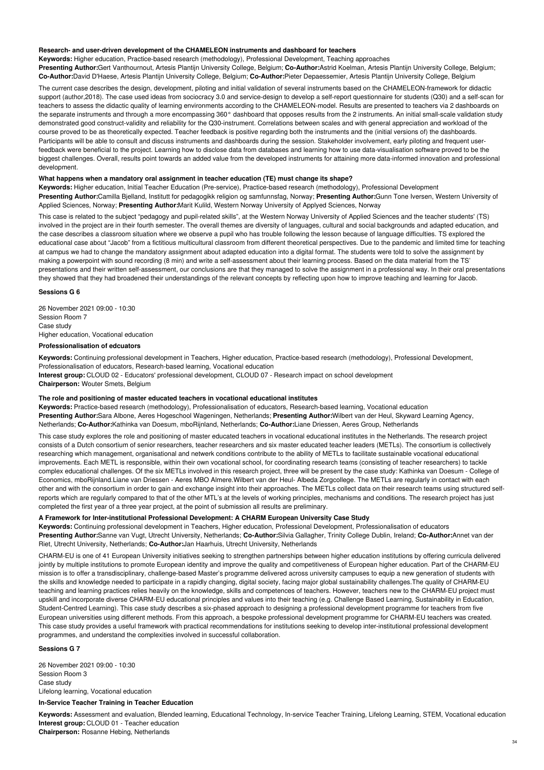#### Research- and user-driven development of the CHAMELEON instruments and dashboard for teachers

**Keywords:** Higher education, Practice-based research (methodology), Professional Development, Teaching approaches
**Presenting Author:**Gert Vanthournout, Artesis Plantijn University College, Belgium; **Co-Author:**Astrid Koelman, Artesis Plantijn University College, Belgium; **Co-Author:**David D'Haese, Artesis Plantijn University College, Belgium; **Co-Author:**Pieter Depaessemier, Artesis Plantijn University College, Belgium

The current case describes the design, development, piloting and initial validation of several instruments based on the CHAMELEON-framework for didactic support (author,2018). The case used ideas from sociocracy 3.0 and service-design to develop a self-report questionnaire for students (Q30) and a self-scan for teachers to assess the didactic quality of learning environments according to the CHAMELEON-model. Results are presented to teachers via 2 dashboards on the separate instruments and through a more encompassing 360° dashboard that opposes results from the 2 instruments. An initial small-scale validation study demonstrated good construct-validity and reliability for the Q30-instrument. Correlations between scales and with general appreciation and workload of the course proved to be as theoretically expected. Teacher feedback is positive regarding both the instruments and the (initial versions of) the dashboards. Participants will be able to consult and discuss instruments and dashboards during the session. Stakeholder involvement, early piloting and frequent user-feedback were beneficial to the project. Learning how to disclose data from databases and learning how to use data-visualisation software proved to be the biggest challenges. Overall, results point towards an added value from the developed instruments for attaining more data-informed innovation and professional development.

#### What happens when a mandatory oral assignment in teacher education (TE) must change its shape?

**Keywords:** Higher education, Initial Teacher Education (Pre-service), Practice-based research (methodology), Professional Development
**Presenting Author:**Camilla Bjelland, Institutt for pedagogikk religion og samfunnsfag, Norway; **Presenting Author:**Gunn Tone Iversen, Western University of Applied Sciences, Norway; **Presenting Author:**Marit Kulild, Western Norway University of Applyed Sciences, Norway

This case is related to the subject "pedagogy and pupil-related skills", at the Western Norway University of Applied Sciences and the teacher students' (TS) involved in the project are in their fourth semester. The overall themes are diversity of languages, cultural and social backgrounds and adapted education, and the case describes a classroom situation where we observe a pupil who has trouble following the lesson because of language difficulties. TS explored the educational case about "Jacob" from a fictitious multicultural classroom from different theoretical perspectives. Due to the pandemic and limited time for teaching at campus we had to change the mandatory assignment about adapted education into a digital format. The students were told to solve the assignment by making a powerpoint with sound recording (8 min) and write a self-assessment about their learning process. Based on the data material from the TS' presentations and their written self-assessment, our conclusions are that they managed to solve the assignment in a professional way. In their oral presentations they showed that they had broadened their understandings of the relevant concepts by reflecting upon how to improve teaching and learning for Jacob.

## Sessions G 6

26 November 2021 09:00 - 10:30
Session Room 7
Case study
Higher education, Vocational education

### Professionalisation of edcuators

**Keywords:** Continuing professional development in Teachers, Higher education, Practice-based research (methodology), Professional Development, Professionalisation of educators, Research-based learning, Vocational education
**Interest group:** CLOUD 02 - Educators' professional development, CLOUD 07 - Research impact on school development
**Chairperson:** Wouter Smets, Belgium

#### The role and positioning of master educated teachers in vocational educational institutes

**Keywords:** Practice-based research (methodology), Professionalisation of educators, Research-based learning, Vocational education
**Presenting Author:**Sara Albone, Aeres Hogeschool Wageningen, Netherlands; **Presenting Author:**Wilbert van der Heul, Skyward Learning Agency, Netherlands; **Co-Author:**Kathinka van Doesum, mboRijnland, Netherlands; **Co-Author:**Liane Driessen, Aeres Group, Netherlands

This case study explores the role and positioning of master educated teachers in vocational educational institutes in the Netherlands. The research project consists of a Dutch consortium of senior researchers, teacher researchers and six master educated teacher leaders (METLs). The consortium is collectively researching which management, organisational and netwerk conditions contribute to the ability of METLs to facilitate sustainable vocational educational improvements. Each METL is responsible, within their own vocational school, for coordinating research teams (consisting of teacher researchers) to tackle complex educational challenges. Of the six METLs involved in this research project, three will be present by the case study: Kathinka van Doesum - College of Economics, mboRijnland.Liane van Driessen - Aeres MBO Almere.Wilbert van der Heul- Albeda Zorgcollege. The METLs are regularly in contact with each other and with the consortium in order to gain and exchange insight into their approaches. The METLs collect data on their research teams using structured self-reports which are regularly compared to that of the other MTL's at the levels of working principles, mechanisms and conditions. The research project has just completed the first year of a three year project, at the point of submission all results are preliminary.

#### A Framework for Inter-institutional Professional Development: A CHARM European University Case Study

**Keywords:** Continuing professional development in Teachers, Higher education, Professional Development, Professionalisation of educators
**Presenting Author:**Sanne van Vugt, Utrecht University, Netherlands; **Co-Author:**Silvia Gallagher, Trinity College Dublin, Ireland; **Co-Author:**Annet van der Riet, Utrecht University, Netherlands; **Co-Author:**Jan Haarhuis, Utrecht University, Netherlands

CHARM-EU is one of 41 European University initiatives seeking to strengthen partnerships between higher education institutions by offering curricula delivered jointly by multiple institutions to promote European identity and improve the quality and competitiveness of European higher education. Part of the CHARM-EU mission is to offer a transdisciplinary, challenge-based Master's programme delivered across university campuses to equip a new generation of students with the skills and knowledge needed to participate in a rapidly changing, digital society, facing major global sustainability challenges.The quality of CHARM-EU teaching and learning practices relies heavily on the knowledge, skills and competences of teachers. However, teachers new to the CHARM-EU project must upskill and incorporate diverse CHARM-EU educational principles and values into their teaching (e.g. Challenge Based Learning, Sustainability in Education, Student-Centred Learning). This case study describes a six-phased approach to designing a professional development programme for teachers from five European universities using different methods. From this approach, a bespoke professional development programme for CHARM-EU teachers was created. This case study provides a useful framework with practical recommendations for institutions seeking to develop inter-institutional professional development programmes, and understand the complexities involved in successful collaboration.

## Sessions G 7

26 November 2021 09:00 - 10:30
Session Room 3
Case study
Lifelong learning, Vocational education

### In-Service Teacher Training in Teacher Education

**Keywords:** Assessment and evaluation, Blended learning, Educational Technology, In-service Teacher Training, Lifelong Learning, STEM, Vocational education
**Interest group:** CLOUD 01 - Teacher education
**Chairperson:** Rosanne Hebing, Netherlands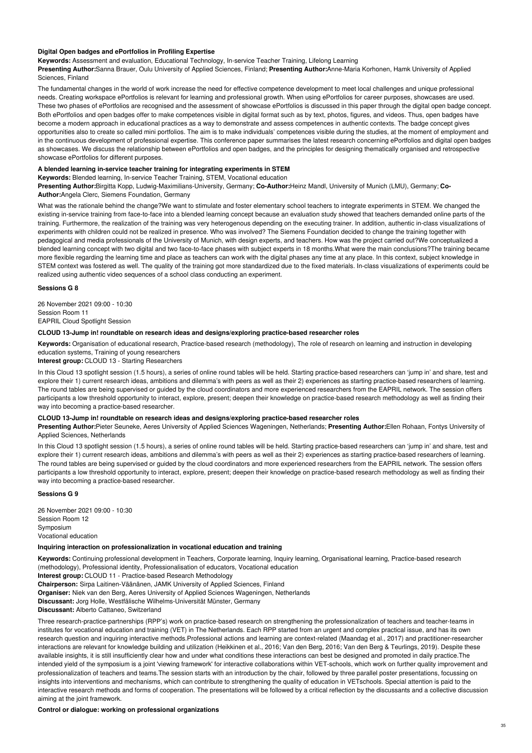**Digital Open badges and ePortfolios in Profiling Expertise**

**Keywords:** Assessment and evaluation, Educational Technology, In-service Teacher Training, Lifelong Learning

**Presenting Author:**Sanna Brauer, Oulu University of Applied Sciences, Finland; **Presenting Author:**Anne-Maria Korhonen, Hamk University of Applied Sciences, Finland

The fundamental changes in the world of work increase the need for effective competence development to meet local challenges and unique professional needs. Creating workspace ePortfolios is relevant for learning and professional growth. When using ePortfolios for career purposes, showcases are used. These two phases of ePortfolios are recognised and the assessment of showcase ePortfolios is discussed in this paper through the digital open badge concept. Both ePortfolios and open badges offer to make competences visible in digital format such as by text, photos, figures, and videos. Thus, open badges have become a modern approach in educational practices as a way to demonstrate and assess competences in authentic contexts. The badge concept gives opportunities also to create so called mini portfolios. The aim is to make individuals' competences visible during the studies, at the moment of employment and in the continuous development of professional expertise. This conference paper summarises the latest research concerning ePortfolios and digital open badges as showcases. We discuss the relationship between ePortfolios and open badges, and the principles for designing thematically organised and retrospective showcase ePortfolios for different purposes.

**A blended learning in-service teacher training for integrating experiments in STEM**

**Keywords:** Blended learning, In-service Teacher Training, STEM, Vocational education

**Presenting Author:**Birgitta Kopp, Ludwig-Maximilians-University, Germany; **Co-Author:**Heinz Mandl, University of Munich (LMU), Germany; **Co-Author:**Angela Clerc, Siemens Foundation, Germany

What was the rationale behind the change?We want to stimulate and foster elementary school teachers to integrate experiments in STEM. We changed the existing in-service training from face-to-face into a blended learning concept because an evaluation study showed that teachers demanded online parts of the training. Furthermore, the realization of the training was very heterogenous depending on the executing trainer. In addition, authentic in-class visualizations of experiments with children could not be realized in presence. Who was involved? The Siemens Foundation decided to change the training together with pedagogical and media professionals of the University of Munich, with design experts, and teachers. How was the project carried out?We conceptualized a blended learning concept with two digital and two face-to-face phases with subject experts in 18 months.What were the main conclusions?The training became more flexible regarding the learning time and place as teachers can work with the digital phases any time at any place. In this context, subject knowledge in STEM context was fostered as well. The quality of the training got more standardized due to the fixed materials. In-class visualizations of experiments could be realized using authentic video sequences of a school class conducting an experiment.

**Sessions G 8**

26 November 2021 09:00 - 10:30
Session Room 11
EAPRIL Cloud Spotlight Session

**CLOUD 13-Jump in! roundtable on research ideas and designs/exploring practice-based researcher roles**

**Keywords:** Organisation of educational research, Practice-based research (methodology), The role of research on learning and instruction in developing education systems, Training of young researchers

**Interest group:** CLOUD 13 - Starting Researchers

In this Cloud 13 spotlight session (1.5 hours), a series of online round tables will be held. Starting practice-based researchers can 'jump in' and share, test and explore their 1) current research ideas, ambitions and dilemma's with peers as well as their 2) experiences as starting practice-based researchers of learning. The round tables are being supervised or guided by the cloud coordinators and more experienced researchers from the EAPRIL network. The session offers participants a low threshold opportunity to interact, explore, present; deepen their knowledge on practice-based research methodology as well as finding their way into becoming a practice-based researcher.

**CLOUD 13-Jump in! roundtable on research ideas and designs/exploring practice-based researcher roles**

**Presenting Author:**Pieter Seuneke, Aeres University of Applied Sciences Wageningen, Netherlands; **Presenting Author:**Ellen Rohaan, Fontys University of Applied Sciences, Netherlands

In this Cloud 13 spotlight session (1.5 hours), a series of online round tables will be held. Starting practice-based researchers can 'jump in' and share, test and explore their 1) current research ideas, ambitions and dilemma's with peers as well as their 2) experiences as starting practice-based researchers of learning. The round tables are being supervised or guided by the cloud coordinators and more experienced researchers from the EAPRIL network. The session offers participants a low threshold opportunity to interact, explore, present; deepen their knowledge on practice-based research methodology as well as finding their way into becoming a practice-based researcher.

**Sessions G 9**

26 November 2021 09:00 - 10:30
Session Room 12
Symposium
Vocational education

**Inquiring interaction on professionalization in vocational education and training**

**Keywords:** Continuing professional development in Teachers, Corporate learning, Inquiry learning, Organisational learning, Practice-based research (methodology), Professional identity, Professionalisation of educators, Vocational education

**Interest group:** CLOUD 11 - Practice-based Research Methodology

**Chairperson:** Sirpa Laitinen-Väänänen, JAMK University of Applied Sciences, Finland

**Organiser:** Niek van den Berg, Aeres University of Applied Sciences Wageningen, Netherlands

**Discussant:** Jorg Holle, Westfälische Wilhelms-Universität Münster, Germany

**Discussant:** Alberto Cattaneo, Switzerland

Three research-practice-partnerships (RPP's) work on practice-based research on strengthening the professionalization of teachers and teacher-teams in institutes for vocational education and training (VET) in The Netherlands. Each RPP started from an urgent and complex practical issue, and has its own research question and inquiring interactive methods.Professional actions and learning are context-related (Maandag et al., 2017) and practitioner-researcher interactions are relevant for knowledge building and utilization (Heikkinen et al., 2016; Van den Berg, 2016; Van den Berg & Teurlings, 2019). Despite these available insights, it is still insufficiently clear how and under what conditions these interactions can best be designed and promoted in daily practice.The intended yield of the symposium is a joint 'viewing framework' for interactive collaborations within VET-schools, which work on further quality improvement and professionalization of teachers and teams.The session starts with an introduction by the chair, followed by three parallel poster presentations, focussing on insights into interventions and mechanisms, which can contribute to strengthening the quality of education in VETschools. Special attention is paid to the interactive research methods and forms of cooperation. The presentations will be followed by a critical reflection by the discussants and a collective discussion aiming at the joint framework.

**Control or dialogue: working on professional organizations**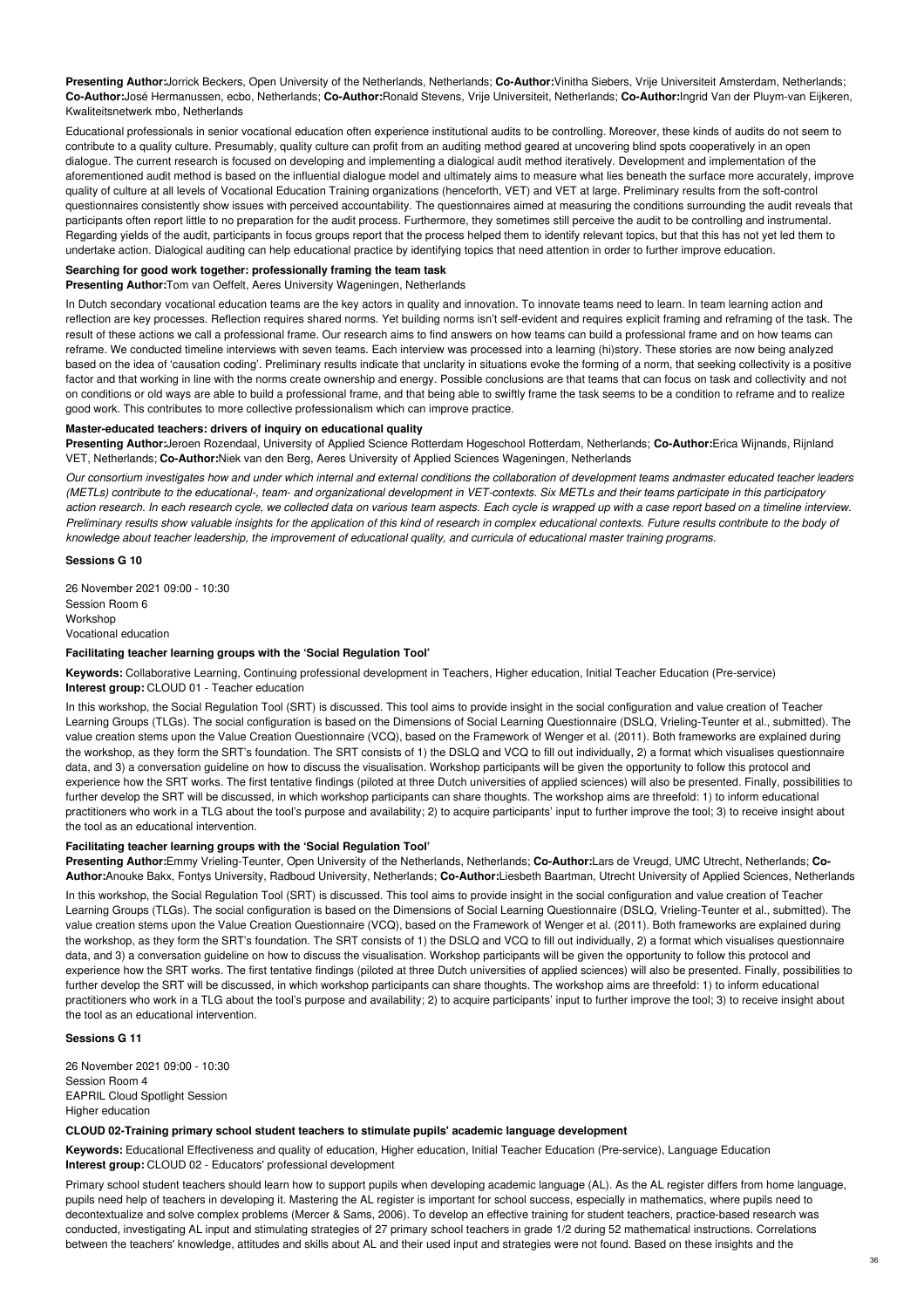**Presenting Author:**Jorrick Beckers, Open University of the Netherlands, Netherlands; **Co-Author:**Vinitha Siebers, Vrije Universiteit Amsterdam, Netherlands; **Co-Author:**José Hermanussen, ecbo, Netherlands; **Co-Author:**Ronald Stevens, Vrije Universiteit, Netherlands; **Co-Author:**Ingrid Van der Pluym-van Eijkeren, Kwaliteitsnetwerk mbo, Netherlands

Educational professionals in senior vocational education often experience institutional audits to be controlling. Moreover, these kinds of audits do not seem to contribute to a quality culture. Presumably, quality culture can profit from an auditing method geared at uncovering blind spots cooperatively in an open dialogue. The current research is focused on developing and implementing a dialogical audit method iteratively. Development and implementation of the aforementioned audit method is based on the influential dialogue model and ultimately aims to measure what lies beneath the surface more accurately, improve quality of culture at all levels of Vocational Education Training organizations (henceforth, VET) and VET at large. Preliminary results from the soft-control questionnaires consistently show issues with perceived accountability. The questionnaires aimed at measuring the conditions surrounding the audit reveals that participants often report little to no preparation for the audit process. Furthermore, they sometimes still perceive the audit to be controlling and instrumental. Regarding yields of the audit, participants in focus groups report that the process helped them to identify relevant topics, but that this has not yet led them to undertake action. Dialogical auditing can help educational practice by identifying topics that need attention in order to further improve education.

### Searching for good work together: professionally framing the team task

**Presenting Author:**Tom van Oeffelt, Aeres University Wageningen, Netherlands

In Dutch secondary vocational education teams are the key actors in quality and innovation. To innovate teams need to learn. In team learning action and reflection are key processes. Reflection requires shared norms. Yet building norms isn't self-evident and requires explicit framing and reframing of the task. The result of these actions we call a professional frame. Our research aims to find answers on how teams can build a professional frame and on how teams can reframe. We conducted timeline interviews with seven teams. Each interview was processed into a learning (hi)story. These stories are now being analyzed based on the idea of 'causation coding'. Preliminary results indicate that unclarity in situations evoke the forming of a norm, that seeking collectivity is a positive factor and that working in line with the norms create ownership and energy. Possible conclusions are that teams that can focus on task and collectivity and not on conditions or old ways are able to build a professional frame, and that being able to swiftly frame the task seems to be a condition to reframe and to realize good work. This contributes to more collective professionalism which can improve practice.

### Master-educated teachers: drivers of inquiry on educational quality

**Presenting Author:**Jeroen Rozendaal, University of Applied Science Rotterdam Hogeschool Rotterdam, Netherlands; **Co-Author:**Erica Wijnands, Rijnland VET, Netherlands; **Co-Author:**Niek van den Berg, Aeres University of Applied Sciences Wageningen, Netherlands

*Our consortium investigates how and under which internal and external conditions the collaboration of development teams andmaster educated teacher leaders (METLs) contribute to the educational-, team- and organizational development in VET-contexts. Six METLs and their teams participate in this participatory action research. In each research cycle, we collected data on various team aspects. Each cycle is wrapped up with a case report based on a timeline interview. Preliminary results show valuable insights for the application of this kind of research in complex educational contexts. Future results contribute to the body of knowledge about teacher leadership, the improvement of educational quality, and curricula of educational master training programs.*

## Sessions G 10

26 November 2021 09:00 - 10:30
Session Room 6
Workshop
Vocational education

### Facilitating teacher learning groups with the 'Social Regulation Tool'

**Keywords:** Collaborative Learning, Continuing professional development in Teachers, Higher education, Initial Teacher Education (Pre-service)
**Interest group:** CLOUD 01 - Teacher education

In this workshop, the Social Regulation Tool (SRT) is discussed. This tool aims to provide insight in the social configuration and value creation of Teacher Learning Groups (TLGs). The social configuration is based on the Dimensions of Social Learning Questionnaire (DSLQ, Vrieling-Teunter et al., submitted). The value creation stems upon the Value Creation Questionnaire (VCQ), based on the Framework of Wenger et al. (2011). Both frameworks are explained during the workshop, as they form the SRT's foundation. The SRT consists of 1) the DSLQ and VCQ to fill out individually, 2) a format which visualises questionnaire data, and 3) a conversation guideline on how to discuss the visualisation. Workshop participants will be given the opportunity to follow this protocol and experience how the SRT works. The first tentative findings (piloted at three Dutch universities of applied sciences) will also be presented. Finally, possibilities to further develop the SRT will be discussed, in which workshop participants can share thoughts. The workshop aims are threefold: 1) to inform educational practitioners who work in a TLG about the tool's purpose and availability; 2) to acquire participants' input to further improve the tool; 3) to receive insight about the tool as an educational intervention.

### Facilitating teacher learning groups with the 'Social Regulation Tool'

**Presenting Author:**Emmy Vrieling-Teunter, Open University of the Netherlands, Netherlands; **Co-Author:**Lars de Vreugd, UMC Utrecht, Netherlands; **Co-Author:**Anouke Bakx, Fontys University, Radboud University, Netherlands; **Co-Author:**Liesbeth Baartman, Utrecht University of Applied Sciences, Netherlands

In this workshop, the Social Regulation Tool (SRT) is discussed. This tool aims to provide insight in the social configuration and value creation of Teacher Learning Groups (TLGs). The social configuration is based on the Dimensions of Social Learning Questionnaire (DSLQ, Vrieling-Teunter et al., submitted). The value creation stems upon the Value Creation Questionnaire (VCQ), based on the Framework of Wenger et al. (2011). Both frameworks are explained during the workshop, as they form the SRT's foundation. The SRT consists of 1) the DSLQ and VCQ to fill out individually, 2) a format which visualises questionnaire data, and 3) a conversation guideline on how to discuss the visualisation. Workshop participants will be given the opportunity to follow this protocol and experience how the SRT works. The first tentative findings (piloted at three Dutch universities of applied sciences) will also be presented. Finally, possibilities to further develop the SRT will be discussed, in which workshop participants can share thoughts. The workshop aims are threefold: 1) to inform educational practitioners who work in a TLG about the tool's purpose and availability; 2) to acquire participants' input to further improve the tool; 3) to receive insight about the tool as an educational intervention.

## Sessions G 11

26 November 2021 09:00 - 10:30
Session Room 4
EAPRIL Cloud Spotlight Session
Higher education

### CLOUD 02-Training primary school student teachers to stimulate pupils' academic language development

**Keywords:** Educational Effectiveness and quality of education, Higher education, Initial Teacher Education (Pre-service), Language Education
**Interest group:** CLOUD 02 - Educators' professional development

Primary school student teachers should learn how to support pupils when developing academic language (AL). As the AL register differs from home language, pupils need help of teachers in developing it. Mastering the AL register is important for school success, especially in mathematics, where pupils need to decontextualize and solve complex problems (Mercer & Sams, 2006). To develop an effective training for student teachers, practice-based research was conducted, investigating AL input and stimulating strategies of 27 primary school teachers in grade 1/2 during 52 mathematical instructions. Correlations between the teachers' knowledge, attitudes and skills about AL and their used input and strategies were not found. Based on these insights and the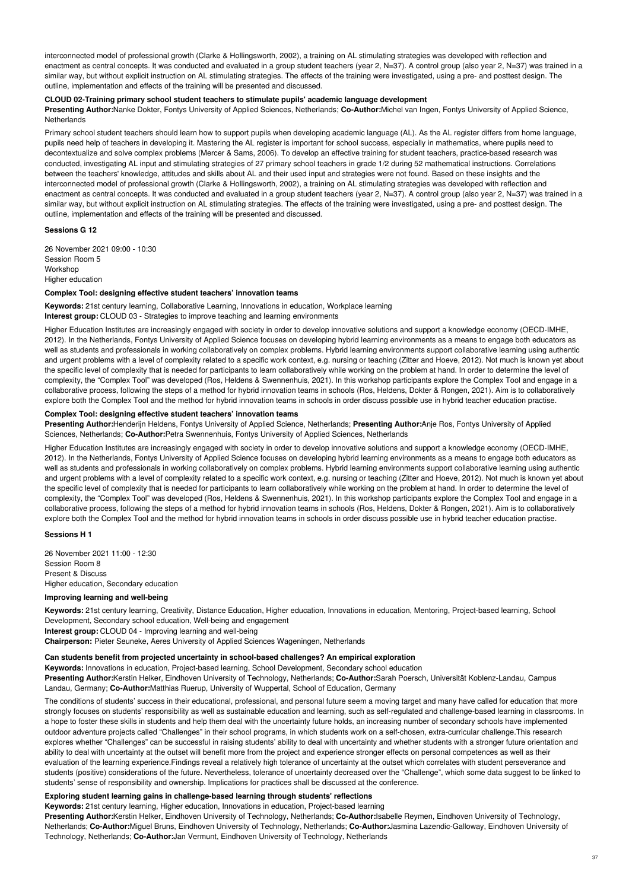interconnected model of professional growth (Clarke & Hollingsworth, 2002), a training on AL stimulating strategies was developed with reflection and enactment as central concepts. It was conducted and evaluated in a group student teachers (year 2, N=37). A control group (also year 2, N=37) was trained in a similar way, but without explicit instruction on AL stimulating strategies. The effects of the training were investigated, using a pre- and posttest design. The outline, implementation and effects of the training will be presented and discussed.

**CLOUD 02-Training primary school student teachers to stimulate pupils' academic language development**

**Presenting Author:**Nanke Dokter, Fontys University of Applied Sciences, Netherlands; **Co-Author:**Michel van Ingen, Fontys University of Applied Science, Netherlands

Primary school student teachers should learn how to support pupils when developing academic language (AL). As the AL register differs from home language, pupils need help of teachers in developing it. Mastering the AL register is important for school success, especially in mathematics, where pupils need to decontextualize and solve complex problems (Mercer & Sams, 2006). To develop an effective training for student teachers, practice-based research was conducted, investigating AL input and stimulating strategies of 27 primary school teachers in grade 1/2 during 52 mathematical instructions. Correlations between the teachers' knowledge, attitudes and skills about AL and their used input and strategies were not found. Based on these insights and the interconnected model of professional growth (Clarke & Hollingsworth, 2002), a training on AL stimulating strategies was developed with reflection and enactment as central concepts. It was conducted and evaluated in a group student teachers (year 2, N=37). A control group (also year 2, N=37) was trained in a similar way, but without explicit instruction on AL stimulating strategies. The effects of the training were investigated, using a pre- and posttest design. The outline, implementation and effects of the training will be presented and discussed.

**Sessions G 12**

26 November 2021 09:00 - 10:30
Session Room 5
Workshop
Higher education

**Complex Tool: designing effective student teachers' innovation teams**

**Keywords:** 21st century learning, Collaborative Learning, Innovations in education, Workplace learning
**Interest group:** CLOUD 03 - Strategies to improve teaching and learning environments

Higher Education Institutes are increasingly engaged with society in order to develop innovative solutions and support a knowledge economy (OECD-IMHE, 2012). In the Netherlands, Fontys University of Applied Science focuses on developing hybrid learning environments as a means to engage both educators as well as students and professionals in working collaboratively on complex problems. Hybrid learning environments support collaborative learning using authentic and urgent problems with a level of complexity related to a specific work context, e.g. nursing or teaching (Zitter and Hoeve, 2012). Not much is known yet about the specific level of complexity that is needed for participants to learn collaboratively while working on the problem at hand. In order to determine the level of complexity, the "Complex Tool" was developed (Ros, Heldens & Swennenhuis, 2021). In this workshop participants explore the Complex Tool and engage in a collaborative process, following the steps of a method for hybrid innovation teams in schools (Ros, Heldens, Dokter & Rongen, 2021). Aim is to collaboratively explore both the Complex Tool and the method for hybrid innovation teams in schools in order discuss possible use in hybrid teacher education practise.

**Complex Tool: designing effective student teachers' innovation teams**

**Presenting Author:**Henderijn Heldens, Fontys University of Applied Science, Netherlands; **Presenting Author:**Anje Ros, Fontys University of Applied Sciences, Netherlands; **Co-Author:**Petra Swennenhuis, Fontys University of Applied Sciences, Netherlands

Higher Education Institutes are increasingly engaged with society in order to develop innovative solutions and support a knowledge economy (OECD-IMHE, 2012). In the Netherlands, Fontys University of Applied Science focuses on developing hybrid learning environments as a means to engage both educators as well as students and professionals in working collaboratively on complex problems. Hybrid learning environments support collaborative learning using authentic and urgent problems with a level of complexity related to a specific work context, e.g. nursing or teaching (Zitter and Hoeve, 2012). Not much is known yet about the specific level of complexity that is needed for participants to learn collaboratively while working on the problem at hand. In order to determine the level of complexity, the "Complex Tool" was developed (Ros, Heldens & Swennenhuis, 2021). In this workshop participants explore the Complex Tool and engage in a collaborative process, following the steps of a method for hybrid innovation teams in schools (Ros, Heldens, Dokter & Rongen, 2021). Aim is to collaboratively explore both the Complex Tool and the method for hybrid innovation teams in schools in order discuss possible use in hybrid teacher education practise.

**Sessions H 1**

26 November 2021 11:00 - 12:30
Session Room 8
Present & Discuss
Higher education, Secondary education

**Improving learning and well-being**

**Keywords:** 21st century learning, Creativity, Distance Education, Higher education, Innovations in education, Mentoring, Project-based learning, School Development, Secondary school education, Well-being and engagement
**Interest group:** CLOUD 04 - Improving learning and well-being
**Chairperson:** Pieter Seuneke, Aeres University of Applied Sciences Wageningen, Netherlands

**Can students benefit from projected uncertainty in school-based challenges? An empirical exploration**

**Keywords:** Innovations in education, Project-based learning, School Development, Secondary school education
**Presenting Author:**Kerstin Helker, Eindhoven University of Technology, Netherlands; **Co-Author:**Sarah Poersch, Universität Koblenz-Landau, Campus Landau, Germany; **Co-Author:**Matthias Ruerup, University of Wuppertal, School of Education, Germany

The conditions of students' success in their educational, professional, and personal future seem a moving target and many have called for education that more strongly focuses on students' responsibility as well as sustainable education and learning, such as self-regulated and challenge-based learning in classrooms. In a hope to foster these skills in students and help them deal with the uncertainty future holds, an increasing number of secondary schools have implemented outdoor adventure projects called "Challenges" in their school programs, in which students work on a self-chosen, extra-curricular challenge.This research explores whether "Challenges" can be successful in raising students' ability to deal with uncertainty and whether students with a stronger future orientation and ability to deal with uncertainty at the outset will benefit more from the project and experience stronger effects on personal competences as well as their evaluation of the learning experience.Findings reveal a relatively high tolerance of uncertainty at the outset which correlates with student perseverance and students (positive) considerations of the future. Nevertheless, tolerance of uncertainty decreased over the "Challenge", which some data suggest to be linked to students' sense of responsibility and ownership. Implications for practices shall be discussed at the conference.

**Exploring student learning gains in challenge-based learning through students' reflections**

**Keywords:** 21st century learning, Higher education, Innovations in education, Project-based learning
**Presenting Author:**Kerstin Helker, Eindhoven University of Technology, Netherlands; **Co-Author:**Isabelle Reymen, Eindhoven University of Technology, Netherlands; **Co-Author:**Miguel Bruns, Eindhoven University of Technology, Netherlands; **Co-Author:**Jasmina Lazendic-Galloway, Eindhoven University of Technology, Netherlands; **Co-Author:**Jan Vermunt, Eindhoven University of Technology, Netherlands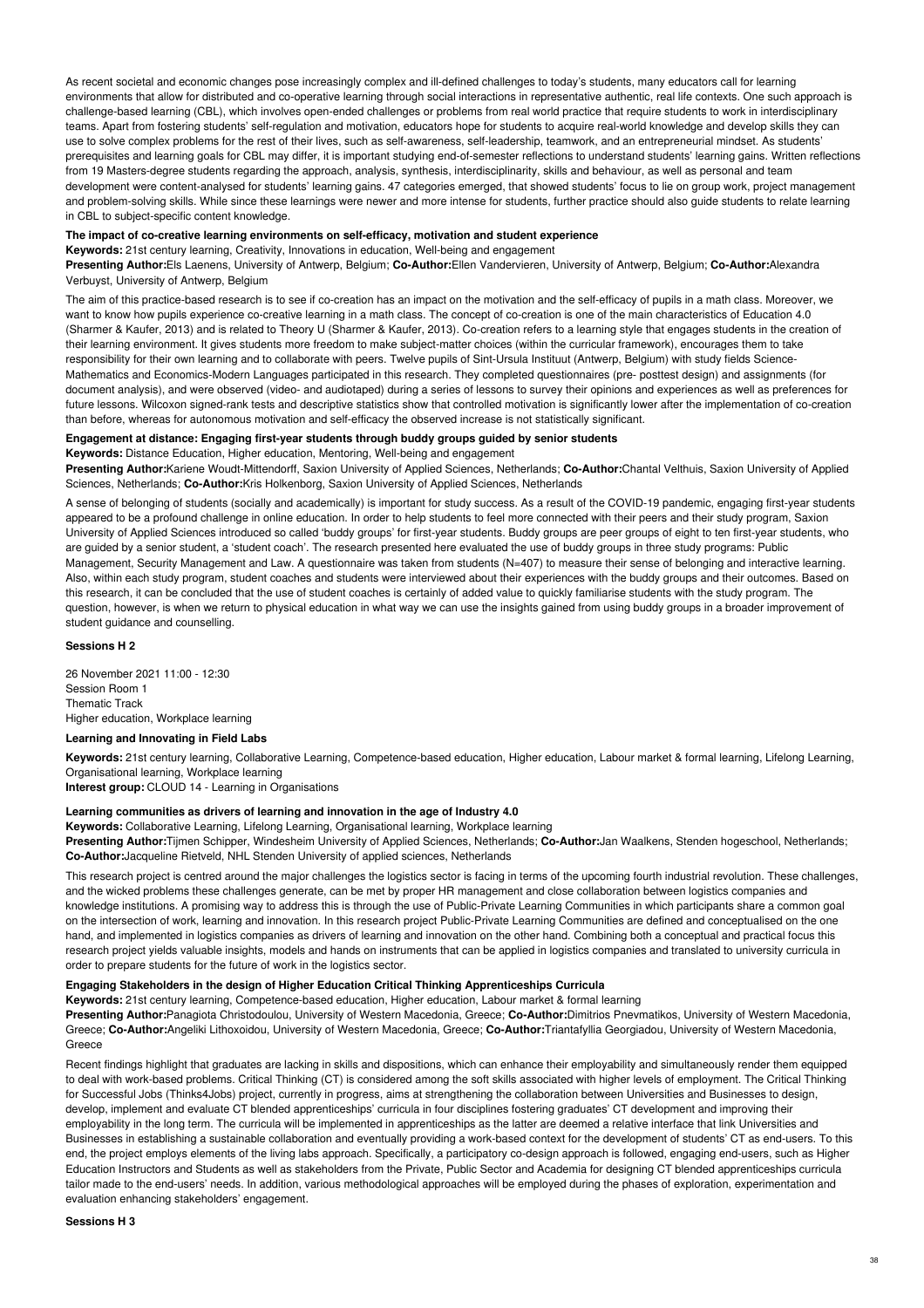As recent societal and economic changes pose increasingly complex and ill-defined challenges to today's students, many educators call for learning environments that allow for distributed and co-operative learning through social interactions in representative authentic, real life contexts. One such approach is challenge-based learning (CBL), which involves open-ended challenges or problems from real world practice that require students to work in interdisciplinary teams. Apart from fostering students' self-regulation and motivation, educators hope for students to acquire real-world knowledge and develop skills they can use to solve complex problems for the rest of their lives, such as self-awareness, self-leadership, teamwork, and an entrepreneurial mindset. As students' prerequisites and learning goals for CBL may differ, it is important studying end-of-semester reflections to understand students' learning gains. Written reflections from 19 Masters-degree students regarding the approach, analysis, synthesis, interdisciplinarity, skills and behaviour, as well as personal and team development were content-analysed for students' learning gains. 47 categories emerged, that showed students' focus to lie on group work, project management and problem-solving skills. While since these learnings were newer and more intense for students, further practice should also guide students to relate learning in CBL to subject-specific content knowledge.

**The impact of co-creative learning environments on self-efficacy, motivation and student experience**

**Keywords:** 21st century learning, Creativity, Innovations in education, Well-being and engagement

**Presenting Author:**Els Laenens, University of Antwerp, Belgium; **Co-Author:**Ellen Vandervieren, University of Antwerp, Belgium; **Co-Author:**Alexandra Verbuyst, University of Antwerp, Belgium

The aim of this practice-based research is to see if co-creation has an impact on the motivation and the self-efficacy of pupils in a math class. Moreover, we want to know how pupils experience co-creative learning in a math class. The concept of co-creation is one of the main characteristics of Education 4.0 (Sharmer & Kaufer, 2013) and is related to Theory U (Sharmer & Kaufer, 2013). Co-creation refers to a learning style that engages students in the creation of their learning environment. It gives students more freedom to make subject-matter choices (within the curricular framework), encourages them to take responsibility for their own learning and to collaborate with peers. Twelve pupils of Sint-Ursula Instituut (Antwerp, Belgium) with study fields Science-Mathematics and Economics-Modern Languages participated in this research. They completed questionnaires (pre- posttest design) and assignments (for document analysis), and were observed (video- and audiotaped) during a series of lessons to survey their opinions and experiences as well as preferences for future lessons. Wilcoxon signed-rank tests and descriptive statistics show that controlled motivation is significantly lower after the implementation of co-creation than before, whereas for autonomous motivation and self-efficacy the observed increase is not statistically significant.

**Engagement at distance: Engaging first-year students through buddy groups guided by senior students**

**Keywords:** Distance Education, Higher education, Mentoring, Well-being and engagement

**Presenting Author:**Kariene Woudt-Mittendorff, Saxion University of Applied Sciences, Netherlands; **Co-Author:**Chantal Velthuis, Saxion University of Applied Sciences, Netherlands; **Co-Author:**Kris Holkenborg, Saxion University of Applied Sciences, Netherlands

A sense of belonging of students (socially and academically) is important for study success. As a result of the COVID-19 pandemic, engaging first-year students appeared to be a profound challenge in online education. In order to help students to feel more connected with their peers and their study program, Saxion University of Applied Sciences introduced so called 'buddy groups' for first-year students. Buddy groups are peer groups of eight to ten first-year students, who are guided by a senior student, a 'student coach'. The research presented here evaluated the use of buddy groups in three study programs: Public Management, Security Management and Law. A questionnaire was taken from students (N=407) to measure their sense of belonging and interactive learning. Also, within each study program, student coaches and students were interviewed about their experiences with the buddy groups and their outcomes. Based on this research, it can be concluded that the use of student coaches is certainly of added value to quickly familiarise students with the study program. The question, however, is when we return to physical education in what way we can use the insights gained from using buddy groups in a broader improvement of student guidance and counselling.

**Sessions H 2**

26 November 2021 11:00 - 12:30
Session Room 1
Thematic Track
Higher education, Workplace learning

**Learning and Innovating in Field Labs**

**Keywords:** 21st century learning, Collaborative Learning, Competence-based education, Higher education, Labour market & formal learning, Lifelong Learning, Organisational learning, Workplace learning
**Interest group:** CLOUD 14 - Learning in Organisations

**Learning communities as drivers of learning and innovation in the age of Industry 4.0**

**Keywords:** Collaborative Learning, Lifelong Learning, Organisational learning, Workplace learning

**Presenting Author:**Tijmen Schipper, Windesheim University of Applied Sciences, Netherlands; **Co-Author:**Jan Waalkens, Stenden hogeschool, Netherlands; **Co-Author:**Jacqueline Rietveld, NHL Stenden University of applied sciences, Netherlands

This research project is centred around the major challenges the logistics sector is facing in terms of the upcoming fourth industrial revolution. These challenges, and the wicked problems these challenges generate, can be met by proper HR management and close collaboration between logistics companies and knowledge institutions. A promising way to address this is through the use of Public-Private Learning Communities in which participants share a common goal on the intersection of work, learning and innovation. In this research project Public-Private Learning Communities are defined and conceptualised on the one hand, and implemented in logistics companies as drivers of learning and innovation on the other hand. Combining both a conceptual and practical focus this research project yields valuable insights, models and hands on instruments that can be applied in logistics companies and translated to university curricula in order to prepare students for the future of work in the logistics sector.

**Engaging Stakeholders in the design of Higher Education Critical Thinking Apprenticeships Curricula**

**Keywords:** 21st century learning, Competence-based education, Higher education, Labour market & formal learning

**Presenting Author:**Panagiota Christodoulou, University of Western Macedonia, Greece; **Co-Author:**Dimitrios Pnevmatikos, University of Western Macedonia, Greece; **Co-Author:**Angeliki Lithoxoidou, University of Western Macedonia, Greece; **Co-Author:**Triantafyllia Georgiadou, University of Western Macedonia, Greece

Recent findings highlight that graduates are lacking in skills and dispositions, which can enhance their employability and simultaneously render them equipped to deal with work-based problems. Critical Thinking (CT) is considered among the soft skills associated with higher levels of employment. The Critical Thinking for Successful Jobs (Thinks4Jobs) project, currently in progress, aims at strengthening the collaboration between Universities and Businesses to design, develop, implement and evaluate CT blended apprenticeships' curricula in four disciplines fostering graduates' CT development and improving their employability in the long term. The curricula will be implemented in apprenticeships as the latter are deemed a relative interface that link Universities and Businesses in establishing a sustainable collaboration and eventually providing a work-based context for the development of students' CT as end-users. To this end, the project employs elements of the living labs approach. Specifically, a participatory co-design approach is followed, engaging end-users, such as Higher Education Instructors and Students as well as stakeholders from the Private, Public Sector and Academia for designing CT blended apprenticeships curricula tailor made to the end-users' needs. In addition, various methodological approaches will be employed during the phases of exploration, experimentation and evaluation enhancing stakeholders' engagement.

**Sessions H 3**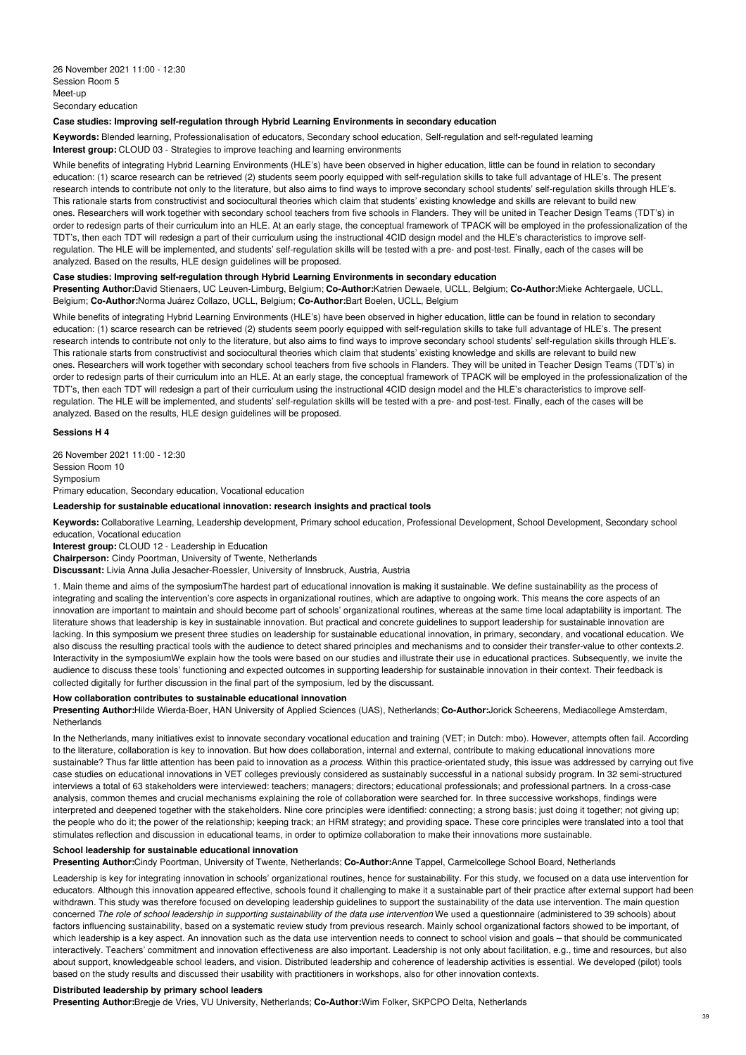26 November 2021 11:00 - 12:30
Session Room 5
Meet-up
Secondary education

### Case studies: Improving self-regulation through Hybrid Learning Environments in secondary education

**Keywords:** Blended learning, Professionalisation of educators, Secondary school education, Self-regulation and self-regulated learning
**Interest group:** CLOUD 03 - Strategies to improve teaching and learning environments

While benefits of integrating Hybrid Learning Environments (HLE's) have been observed in higher education, little can be found in relation to secondary education: (1) scarce research can be retrieved (2) students seem poorly equipped with self-regulation skills to take full advantage of HLE's. The present research intends to contribute not only to the literature, but also aims to find ways to improve secondary school students' self-regulation skills through HLE's. This rationale starts from constructivist and sociocultural theories which claim that students' existing knowledge and skills are relevant to build new ones. Researchers will work together with secondary school teachers from five schools in Flanders. They will be united in Teacher Design Teams (TDT's) in order to redesign parts of their curriculum into an HLE. At an early stage, the conceptual framework of TPACK will be employed in the professionalization of the TDT's, then each TDT will redesign a part of their curriculum using the instructional 4CID design model and the HLE's characteristics to improve self-regulation. The HLE will be implemented, and students' self-regulation skills will be tested with a pre- and post-test. Finally, each of the cases will be analyzed. Based on the results, HLE design guidelines will be proposed.

### Case studies: Improving self-regulation through Hybrid Learning Environments in secondary education

**Presenting Author:** David Stienaers, UC Leuven-Limburg, Belgium; **Co-Author:** Katrien Dewaele, UCLL, Belgium; **Co-Author:** Mieke Achtergaele, UCLL, Belgium; **Co-Author:** Norma Juárez Collazo, UCLL, Belgium; **Co-Author:** Bart Boelen, UCLL, Belgium

While benefits of integrating Hybrid Learning Environments (HLE's) have been observed in higher education, little can be found in relation to secondary education: (1) scarce research can be retrieved (2) students seem poorly equipped with self-regulation skills to take full advantage of HLE's. The present research intends to contribute not only to the literature, but also aims to find ways to improve secondary school students' self-regulation skills through HLE's. This rationale starts from constructivist and sociocultural theories which claim that students' existing knowledge and skills are relevant to build new ones. Researchers will work together with secondary school teachers from five schools in Flanders. They will be united in Teacher Design Teams (TDT's) in order to redesign parts of their curriculum into an HLE. At an early stage, the conceptual framework of TPACK will be employed in the professionalization of the TDT's, then each TDT will redesign a part of their curriculum using the instructional 4CID design model and the HLE's characteristics to improve self-regulation. The HLE will be implemented, and students' self-regulation skills will be tested with a pre- and post-test. Finally, each of the cases will be analyzed. Based on the results, HLE design guidelines will be proposed.

## Sessions H 4

26 November 2021 11:00 - 12:30
Session Room 10
Symposium
Primary education, Secondary education, Vocational education

### Leadership for sustainable educational innovation: research insights and practical tools

**Keywords:** Collaborative Learning, Leadership development, Primary school education, Professional Development, School Development, Secondary school education, Vocational education
**Interest group:** CLOUD 12 - Leadership in Education
**Chairperson:** Cindy Poortman, University of Twente, Netherlands
**Discussant:** Livia Anna Julia Jesacher-Roessler, University of Innsbruck, Austria, Austria

1. Main theme and aims of the symposiumThe hardest part of educational innovation is making it sustainable. We define sustainability as the process of integrating and scaling the intervention's core aspects in organizational routines, which are adaptive to ongoing work. This means the core aspects of an innovation are important to maintain and should become part of schools' organizational routines, whereas at the same time local adaptability is important. The literature shows that leadership is key in sustainable innovation. But practical and concrete guidelines to support leadership for sustainable innovation are lacking. In this symposium we present three studies on leadership for sustainable educational innovation, in primary, secondary, and vocational education. We also discuss the resulting practical tools with the audience to detect shared principles and mechanisms and to consider their transfer-value to other contexts.2. Interactivity in the symposiumWe explain how the tools were based on our studies and illustrate their use in educational practices. Subsequently, we invite the audience to discuss these tools' functioning and expected outcomes in supporting leadership for sustainable innovation in their context. Their feedback is collected digitally for further discussion in the final part of the symposium, led by the discussant.

### How collaboration contributes to sustainable educational innovation

**Presenting Author:** Hilde Wierda-Boer, HAN University of Applied Sciences (UAS), Netherlands; **Co-Author:** Jorick Scheerens, Mediacollege Amsterdam, Netherlands

In the Netherlands, many initiatives exist to innovate secondary vocational education and training (VET; in Dutch: mbo). However, attempts often fail. According to the literature, collaboration is key to innovation. But how does collaboration, internal and external, contribute to making educational innovations more sustainable? Thus far little attention has been paid to innovation as a *process*. Within this practice-orientated study, this issue was addressed by carrying out five case studies on educational innovations in VET colleges previously considered as sustainably successful in a national subsidy program. In 32 semi-structured interviews a total of 63 stakeholders were interviewed: teachers; managers; directors; educational professionals; and professional partners. In a cross-case analysis, common themes and crucial mechanisms explaining the role of collaboration were searched for. In three successive workshops, findings were interpreted and deepened together with the stakeholders. Nine core principles were identified: connecting; a strong basis; just doing it together; not giving up; the people who do it; the power of the relationship; keeping track; an HRM strategy; and providing space. These core principles were translated into a tool that stimulates reflection and discussion in educational teams, in order to optimize collaboration to make their innovations more sustainable.

### School leadership for sustainable educational innovation

**Presenting Author:** Cindy Poortman, University of Twente, Netherlands; **Co-Author:** Anne Tappel, Carmelcollege School Board, Netherlands

Leadership is key for integrating innovation in schools' organizational routines, hence for sustainability. For this study, we focused on a data use intervention for educators. Although this innovation appeared effective, schools found it challenging to make it a sustainable part of their practice after external support had been withdrawn. This study was therefore focused on developing leadership guidelines to support the sustainability of the data use intervention. The main question concerned *The role of school leadership in supporting sustainability of the data use intervention* We used a questionnaire (administered to 39 schools) about factors influencing sustainability, based on a systematic review study from previous research. Mainly school organizational factors showed to be important, of which leadership is a key aspect. An innovation such as the data use intervention needs to connect to school vision and goals – that should be communicated interactively. Teachers' commitment and innovation effectiveness are also important. Leadership is not only about facilitation, e.g., time and resources, but also about support, knowledgeable school leaders, and vision. Distributed leadership and coherence of leadership activities is essential. We developed (pilot) tools based on the study results and discussed their usability with practitioners in workshops, also for other innovation contexts.

### Distributed leadership by primary school leaders

**Presenting Author:** Bregje de Vries, VU University, Netherlands; **Co-Author:** Wim Folker, SKPCPO Delta, Netherlands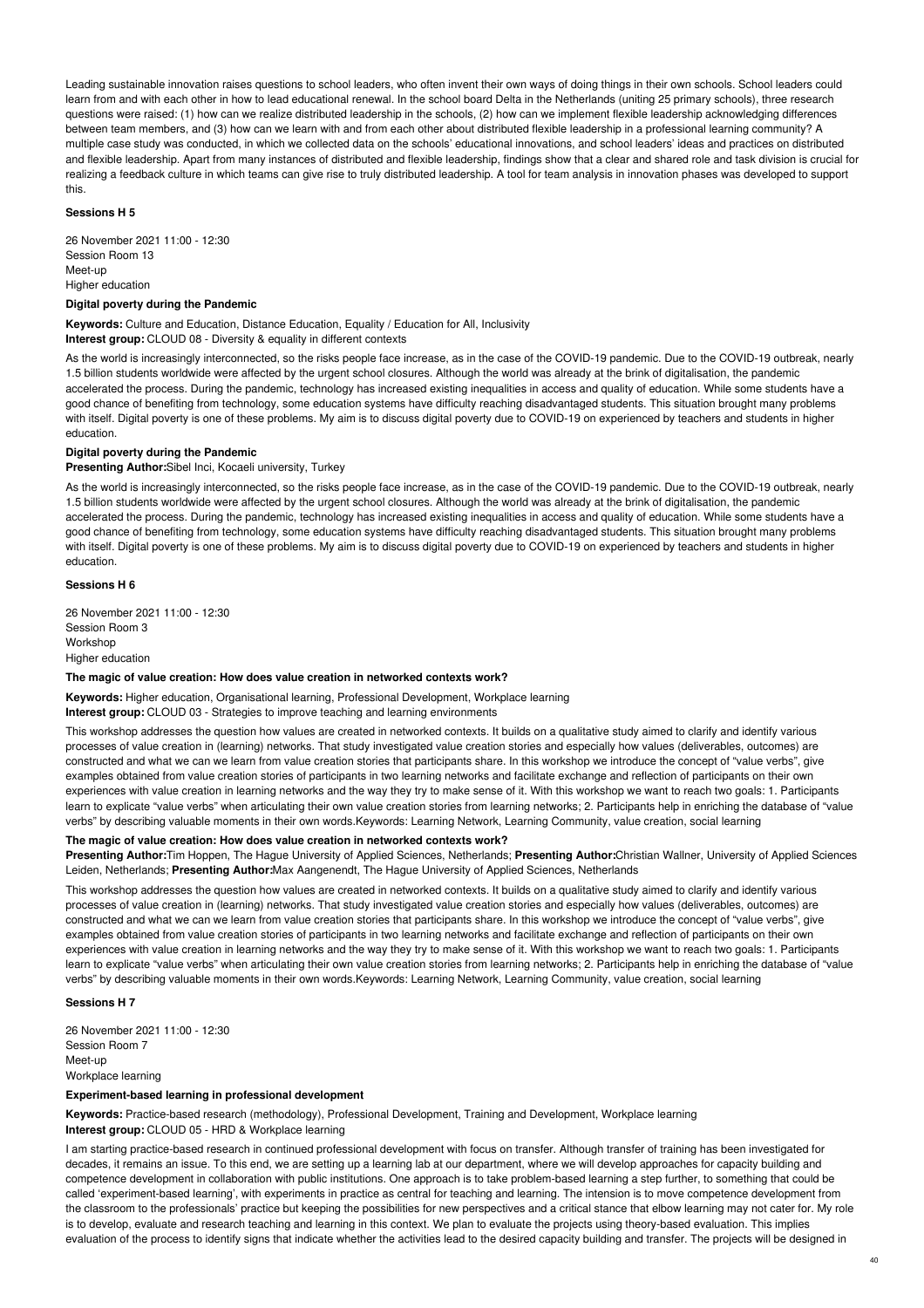Leading sustainable innovation raises questions to school leaders, who often invent their own ways of doing things in their own schools. School leaders could learn from and with each other in how to lead educational renewal. In the school board Delta in the Netherlands (uniting 25 primary schools), three research questions were raised: (1) how can we realize distributed leadership in the schools, (2) how can we implement flexible leadership acknowledging differences between team members, and (3) how can we learn with and from each other about distributed flexible leadership in a professional learning community? A multiple case study was conducted, in which we collected data on the schools' educational innovations, and school leaders' ideas and practices on distributed and flexible leadership. Apart from many instances of distributed and flexible leadership, findings show that a clear and shared role and task division is crucial for realizing a feedback culture in which teams can give rise to truly distributed leadership. A tool for team analysis in innovation phases was developed to support this.

**Sessions H 5**

26 November 2021 11:00 - 12:30
Session Room 13
Meet-up
Higher education

**Digital poverty during the Pandemic**

**Keywords:** Culture and Education, Distance Education, Equality / Education for All, Inclusivity
**Interest group:** CLOUD 08 - Diversity & equality in different contexts

As the world is increasingly interconnected, so the risks people face increase, as in the case of the COVID-19 pandemic. Due to the COVID-19 outbreak, nearly 1.5 billion students worldwide were affected by the urgent school closures. Although the world was already at the brink of digitalisation, the pandemic accelerated the process. During the pandemic, technology has increased existing inequalities in access and quality of education. While some students have a good chance of benefiting from technology, some education systems have difficulty reaching disadvantaged students. This situation brought many problems with itself. Digital poverty is one of these problems. My aim is to discuss digital poverty due to COVID-19 on experienced by teachers and students in higher education.

**Digital poverty during the Pandemic**
**Presenting Author:**Sibel Inci, Kocaeli university, Turkey

As the world is increasingly interconnected, so the risks people face increase, as in the case of the COVID-19 pandemic. Due to the COVID-19 outbreak, nearly 1.5 billion students worldwide were affected by the urgent school closures. Although the world was already at the brink of digitalisation, the pandemic accelerated the process. During the pandemic, technology has increased existing inequalities in access and quality of education. While some students have a good chance of benefiting from technology, some education systems have difficulty reaching disadvantaged students. This situation brought many problems with itself. Digital poverty is one of these problems. My aim is to discuss digital poverty due to COVID-19 on experienced by teachers and students in higher education.

**Sessions H 6**

26 November 2021 11:00 - 12:30
Session Room 3
Workshop
Higher education

**The magic of value creation: How does value creation in networked contexts work?**

**Keywords:** Higher education, Organisational learning, Professional Development, Workplace learning
**Interest group:** CLOUD 03 - Strategies to improve teaching and learning environments

This workshop addresses the question how values are created in networked contexts. It builds on a qualitative study aimed to clarify and identify various processes of value creation in (learning) networks. That study investigated value creation stories and especially how values (deliverables, outcomes) are constructed and what we can we learn from value creation stories that participants share. In this workshop we introduce the concept of "value verbs", give examples obtained from value creation stories of participants in two learning networks and facilitate exchange and reflection of participants on their own experiences with value creation in learning networks and the way they try to make sense of it. With this workshop we want to reach two goals: 1. Participants learn to explicate "value verbs" when articulating their own value creation stories from learning networks; 2. Participants help in enriching the database of "value verbs" by describing valuable moments in their own words.Keywords: Learning Network, Learning Community, value creation, social learning

**The magic of value creation: How does value creation in networked contexts work?**
**Presenting Author:**Tim Hoppen, The Hague University of Applied Sciences, Netherlands; **Presenting Author:**Christian Wallner, University of Applied Sciences Leiden, Netherlands; **Presenting Author:**Max Aangenendt, The Hague University of Applied Sciences, Netherlands

This workshop addresses the question how values are created in networked contexts. It builds on a qualitative study aimed to clarify and identify various processes of value creation in (learning) networks. That study investigated value creation stories and especially how values (deliverables, outcomes) are constructed and what we can we learn from value creation stories that participants share. In this workshop we introduce the concept of "value verbs", give examples obtained from value creation stories of participants in two learning networks and facilitate exchange and reflection of participants on their own experiences with value creation in learning networks and the way they try to make sense of it. With this workshop we want to reach two goals: 1. Participants learn to explicate "value verbs" when articulating their own value creation stories from learning networks; 2. Participants help in enriching the database of "value verbs" by describing valuable moments in their own words.Keywords: Learning Network, Learning Community, value creation, social learning

**Sessions H 7**

26 November 2021 11:00 - 12:30
Session Room 7
Meet-up
Workplace learning

**Experiment-based learning in professional development**

**Keywords:** Practice-based research (methodology), Professional Development, Training and Development, Workplace learning
**Interest group:** CLOUD 05 - HRD & Workplace learning

I am starting practice-based research in continued professional development with focus on transfer. Although transfer of training has been investigated for decades, it remains an issue. To this end, we are setting up a learning lab at our department, where we will develop approaches for capacity building and competence development in collaboration with public institutions. One approach is to take problem-based learning a step further, to something that could be called 'experiment-based learning', with experiments in practice as central for teaching and learning. The intension is to move competence development from the classroom to the professionals' practice but keeping the possibilities for new perspectives and a critical stance that elbow learning may not cater for. My role is to develop, evaluate and research teaching and learning in this context. We plan to evaluate the projects using theory-based evaluation. This implies evaluation of the process to identify signs that indicate whether the activities lead to the desired capacity building and transfer. The projects will be designed in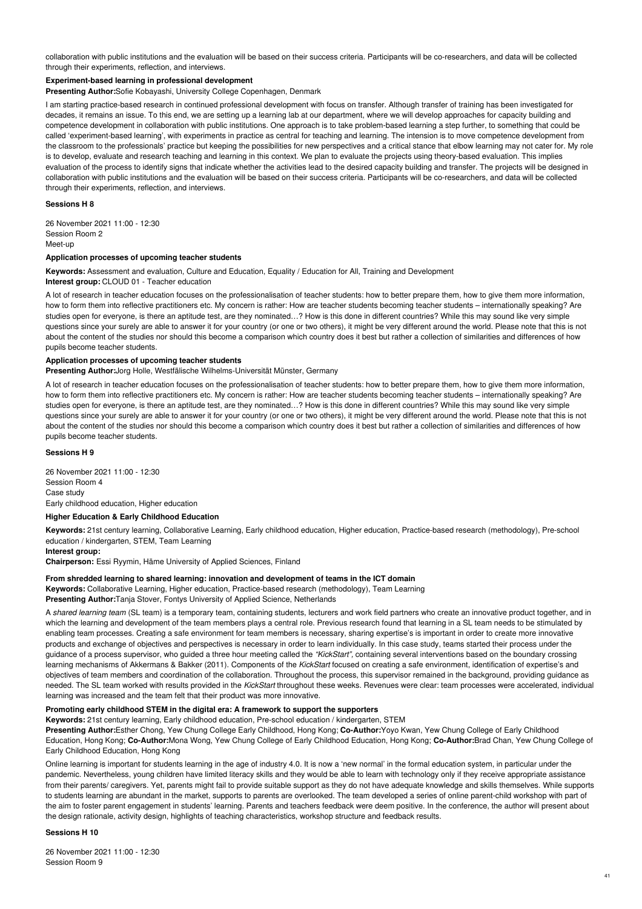collaboration with public institutions and the evaluation will be based on their success criteria. Participants will be co-researchers, and data will be collected through their experiments, reflection, and interviews.

**Experiment-based learning in professional development**

**Presenting Author:**Sofie Kobayashi, University College Copenhagen, Denmark

I am starting practice-based research in continued professional development with focus on transfer. Although transfer of training has been investigated for decades, it remains an issue. To this end, we are setting up a learning lab at our department, where we will develop approaches for capacity building and competence development in collaboration with public institutions. One approach is to take problem-based learning a step further, to something that could be called 'experiment-based learning', with experiments in practice as central for teaching and learning. The intension is to move competence development from the classroom to the professionals' practice but keeping the possibilities for new perspectives and a critical stance that elbow learning may not cater for. My role is to develop, evaluate and research teaching and learning in this context. We plan to evaluate the projects using theory-based evaluation. This implies evaluation of the process to identify signs that indicate whether the activities lead to the desired capacity building and transfer. The projects will be designed in collaboration with public institutions and the evaluation will be based on their success criteria. Participants will be co-researchers, and data will be collected through their experiments, reflection, and interviews.

**Sessions H 8**

26 November 2021 11:00 - 12:30
Session Room 2
Meet-up

**Application processes of upcoming teacher students**

**Keywords:** Assessment and evaluation, Culture and Education, Equality / Education for All, Training and Development
**Interest group:** CLOUD 01 - Teacher education

A lot of research in teacher education focuses on the professionalisation of teacher students: how to better prepare them, how to give them more information, how to form them into reflective practitioners etc. My concern is rather: How are teacher students becoming teacher students – internationally speaking? Are studies open for everyone, is there an aptitude test, are they nominated…? How is this done in different countries? While this may sound like very simple questions since your surely are able to answer it for your country (or one or two others), it might be very different around the world. Please note that this is not about the content of the studies nor should this become a comparison which country does it best but rather a collection of similarities and differences of how pupils become teacher students.

**Application processes of upcoming teacher students**

**Presenting Author:**Jorg Holle, Westfälische Wilhelms-Universität Münster, Germany

A lot of research in teacher education focuses on the professionalisation of teacher students: how to better prepare them, how to give them more information, how to form them into reflective practitioners etc. My concern is rather: How are teacher students becoming teacher students – internationally speaking? Are studies open for everyone, is there an aptitude test, are they nominated…? How is this done in different countries? While this may sound like very simple questions since your surely are able to answer it for your country (or one or two others), it might be very different around the world. Please note that this is not about the content of the studies nor should this become a comparison which country does it best but rather a collection of similarities and differences of how pupils become teacher students.

**Sessions H 9**

26 November 2021 11:00 - 12:30
Session Room 4
Case study
Early childhood education, Higher education

**Higher Education & Early Childhood Education**

**Keywords:** 21st century learning, Collaborative Learning, Early childhood education, Higher education, Practice-based research (methodology), Pre-school education / kindergarten, STEM, Team Learning
**Interest group:**
**Chairperson:** Essi Ryymin, Häme University of Applied Sciences, Finland

**From shredded learning to shared learning: innovation and development of teams in the ICT domain**

**Keywords:** Collaborative Learning, Higher education, Practice-based research (methodology), Team Learning
**Presenting Author:**Tanja Stover, Fontys University of Applied Science, Netherlands

A *shared learning team* (SL team) is a temporary team, containing students, lecturers and work field partners who create an innovative product together, and in which the learning and development of the team members plays a central role. Previous research found that learning in a SL team needs to be stimulated by enabling team processes. Creating a safe environment for team members is necessary, sharing expertise's is important in order to create more innovative products and exchange of objectives and perspectives is necessary in order to learn individually. In this case study, teams started their process under the guidance of a process supervisor, who guided a three hour meeting called the *"KickStart",* containing several interventions based on the boundary crossing learning mechanisms of Akkermans & Bakker (2011). Components of the *KickStart* focused on creating a safe environment, identification of expertise's and objectives of team members and coordination of the collaboration. Throughout the process, this supervisor remained in the background, providing guidance as needed. The SL team worked with results provided in the *KickStart* throughout these weeks. Revenues were clear: team processes were accelerated, individual learning was increased and the team felt that their product was more innovative.

**Promoting early childhood STEM in the digital era: A framework to support the supporters**

**Keywords:** 21st century learning, Early childhood education, Pre-school education / kindergarten, STEM
**Presenting Author:**Esther Chong, Yew Chung College Early Childhood, Hong Kong; **Co-Author:**Yoyo Kwan, Yew Chung College of Early Childhood Education, Hong Kong; **Co-Author:**Mona Wong, Yew Chung College of Early Childhood Education, Hong Kong; **Co-Author:**Brad Chan, Yew Chung College of Early Childhood Education, Hong Kong

Online learning is important for students learning in the age of industry 4.0. It is now a 'new normal' in the formal education system, in particular under the pandemic. Nevertheless, young children have limited literacy skills and they would be able to learn with technology only if they receive appropriate assistance from their parents/ caregivers. Yet, parents might fail to provide suitable support as they do not have adequate knowledge and skills themselves. While supports to students learning are abundant in the market, supports to parents are overlooked. The team developed a series of online parent-child workshop with part of the aim to foster parent engagement in students' learning. Parents and teachers feedback were deem positive. In the conference, the author will present about the design rationale, activity design, highlights of teaching characteristics, workshop structure and feedback results.

**Sessions H 10**

26 November 2021 11:00 - 12:30
Session Room 9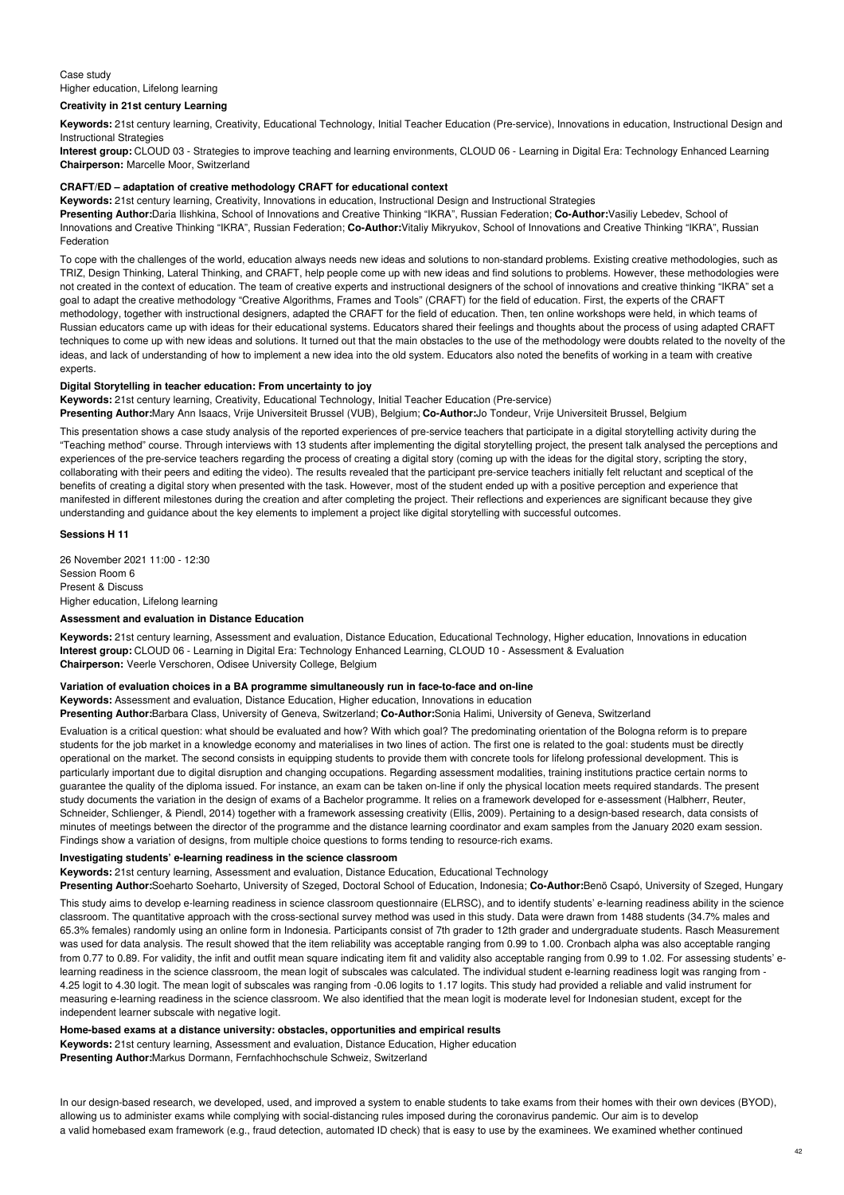Case study
Higher education, Lifelong learning

### Creativity in 21st century Learning

**Keywords:** 21st century learning, Creativity, Educational Technology, Initial Teacher Education (Pre-service), Innovations in education, Instructional Design and Instructional Strategies
**Interest group:** CLOUD 03 - Strategies to improve teaching and learning environments, CLOUD 06 - Learning in Digital Era: Technology Enhanced Learning
**Chairperson:** Marcelle Moor, Switzerland

#### CRAFT/ED – adaptation of creative methodology CRAFT for educational context

**Keywords:** 21st century learning, Creativity, Innovations in education, Instructional Design and Instructional Strategies
**Presenting Author:**Daria Ilishkina, School of Innovations and Creative Thinking "IKRA", Russian Federation; **Co-Author:**Vasiliy Lebedev, School of Innovations and Creative Thinking "IKRA", Russian Federation; **Co-Author:**Vitaliy Mikryukov, School of Innovations and Creative Thinking "IKRA", Russian Federation

To cope with the challenges of the world, education always needs new ideas and solutions to non-standard problems. Existing creative methodologies, such as TRIZ, Design Thinking, Lateral Thinking, and CRAFT, help people come up with new ideas and find solutions to problems. However, these methodologies were not created in the context of education. The team of creative experts and instructional designers of the school of innovations and creative thinking "IKRA" set a goal to adapt the creative methodology "Creative Algorithms, Frames and Tools" (CRAFT) for the field of education. First, the experts of the CRAFT methodology, together with instructional designers, adapted the CRAFT for the field of education. Then, ten online workshops were held, in which teams of Russian educators came up with ideas for their educational systems. Educators shared their feelings and thoughts about the process of using adapted CRAFT techniques to come up with new ideas and solutions. It turned out that the main obstacles to the use of the methodology were doubts related to the novelty of the ideas, and lack of understanding of how to implement a new idea into the old system. Educators also noted the benefits of working in a team with creative experts.

#### Digital Storytelling in teacher education: From uncertainty to joy

**Keywords:** 21st century learning, Creativity, Educational Technology, Initial Teacher Education (Pre-service)
**Presenting Author:**Mary Ann Isaacs, Vrije Universiteit Brussel (VUB), Belgium; **Co-Author:**Jo Tondeur, Vrije Universiteit Brussel, Belgium

This presentation shows a case study analysis of the reported experiences of pre-service teachers that participate in a digital storytelling activity during the "Teaching method" course. Through interviews with 13 students after implementing the digital storytelling project, the present talk analysed the perceptions and experiences of the pre-service teachers regarding the process of creating a digital story (coming up with the ideas for the digital story, scripting the story, collaborating with their peers and editing the video). The results revealed that the participant pre-service teachers initially felt reluctant and sceptical of the benefits of creating a digital story when presented with the task. However, most of the student ended up with a positive perception and experience that manifested in different milestones during the creation and after completing the project. Their reflections and experiences are significant because they give understanding and guidance about the key elements to implement a project like digital storytelling with successful outcomes.

## Sessions H 11

26 November 2021 11:00 - 12:30
Session Room 6
Present & Discuss
Higher education, Lifelong learning

### Assessment and evaluation in Distance Education

**Keywords:** 21st century learning, Assessment and evaluation, Distance Education, Educational Technology, Higher education, Innovations in education
**Interest group:** CLOUD 06 - Learning in Digital Era: Technology Enhanced Learning, CLOUD 10 - Assessment & Evaluation
**Chairperson:** Veerle Verschoren, Odisee University College, Belgium

#### Variation of evaluation choices in a BA programme simultaneously run in face-to-face and on-line

**Keywords:** Assessment and evaluation, Distance Education, Higher education, Innovations in education
**Presenting Author:**Barbara Class, University of Geneva, Switzerland; **Co-Author:**Sonia Halimi, University of Geneva, Switzerland

Evaluation is a critical question: what should be evaluated and how? With which goal? The predominating orientation of the Bologna reform is to prepare students for the job market in a knowledge economy and materialises in two lines of action. The first one is related to the goal: students must be directly operational on the market. The second consists in equipping students to provide them with concrete tools for lifelong professional development. This is particularly important due to digital disruption and changing occupations. Regarding assessment modalities, training institutions practice certain norms to guarantee the quality of the diploma issued. For instance, an exam can be taken on-line if only the physical location meets required standards. The present study documents the variation in the design of exams of a Bachelor programme. It relies on a framework developed for e-assessment (Halbherr, Reuter, Schneider, Schlienger, & Piendl, 2014) together with a framework assessing creativity (Ellis, 2009). Pertaining to a design-based research, data consists of minutes of meetings between the director of the programme and the distance learning coordinator and exam samples from the January 2020 exam session. Findings show a variation of designs, from multiple choice questions to forms tending to resource-rich exams.

#### Investigating students' e-learning readiness in the science classroom

**Keywords:** 21st century learning, Assessment and evaluation, Distance Education, Educational Technology
**Presenting Author:**Soeharto Soeharto, University of Szeged, Doctoral School of Education, Indonesia; **Co-Author:**Benő Csapó, University of Szeged, Hungary

This study aims to develop e-learning readiness in science classroom questionnaire (ELRSC), and to identify students' e-learning readiness ability in the science classroom. The quantitative approach with the cross-sectional survey method was used in this study. Data were drawn from 1488 students (34.7% males and 65.3% females) randomly using an online form in Indonesia. Participants consist of 7th grader to 12th grader and undergraduate students. Rasch Measurement was used for data analysis. The result showed that the item reliability was acceptable ranging from 0.99 to 1.00. Cronbach alpha was also acceptable ranging from 0.77 to 0.89. For validity, the infit and outfit mean square indicating item fit and validity also acceptable ranging from 0.99 to 1.02. For assessing students' e-learning readiness in the science classroom, the mean logit of subscales was calculated. The individual student e-learning readiness logit was ranging from -4.25 logit to 4.30 logit. The mean logit of subscales was ranging from -0.06 logits to 1.17 logits. This study had provided a reliable and valid instrument for measuring e-learning readiness in the science classroom. We also identified that the mean logit is moderate level for Indonesian student, except for the independent learner subscale with negative logit.

#### Home-based exams at a distance university: obstacles, opportunities and empirical results

**Keywords:** 21st century learning, Assessment and evaluation, Distance Education, Higher education
**Presenting Author:**Markus Dormann, Fernfachhochschule Schweiz, Switzerland

In our design-based research, we developed, used, and improved a system to enable students to take exams from their homes with their own devices (BYOD), allowing us to administer exams while complying with social-distancing rules imposed during the coronavirus pandemic. Our aim is to develop a valid homebased exam framework (e.g., fraud detection, automated ID check) that is easy to use by the examinees. We examined whether continued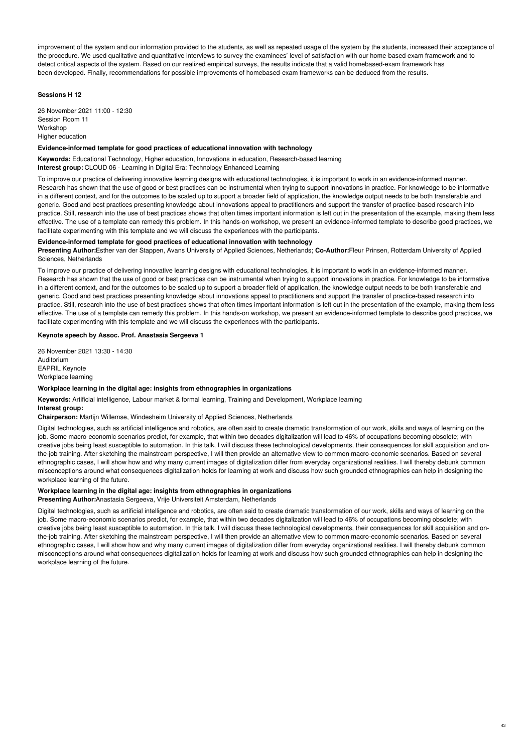improvement of the system and our information provided to the students, as well as repeated usage of the system by the students, increased their acceptance of the procedure. We used qualitative and quantitative interviews to survey the examinees' level of satisfaction with our home-based exam framework and to detect critical aspects of the system. Based on our realized empirical surveys, the results indicate that a valid homebased-exam framework has been developed. Finally, recommendations for possible improvements of homebased-exam frameworks can be deduced from the results.

### Sessions H 12

26 November 2021 11:00 - 12:30
Session Room 11
Workshop
Higher education

#### Evidence-informed template for good practices of educational innovation with technology

**Keywords:** Educational Technology, Higher education, Innovations in education, Research-based learning
**Interest group:** CLOUD 06 - Learning in Digital Era: Technology Enhanced Learning

To improve our practice of delivering innovative learning designs with educational technologies, it is important to work in an evidence-informed manner. Research has shown that the use of good or best practices can be instrumental when trying to support innovations in practice. For knowledge to be informative in a different context, and for the outcomes to be scaled up to support a broader field of application, the knowledge output needs to be both transferable and generic. Good and best practices presenting knowledge about innovations appeal to practitioners and support the transfer of practice-based research into practice. Still, research into the use of best practices shows that often times important information is left out in the presentation of the example, making them less effective. The use of a template can remedy this problem. In this hands-on workshop, we present an evidence-informed template to describe good practices, we facilitate experimenting with this template and we will discuss the experiences with the participants.

#### Evidence-informed template for good practices of educational innovation with technology

**Presenting Author:**Esther van der Stappen, Avans University of Applied Sciences, Netherlands; **Co-Author:**Fleur Prinsen, Rotterdam University of Applied Sciences, Netherlands

To improve our practice of delivering innovative learning designs with educational technologies, it is important to work in an evidence-informed manner. Research has shown that the use of good or best practices can be instrumental when trying to support innovations in practice. For knowledge to be informative in a different context, and for the outcomes to be scaled up to support a broader field of application, the knowledge output needs to be both transferable and generic. Good and best practices presenting knowledge about innovations appeal to practitioners and support the transfer of practice-based research into practice. Still, research into the use of best practices shows that often times important information is left out in the presentation of the example, making them less effective. The use of a template can remedy this problem. In this hands-on workshop, we present an evidence-informed template to describe good practices, we facilitate experimenting with this template and we will discuss the experiences with the participants.

### Keynote speech by Assoc. Prof. Anastasia Sergeeva 1

26 November 2021 13:30 - 14:30
Auditorium
EAPRIL Keynote
Workplace learning

#### Workplace learning in the digital age: insights from ethnographies in organizations

**Keywords:** Artificial intelligence, Labour market & formal learning, Training and Development, Workplace learning
**Interest group:**
**Chairperson:** Martijn Willemse, Windesheim University of Applied Sciences, Netherlands

Digital technologies, such as artificial intelligence and robotics, are often said to create dramatic transformation of our work, skills and ways of learning on the job. Some macro-economic scenarios predict, for example, that within two decades digitalization will lead to 46% of occupations becoming obsolete; with creative jobs being least susceptible to automation. In this talk, I will discuss these technological developments, their consequences for skill acquisition and on-the-job training. After sketching the mainstream perspective, I will then provide an alternative view to common macro-economic scenarios. Based on several ethnographic cases, I will show how and why many current images of digitalization differ from everyday organizational realities. I will thereby debunk common misconceptions around what consequences digitalization holds for learning at work and discuss how such grounded ethnographies can help in designing the workplace learning of the future.

#### Workplace learning in the digital age: insights from ethnographies in organizations

**Presenting Author:**Anastasia Sergeeva, Vrije Universiteit Amsterdam, Netherlands

Digital technologies, such as artificial intelligence and robotics, are often said to create dramatic transformation of our work, skills and ways of learning on the job. Some macro-economic scenarios predict, for example, that within two decades digitalization will lead to 46% of occupations becoming obsolete; with creative jobs being least susceptible to automation. In this talk, I will discuss these technological developments, their consequences for skill acquisition and on-the-job training. After sketching the mainstream perspective, I will then provide an alternative view to common macro-economic scenarios. Based on several ethnographic cases, I will show how and why many current images of digitalization differ from everyday organizational realities. I will thereby debunk common misconceptions around what consequences digitalization holds for learning at work and discuss how such grounded ethnographies can help in designing the workplace learning of the future.